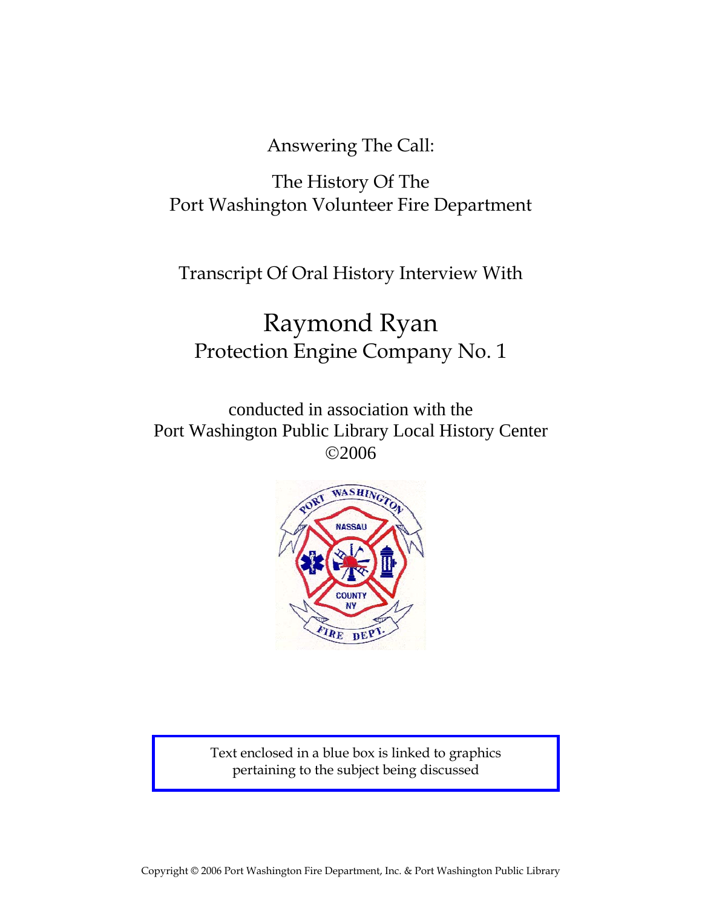Answering The Call:

The History Of The
Port Washington Volunteer Fire Department

Transcript Of Oral History Interview With

# Raymond Ryan

## Protection Engine Company No. 1

conducted in association with the
Port Washington Public Library Local History Center
©2006

Text enclosed in a blue box is linked to graphics pertaining to the subject being discussed

Copyright © 2006 Port Washington Fire Department, Inc. & Port Washington Public Library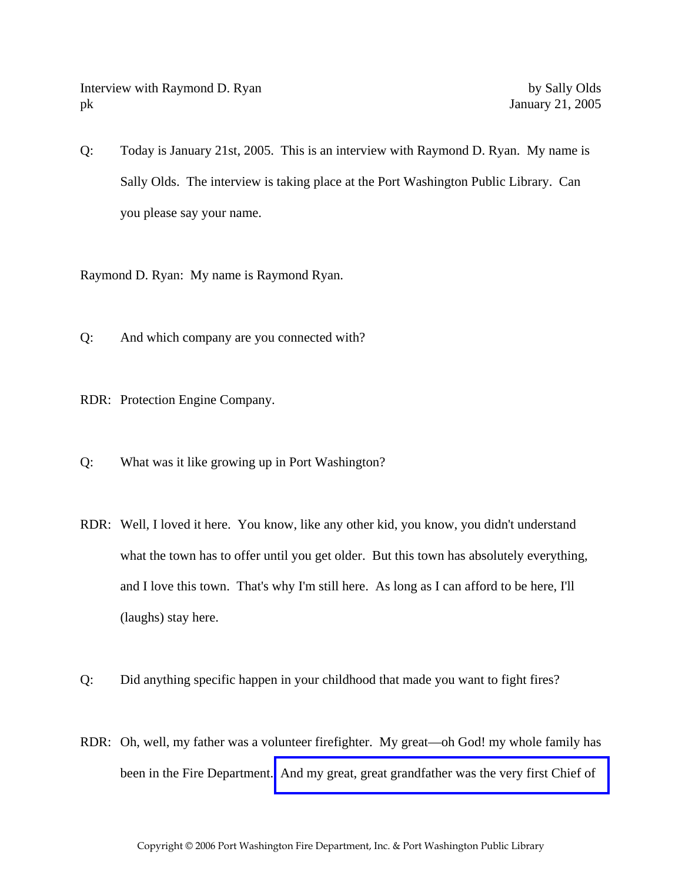Interview with Raymond D. Ryan by Sally Olds
pk January 21, 2005

Q: Today is January 21st, 2005. This is an interview with Raymond D. Ryan. My name is Sally Olds. The interview is taking place at the Port Washington Public Library. Can you please say your name.

Raymond D. Ryan: My name is Raymond Ryan.

Q: And which company are you connected with?

RDR: Protection Engine Company.

Q: What was it like growing up in Port Washington?

RDR: Well, I loved it here. You know, like any other kid, you know, you didn't understand what the town has to offer until you get older. But this town has absolutely everything, and I love this town. That's why I'm still here. As long as I can afford to be here, I'll (laughs) stay here.

Q: Did anything specific happen in your childhood that made you want to fight fires?

RDR: Oh, well, my father was a volunteer firefighter. My great—oh God! my whole family has been in the Fire Department. And my great, great grandfather was the very first Chief of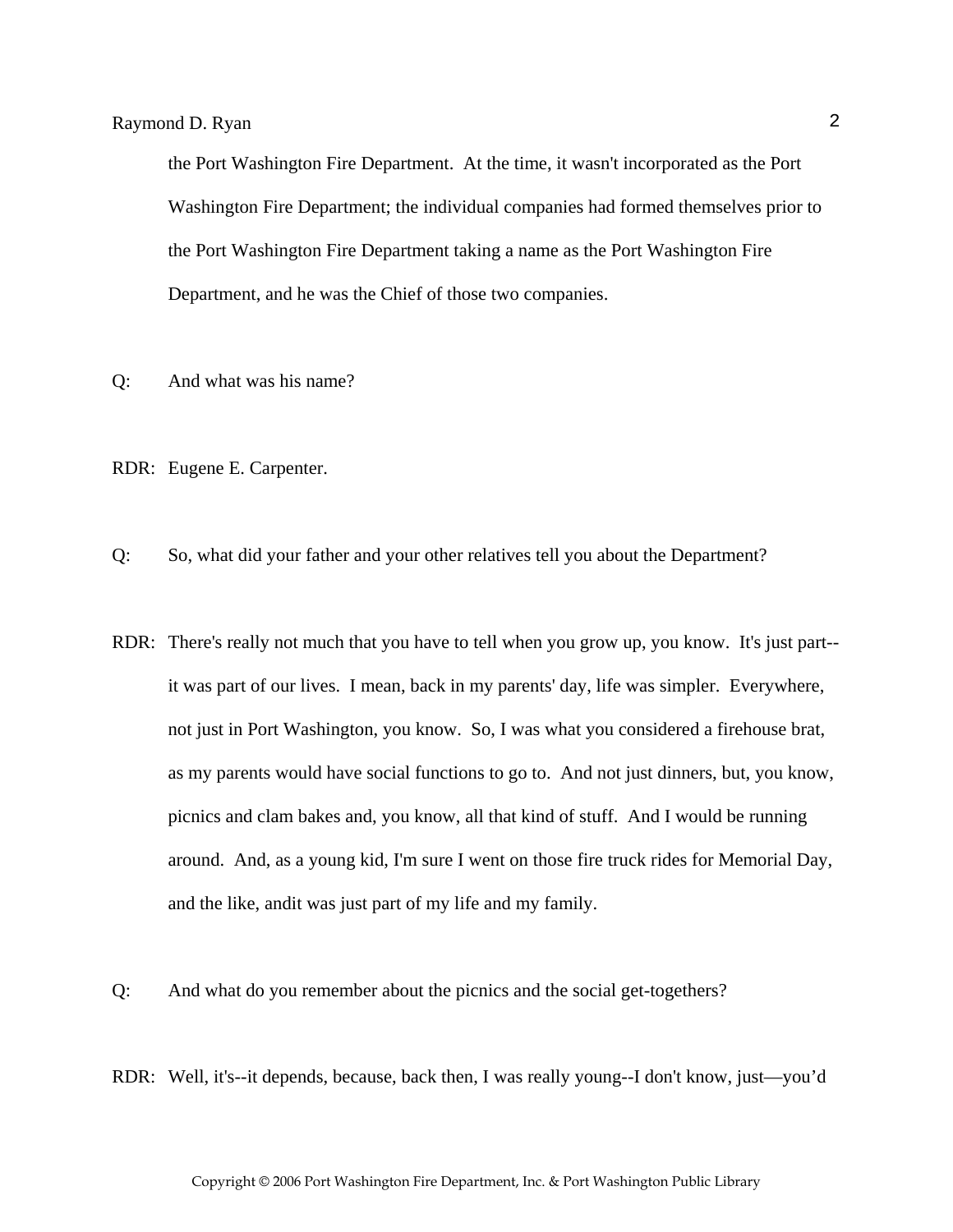the Port Washington Fire Department. At the time, it wasn't incorporated as the Port Washington Fire Department; the individual companies had formed themselves prior to the Port Washington Fire Department taking a name as the Port Washington Fire Department, and he was the Chief of those two companies.

Q: And what was his name?

RDR: Eugene E. Carpenter.

Q: So, what did your father and your other relatives tell you about the Department?

RDR: There's really not much that you have to tell when you grow up, you know. It's just part--it was part of our lives. I mean, back in my parents' day, life was simpler. Everywhere, not just in Port Washington, you know. So, I was what you considered a firehouse brat, as my parents would have social functions to go to. And not just dinners, but, you know, picnics and clam bakes and, you know, all that kind of stuff. And I would be running around. And, as a young kid, I'm sure I went on those fire truck rides for Memorial Day, and the like, andit was just part of my life and my family.

Q: And what do you remember about the picnics and the social get-togethers?

RDR: Well, it's--it depends, because, back then, I was really young--I don't know, just—you'd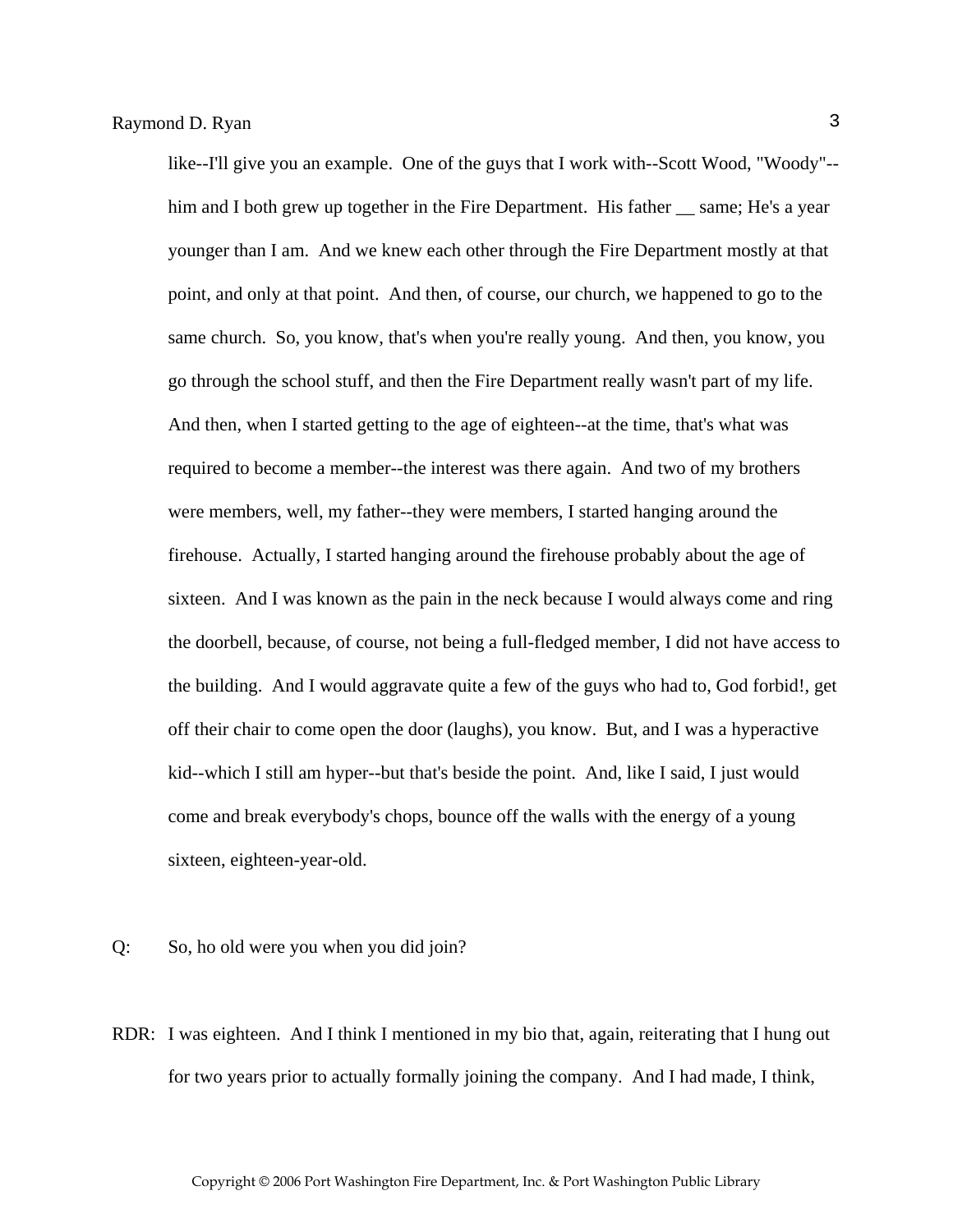like--I'll give you an example. One of the guys that I work with--Scott Wood, "Woody"--him and I both grew up together in the Fire Department. His father __ same; He's a year younger than I am. And we knew each other through the Fire Department mostly at that point, and only at that point. And then, of course, our church, we happened to go to the same church. So, you know, that's when you're really young. And then, you know, you go through the school stuff, and then the Fire Department really wasn't part of my life. And then, when I started getting to the age of eighteen--at the time, that's what was required to become a member--the interest was there again. And two of my brothers were members, well, my father--they were members, I started hanging around the firehouse. Actually, I started hanging around the firehouse probably about the age of sixteen. And I was known as the pain in the neck because I would always come and ring the doorbell, because, of course, not being a full-fledged member, I did not have access to the building. And I would aggravate quite a few of the guys who had to, God forbid!, get off their chair to come open the door (laughs), you know. But, and I was a hyperactive kid--which I still am hyper--but that's beside the point. And, like I said, I just would come and break everybody's chops, bounce off the walls with the energy of a young sixteen, eighteen-year-old.

Q: So, ho old were you when you did join?

RDR: I was eighteen. And I think I mentioned in my bio that, again, reiterating that I hung out for two years prior to actually formally joining the company. And I had made, I think,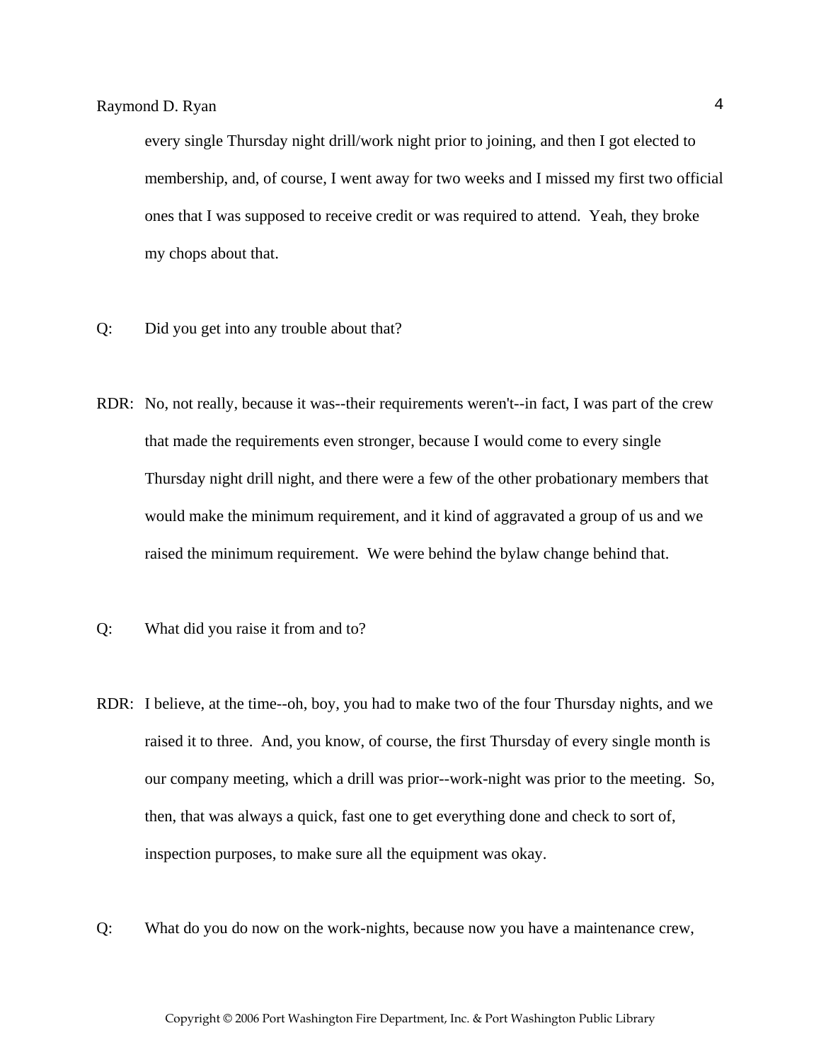every single Thursday night drill/work night prior to joining, and then I got elected to membership, and, of course, I went away for two weeks and I missed my first two official ones that I was supposed to receive credit or was required to attend. Yeah, they broke my chops about that.

Q: Did you get into any trouble about that?

RDR: No, not really, because it was--their requirements weren't--in fact, I was part of the crew that made the requirements even stronger, because I would come to every single Thursday night drill night, and there were a few of the other probationary members that would make the minimum requirement, and it kind of aggravated a group of us and we raised the minimum requirement. We were behind the bylaw change behind that.

Q: What did you raise it from and to?

RDR: I believe, at the time--oh, boy, you had to make two of the four Thursday nights, and we raised it to three. And, you know, of course, the first Thursday of every single month is our company meeting, which a drill was prior--work-night was prior to the meeting. So, then, that was always a quick, fast one to get everything done and check to sort of, inspection purposes, to make sure all the equipment was okay.

Q: What do you do now on the work-nights, because now you have a maintenance crew,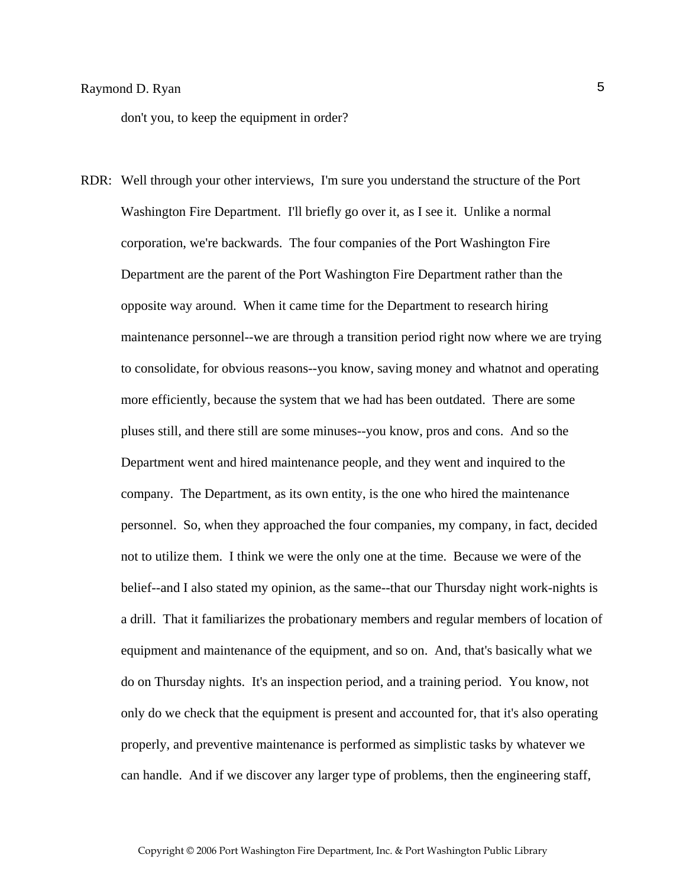don't you, to keep the equipment in order?

RDR: Well through your other interviews, I'm sure you understand the structure of the Port Washington Fire Department. I'll briefly go over it, as I see it. Unlike a normal corporation, we're backwards. The four companies of the Port Washington Fire Department are the parent of the Port Washington Fire Department rather than the opposite way around. When it came time for the Department to research hiring maintenance personnel--we are through a transition period right now where we are trying to consolidate, for obvious reasons--you know, saving money and whatnot and operating more efficiently, because the system that we had has been outdated. There are some pluses still, and there still are some minuses--you know, pros and cons. And so the Department went and hired maintenance people, and they went and inquired to the company. The Department, as its own entity, is the one who hired the maintenance personnel. So, when they approached the four companies, my company, in fact, decided not to utilize them. I think we were the only one at the time. Because we were of the belief--and I also stated my opinion, as the same--that our Thursday night work-nights is a drill. That it familiarizes the probationary members and regular members of location of equipment and maintenance of the equipment, and so on. And, that's basically what we do on Thursday nights. It's an inspection period, and a training period. You know, not only do we check that the equipment is present and accounted for, that it's also operating properly, and preventive maintenance is performed as simplistic tasks by whatever we can handle. And if we discover any larger type of problems, then the engineering staff,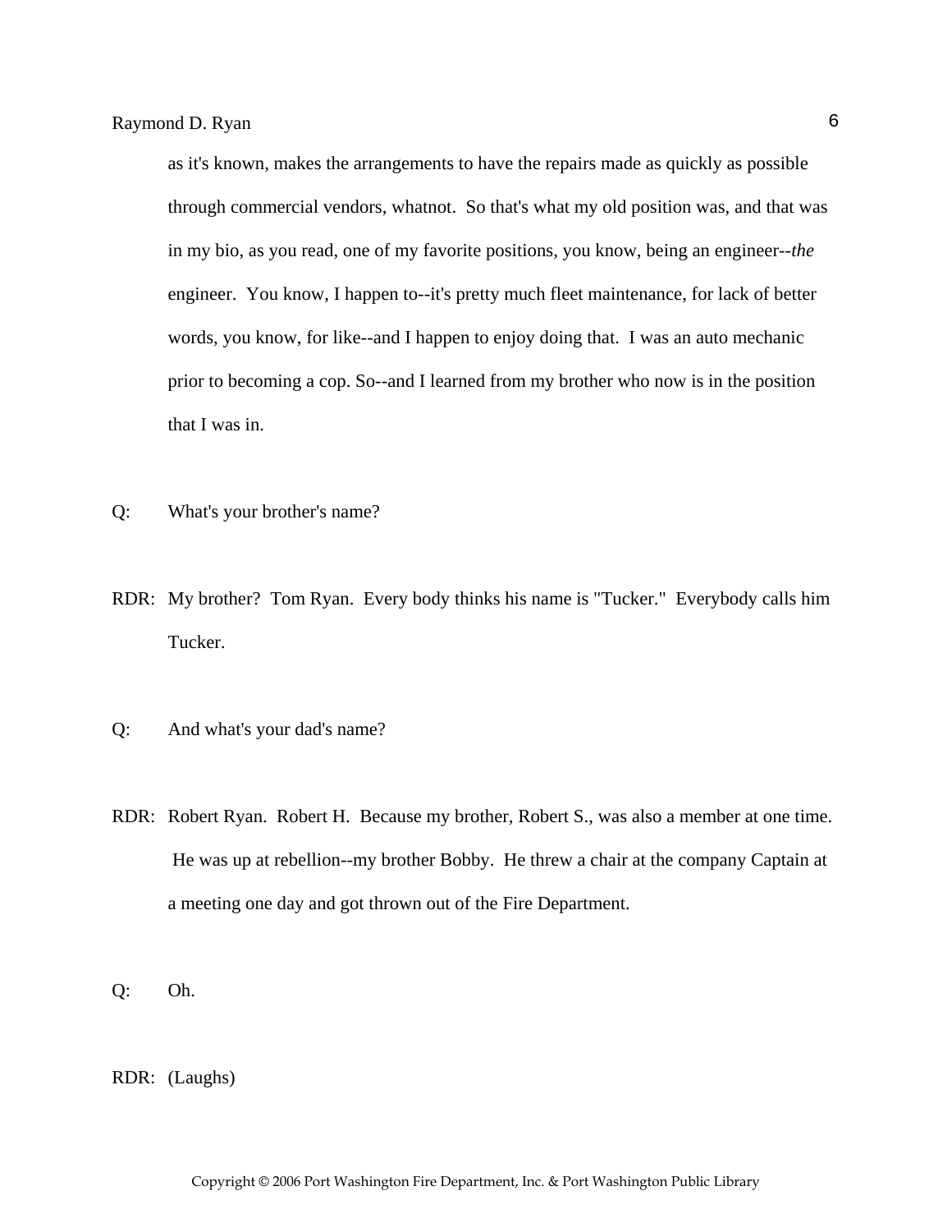as it's known, makes the arrangements to have the repairs made as quickly as possible through commercial vendors, whatnot. So that's what my old position was, and that was in my bio, as you read, one of my favorite positions, you know, being an engineer--*the* engineer. You know, I happen to--it's pretty much fleet maintenance, for lack of better words, you know, for like--and I happen to enjoy doing that. I was an auto mechanic prior to becoming a cop. So--and I learned from my brother who now is in the position that I was in.

Q: What's your brother's name?

RDR: My brother? Tom Ryan. Every body thinks his name is "Tucker." Everybody calls him Tucker.

Q: And what's your dad's name?

RDR: Robert Ryan. Robert H. Because my brother, Robert S., was also a member at one time. He was up at rebellion--my brother Bobby. He threw a chair at the company Captain at a meeting one day and got thrown out of the Fire Department.

Q: Oh.

RDR: (Laughs)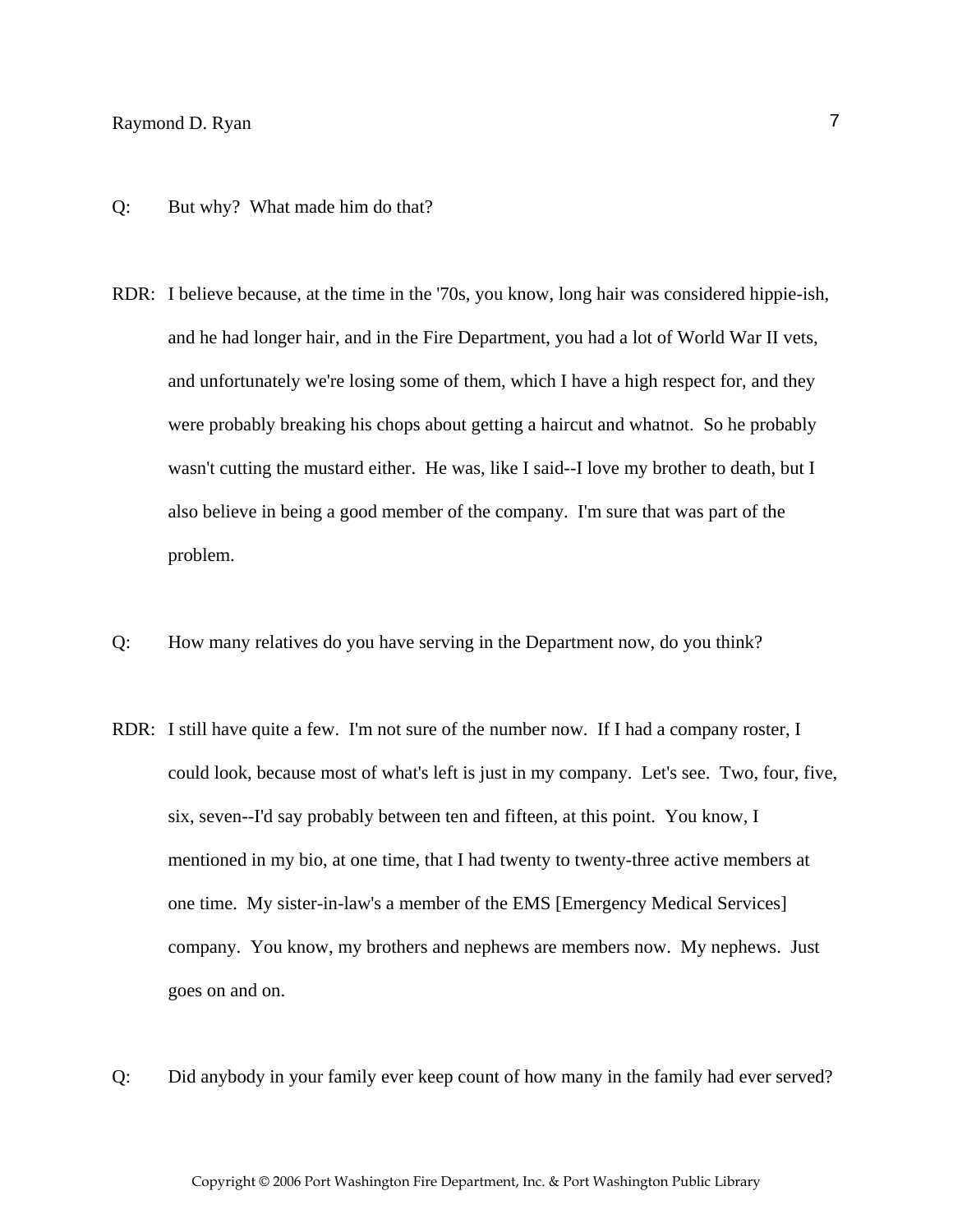Q: But why? What made him do that?

RDR: I believe because, at the time in the '70s, you know, long hair was considered hippie-ish, and he had longer hair, and in the Fire Department, you had a lot of World War II vets, and unfortunately we're losing some of them, which I have a high respect for, and they were probably breaking his chops about getting a haircut and whatnot. So he probably wasn't cutting the mustard either. He was, like I said--I love my brother to death, but I also believe in being a good member of the company. I'm sure that was part of the problem.

Q: How many relatives do you have serving in the Department now, do you think?

RDR: I still have quite a few. I'm not sure of the number now. If I had a company roster, I could look, because most of what's left is just in my company. Let's see. Two, four, five, six, seven--I'd say probably between ten and fifteen, at this point. You know, I mentioned in my bio, at one time, that I had twenty to twenty-three active members at one time. My sister-in-law's a member of the EMS [Emergency Medical Services] company. You know, my brothers and nephews are members now. My nephews. Just goes on and on.

Q: Did anybody in your family ever keep count of how many in the family had ever served?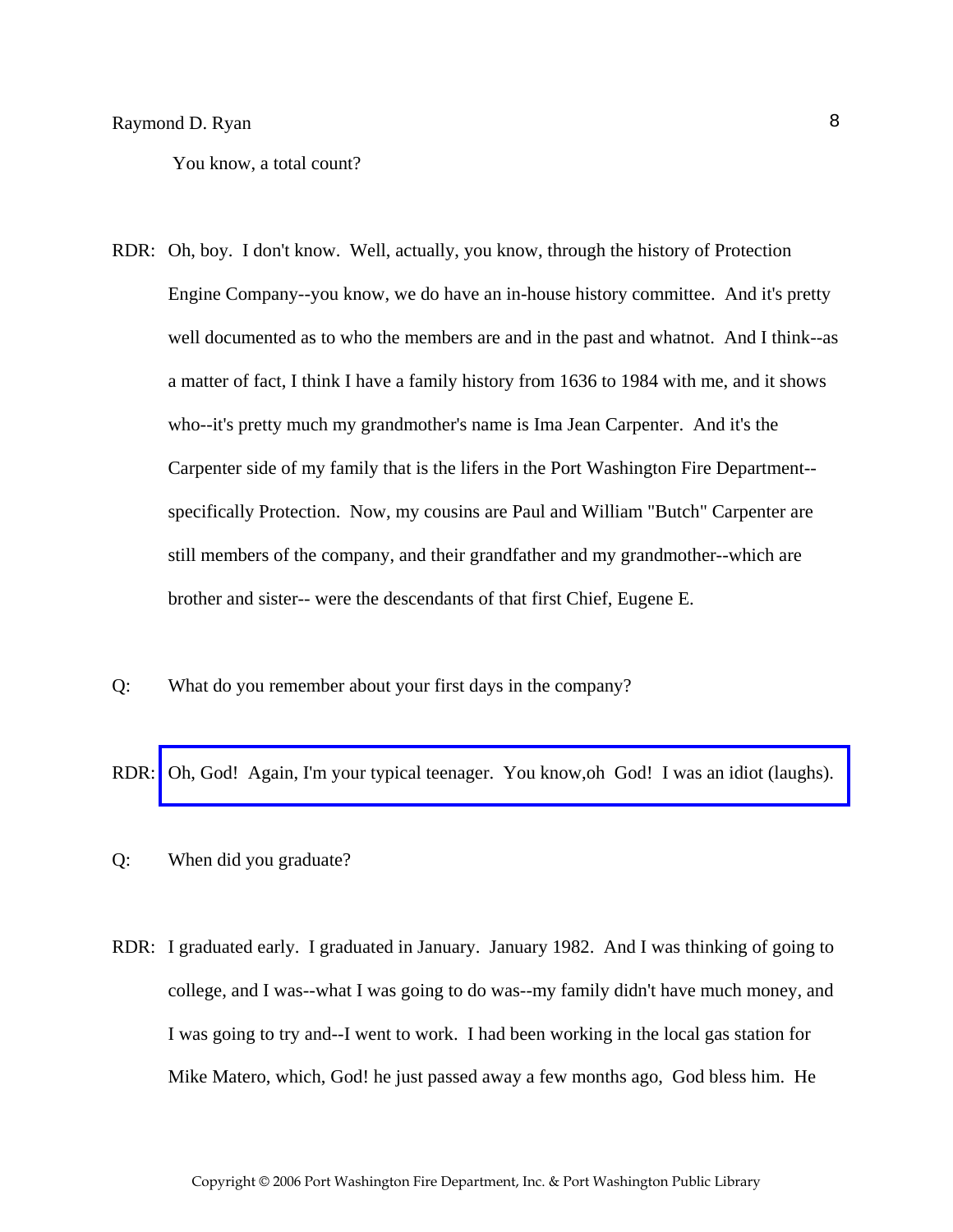You know, a total count?

RDR: Oh, boy. I don't know. Well, actually, you know, through the history of Protection Engine Company--you know, we do have an in-house history committee. And it's pretty well documented as to who the members are and in the past and whatnot. And I think--as a matter of fact, I think I have a family history from 1636 to 1984 with me, and it shows who--it's pretty much my grandmother's name is Ima Jean Carpenter. And it's the Carpenter side of my family that is the lifers in the Port Washington Fire Department--specifically Protection. Now, my cousins are Paul and William "Butch" Carpenter are still members of the company, and their grandfather and my grandmother--which are brother and sister-- were the descendants of that first Chief, Eugene E.

Q: What do you remember about your first days in the company?

RDR: Oh, God! Again, I'm your typical teenager. You know,oh God! I was an idiot (laughs).

Q: When did you graduate?

RDR: I graduated early. I graduated in January. January 1982. And I was thinking of going to college, and I was--what I was going to do was--my family didn't have much money, and I was going to try and--I went to work. I had been working in the local gas station for Mike Matero, which, God! he just passed away a few months ago, God bless him. He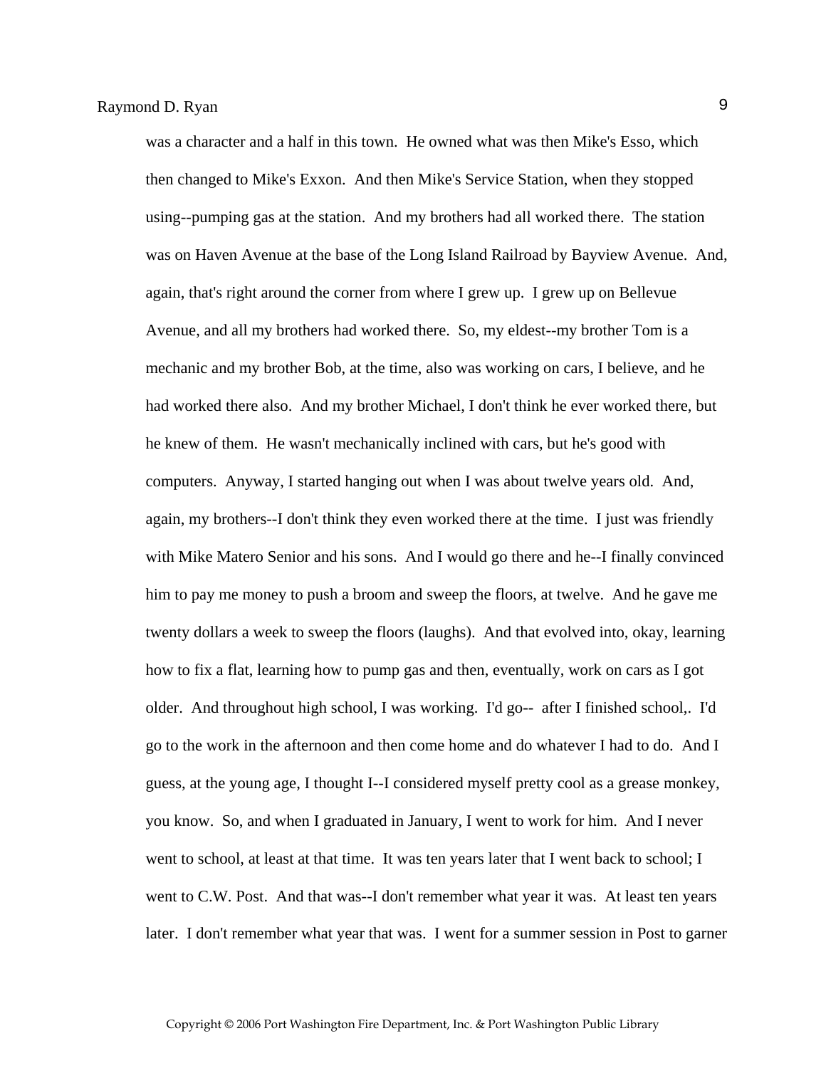was a character and a half in this town. He owned what was then Mike's Esso, which then changed to Mike's Exxon. And then Mike's Service Station, when they stopped using--pumping gas at the station. And my brothers had all worked there. The station was on Haven Avenue at the base of the Long Island Railroad by Bayview Avenue. And, again, that's right around the corner from where I grew up. I grew up on Bellevue Avenue, and all my brothers had worked there. So, my eldest--my brother Tom is a mechanic and my brother Bob, at the time, also was working on cars, I believe, and he had worked there also. And my brother Michael, I don't think he ever worked there, but he knew of them. He wasn't mechanically inclined with cars, but he's good with computers. Anyway, I started hanging out when I was about twelve years old. And, again, my brothers--I don't think they even worked there at the time. I just was friendly with Mike Matero Senior and his sons. And I would go there and he--I finally convinced him to pay me money to push a broom and sweep the floors, at twelve. And he gave me twenty dollars a week to sweep the floors (laughs). And that evolved into, okay, learning how to fix a flat, learning how to pump gas and then, eventually, work on cars as I got older. And throughout high school, I was working. I'd go-- after I finished school,. I'd go to the work in the afternoon and then come home and do whatever I had to do. And I guess, at the young age, I thought I--I considered myself pretty cool as a grease monkey, you know. So, and when I graduated in January, I went to work for him. And I never went to school, at least at that time. It was ten years later that I went back to school; I went to C.W. Post. And that was--I don't remember what year it was. At least ten years later. I don't remember what year that was. I went for a summer session in Post to garner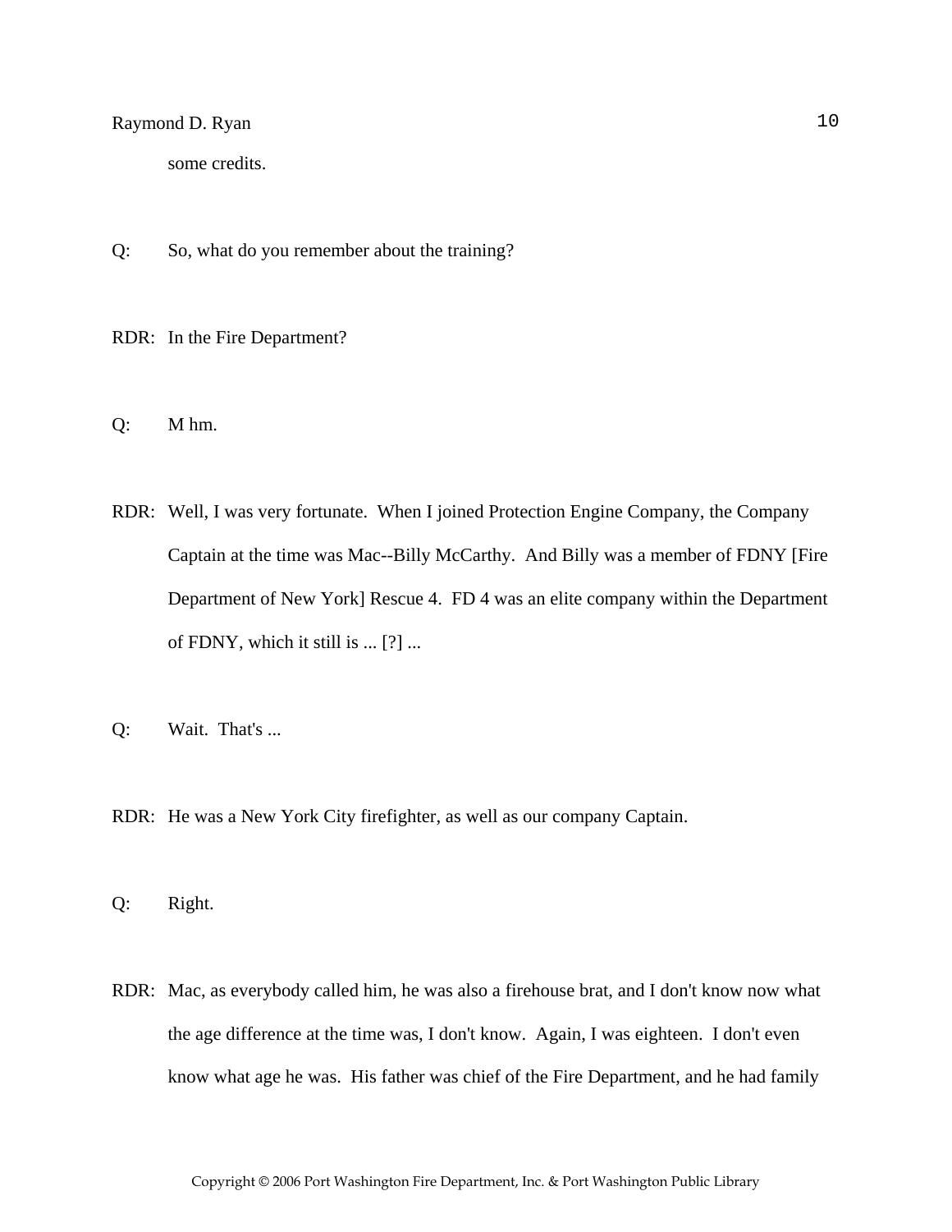some credits.

Q: So, what do you remember about the training?

RDR: In the Fire Department?

Q: M hm.

RDR: Well, I was very fortunate. When I joined Protection Engine Company, the Company Captain at the time was Mac--Billy McCarthy. And Billy was a member of FDNY [Fire Department of New York] Rescue 4. FD 4 was an elite company within the Department of FDNY, which it still is ... [?] ...

Q: Wait. That's ...

RDR: He was a New York City firefighter, as well as our company Captain.

Q: Right.

RDR: Mac, as everybody called him, he was also a firehouse brat, and I don't know now what the age difference at the time was, I don't know. Again, I was eighteen. I don't even know what age he was. His father was chief of the Fire Department, and he had family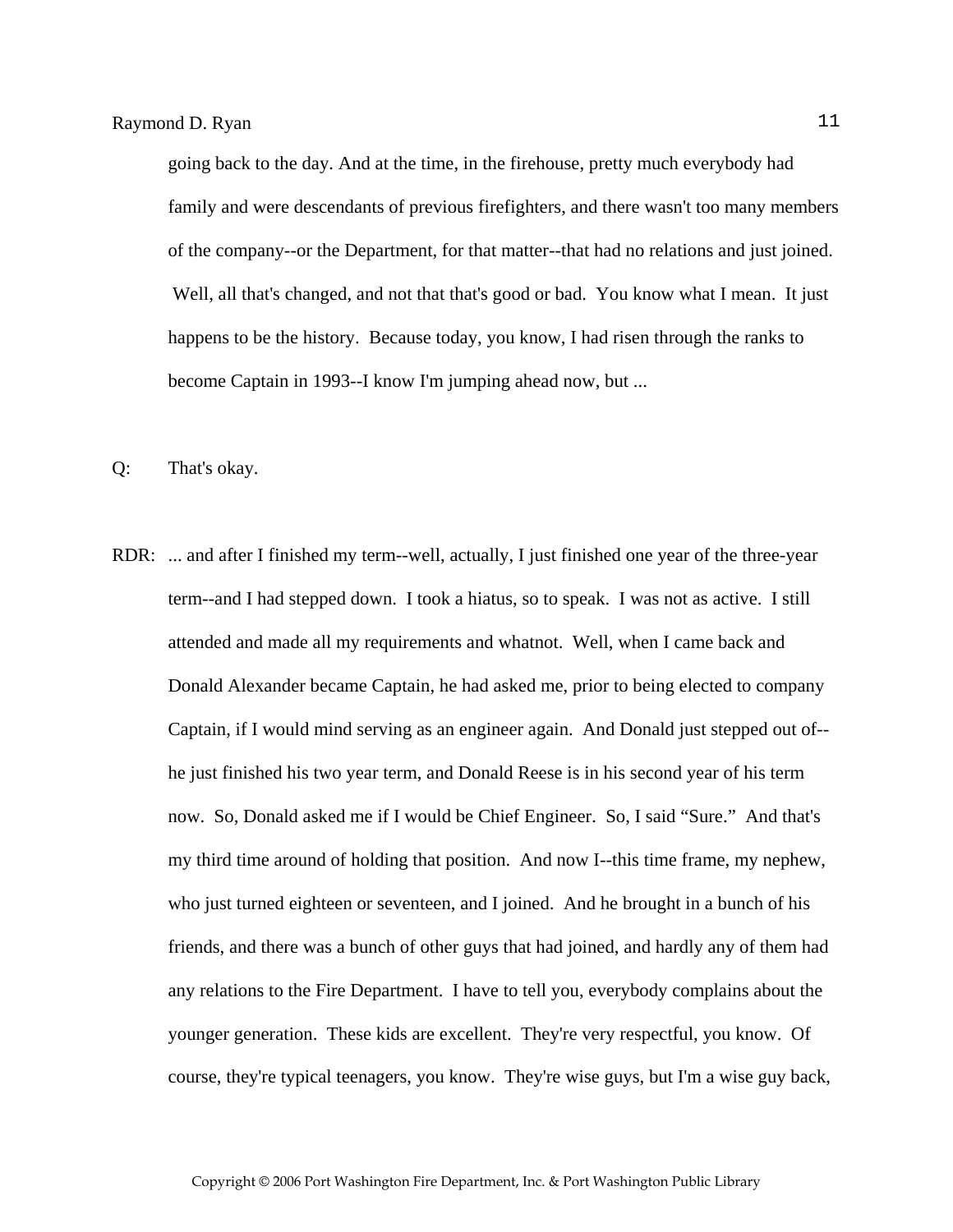going back to the day. And at the time, in the firehouse, pretty much everybody had family and were descendants of previous firefighters, and there wasn't too many members of the company--or the Department, for that matter--that had no relations and just joined. Well, all that's changed, and not that that's good or bad. You know what I mean. It just happens to be the history. Because today, you know, I had risen through the ranks to become Captain in 1993--I know I'm jumping ahead now, but ...

Q: That's okay.

RDR: ... and after I finished my term--well, actually, I just finished one year of the three-year term--and I had stepped down. I took a hiatus, so to speak. I was not as active. I still attended and made all my requirements and whatnot. Well, when I came back and Donald Alexander became Captain, he had asked me, prior to being elected to company Captain, if I would mind serving as an engineer again. And Donald just stepped out of--he just finished his two year term, and Donald Reese is in his second year of his term now. So, Donald asked me if I would be Chief Engineer. So, I said "Sure." And that's my third time around of holding that position. And now I--this time frame, my nephew, who just turned eighteen or seventeen, and I joined. And he brought in a bunch of his friends, and there was a bunch of other guys that had joined, and hardly any of them had any relations to the Fire Department. I have to tell you, everybody complains about the younger generation. These kids are excellent. They're very respectful, you know. Of course, they're typical teenagers, you know. They're wise guys, but I'm a wise guy back,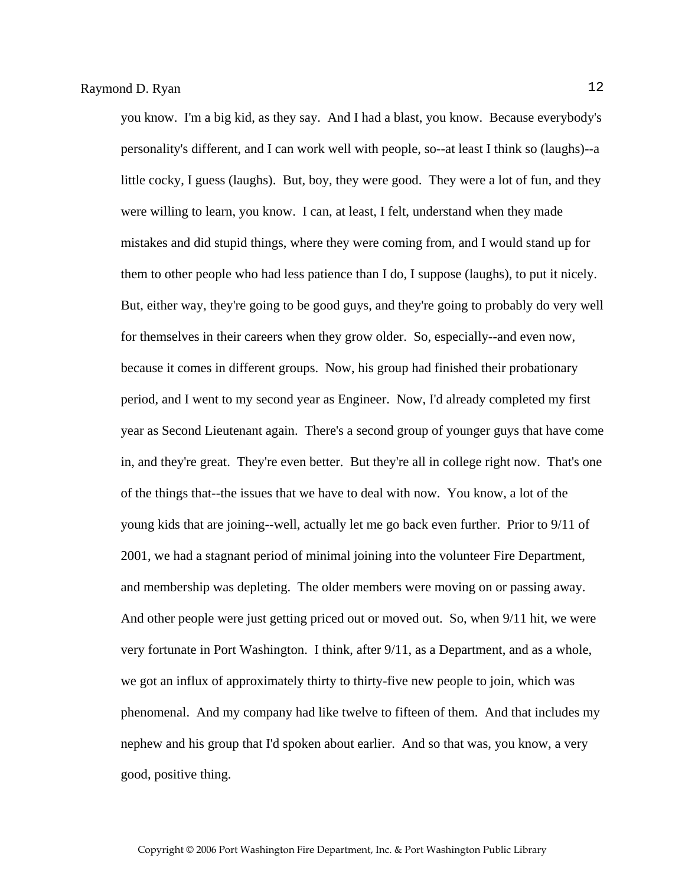you know. I'm a big kid, as they say. And I had a blast, you know. Because everybody's personality's different, and I can work well with people, so--at least I think so (laughs)--a little cocky, I guess (laughs). But, boy, they were good. They were a lot of fun, and they were willing to learn, you know. I can, at least, I felt, understand when they made mistakes and did stupid things, where they were coming from, and I would stand up for them to other people who had less patience than I do, I suppose (laughs), to put it nicely. But, either way, they're going to be good guys, and they're going to probably do very well for themselves in their careers when they grow older. So, especially--and even now, because it comes in different groups. Now, his group had finished their probationary period, and I went to my second year as Engineer. Now, I'd already completed my first year as Second Lieutenant again. There's a second group of younger guys that have come in, and they're great. They're even better. But they're all in college right now. That's one of the things that--the issues that we have to deal with now. You know, a lot of the young kids that are joining--well, actually let me go back even further. Prior to 9/11 of 2001, we had a stagnant period of minimal joining into the volunteer Fire Department, and membership was depleting. The older members were moving on or passing away. And other people were just getting priced out or moved out. So, when 9/11 hit, we were very fortunate in Port Washington. I think, after 9/11, as a Department, and as a whole, we got an influx of approximately thirty to thirty-five new people to join, which was phenomenal. And my company had like twelve to fifteen of them. And that includes my nephew and his group that I'd spoken about earlier. And so that was, you know, a very good, positive thing.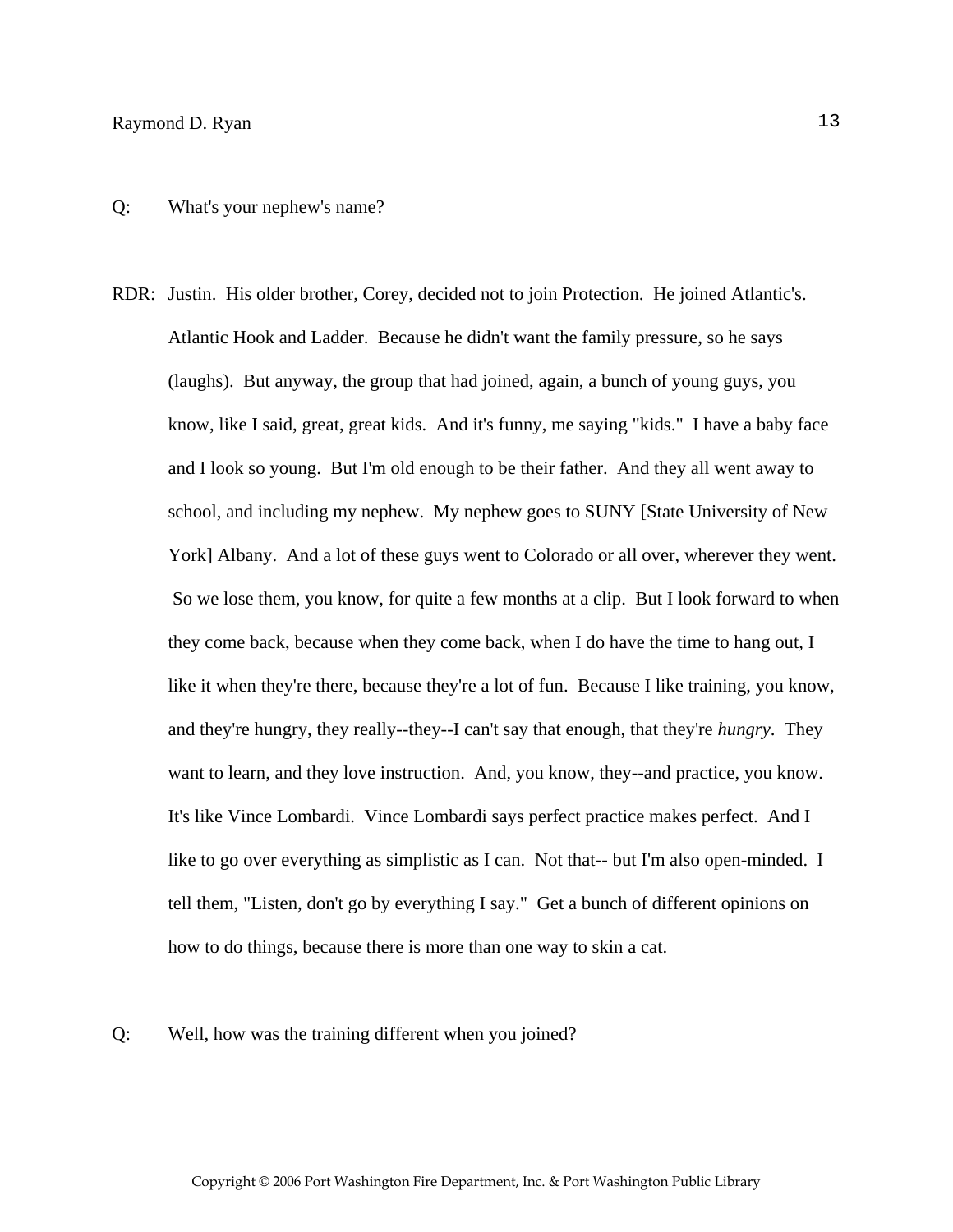Q: What's your nephew's name?

RDR: Justin. His older brother, Corey, decided not to join Protection. He joined Atlantic's. Atlantic Hook and Ladder. Because he didn't want the family pressure, so he says (laughs). But anyway, the group that had joined, again, a bunch of young guys, you know, like I said, great, great kids. And it's funny, me saying "kids." I have a baby face and I look so young. But I'm old enough to be their father. And they all went away to school, and including my nephew. My nephew goes to SUNY [State University of New York] Albany. And a lot of these guys went to Colorado or all over, wherever they went. So we lose them, you know, for quite a few months at a clip. But I look forward to when they come back, because when they come back, when I do have the time to hang out, I like it when they're there, because they're a lot of fun. Because I like training, you know, and they're hungry, they really--they--I can't say that enough, that they're *hungry*. They want to learn, and they love instruction. And, you know, they--and practice, you know. It's like Vince Lombardi. Vince Lombardi says perfect practice makes perfect. And I like to go over everything as simplistic as I can. Not that-- but I'm also open-minded. I tell them, "Listen, don't go by everything I say." Get a bunch of different opinions on how to do things, because there is more than one way to skin a cat.

Q: Well, how was the training different when you joined?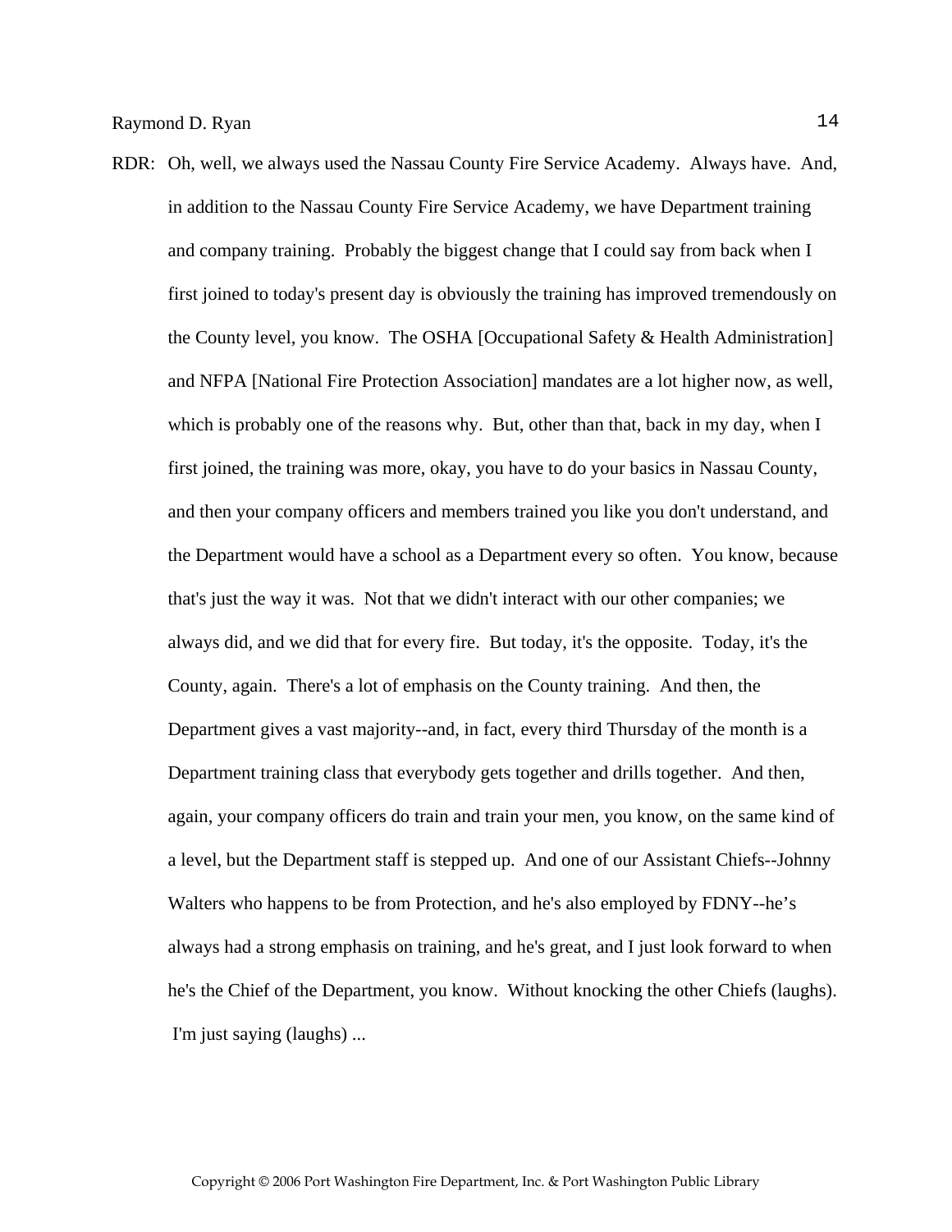RDR: Oh, well, we always used the Nassau County Fire Service Academy. Always have. And, in addition to the Nassau County Fire Service Academy, we have Department training and company training. Probably the biggest change that I could say from back when I first joined to today's present day is obviously the training has improved tremendously on the County level, you know. The OSHA [Occupational Safety & Health Administration] and NFPA [National Fire Protection Association] mandates are a lot higher now, as well, which is probably one of the reasons why. But, other than that, back in my day, when I first joined, the training was more, okay, you have to do your basics in Nassau County, and then your company officers and members trained you like you don't understand, and the Department would have a school as a Department every so often. You know, because that's just the way it was. Not that we didn't interact with our other companies; we always did, and we did that for every fire. But today, it's the opposite. Today, it's the County, again. There's a lot of emphasis on the County training. And then, the Department gives a vast majority--and, in fact, every third Thursday of the month is a Department training class that everybody gets together and drills together. And then, again, your company officers do train and train your men, you know, on the same kind of a level, but the Department staff is stepped up. And one of our Assistant Chiefs--Johnny Walters who happens to be from Protection, and he's also employed by FDNY--he's always had a strong emphasis on training, and he's great, and I just look forward to when he's the Chief of the Department, you know. Without knocking the other Chiefs (laughs). I'm just saying (laughs) ...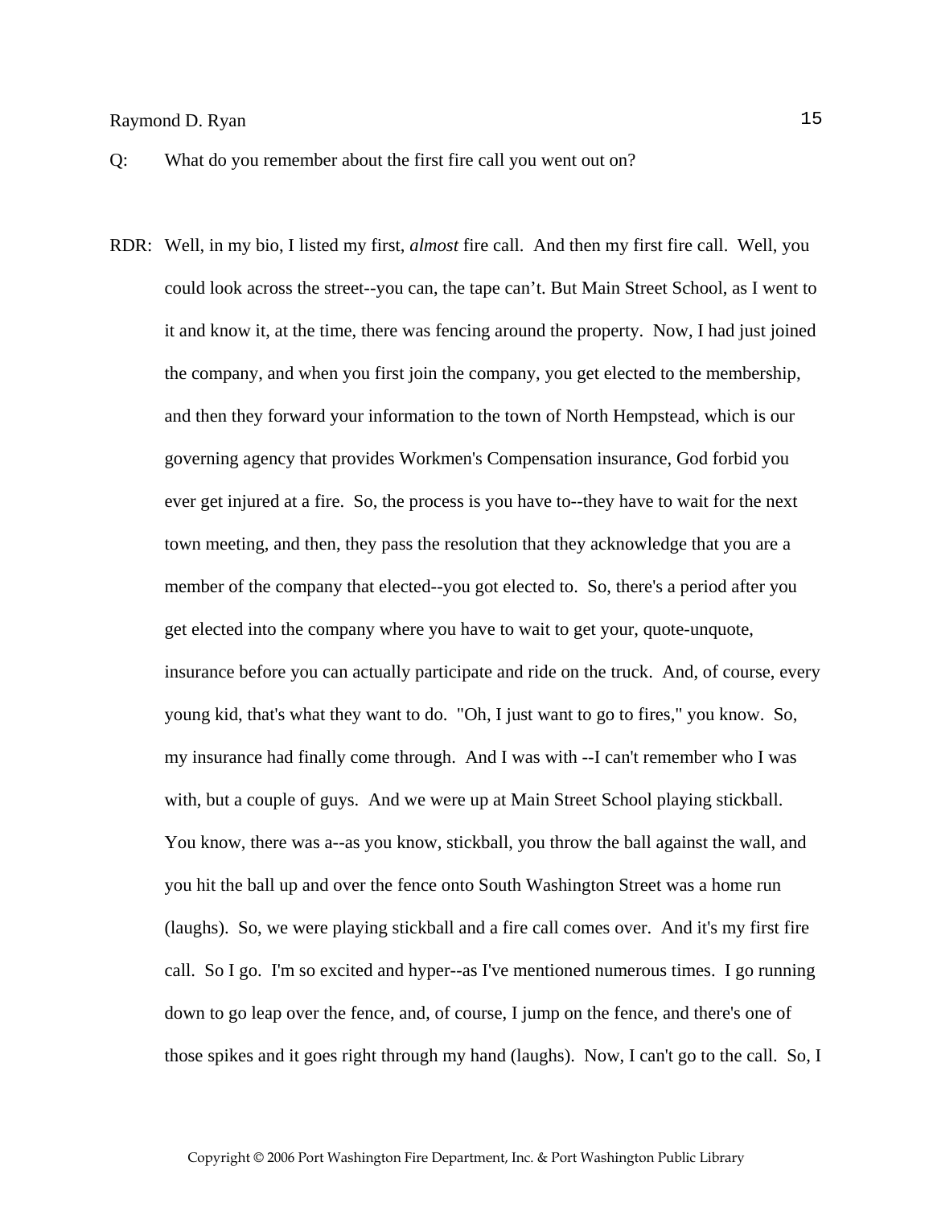Q: What do you remember about the first fire call you went out on?

RDR: Well, in my bio, I listed my first, *almost* fire call. And then my first fire call. Well, you could look across the street--you can, the tape can't. But Main Street School, as I went to it and know it, at the time, there was fencing around the property. Now, I had just joined the company, and when you first join the company, you get elected to the membership, and then they forward your information to the town of North Hempstead, which is our governing agency that provides Workmen's Compensation insurance, God forbid you ever get injured at a fire. So, the process is you have to--they have to wait for the next town meeting, and then, they pass the resolution that they acknowledge that you are a member of the company that elected--you got elected to. So, there's a period after you get elected into the company where you have to wait to get your, quote-unquote, insurance before you can actually participate and ride on the truck. And, of course, every young kid, that's what they want to do. "Oh, I just want to go to fires," you know. So, my insurance had finally come through. And I was with --I can't remember who I was with, but a couple of guys. And we were up at Main Street School playing stickball. You know, there was a--as you know, stickball, you throw the ball against the wall, and you hit the ball up and over the fence onto South Washington Street was a home run (laughs). So, we were playing stickball and a fire call comes over. And it's my first fire call. So I go. I'm so excited and hyper--as I've mentioned numerous times. I go running down to go leap over the fence, and, of course, I jump on the fence, and there's one of those spikes and it goes right through my hand (laughs). Now, I can't go to the call. So, I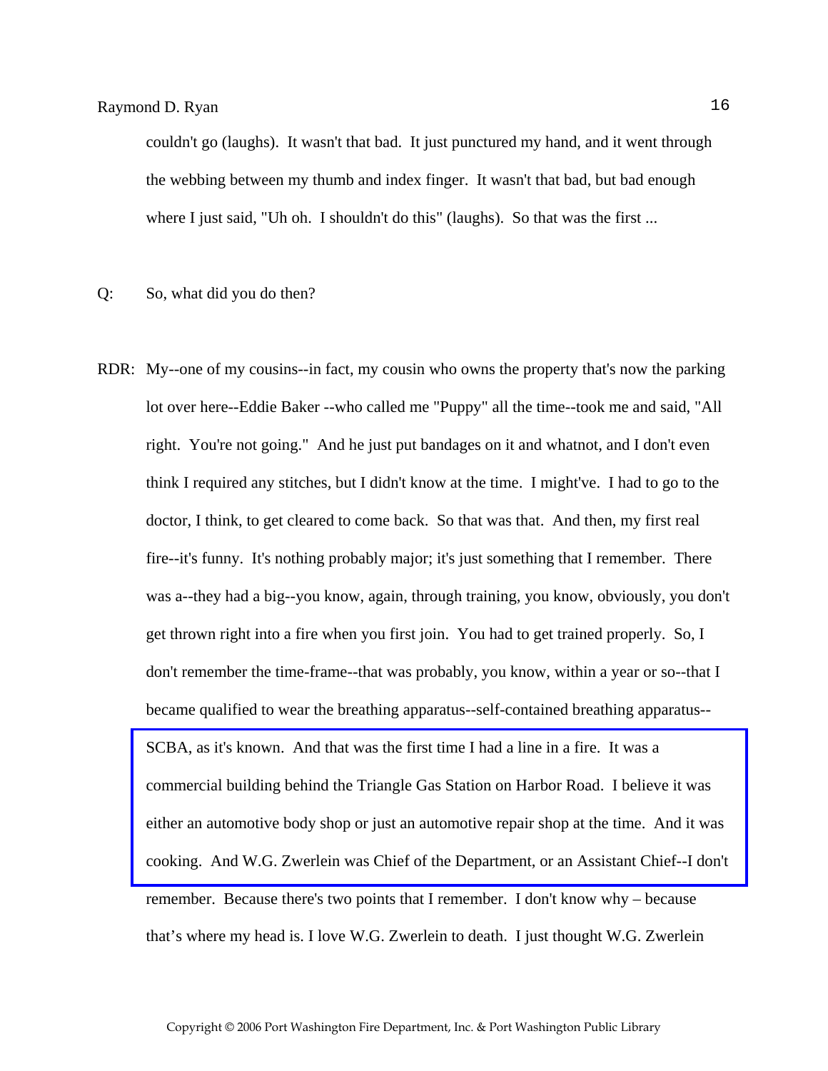couldn't go (laughs). It wasn't that bad. It just punctured my hand, and it went through the webbing between my thumb and index finger. It wasn't that bad, but bad enough where I just said, "Uh oh. I shouldn't do this" (laughs). So that was the first ...

Q: So, what did you do then?

RDR: My--one of my cousins--in fact, my cousin who owns the property that's now the parking lot over here--Eddie Baker --who called me "Puppy" all the time--took me and said, "All right. You're not going." And he just put bandages on it and whatnot, and I don't even think I required any stitches, but I didn't know at the time. I might've. I had to go to the doctor, I think, to get cleared to come back. So that was that. And then, my first real fire--it's funny. It's nothing probably major; it's just something that I remember. There was a--they had a big--you know, again, through training, you know, obviously, you don't get thrown right into a fire when you first join. You had to get trained properly. So, I don't remember the time-frame--that was probably, you know, within a year or so--that I became qualified to wear the breathing apparatus--self-contained breathing apparatus--SCBA, as it's known. And that was the first time I had a line in a fire. It was a commercial building behind the Triangle Gas Station on Harbor Road. I believe it was either an automotive body shop or just an automotive repair shop at the time. And it was cooking. And W.G. Zwerlein was Chief of the Department, or an Assistant Chief--I don't remember. Because there's two points that I remember. I don't know why – because that's where my head is. I love W.G. Zwerlein to death. I just thought W.G. Zwerlein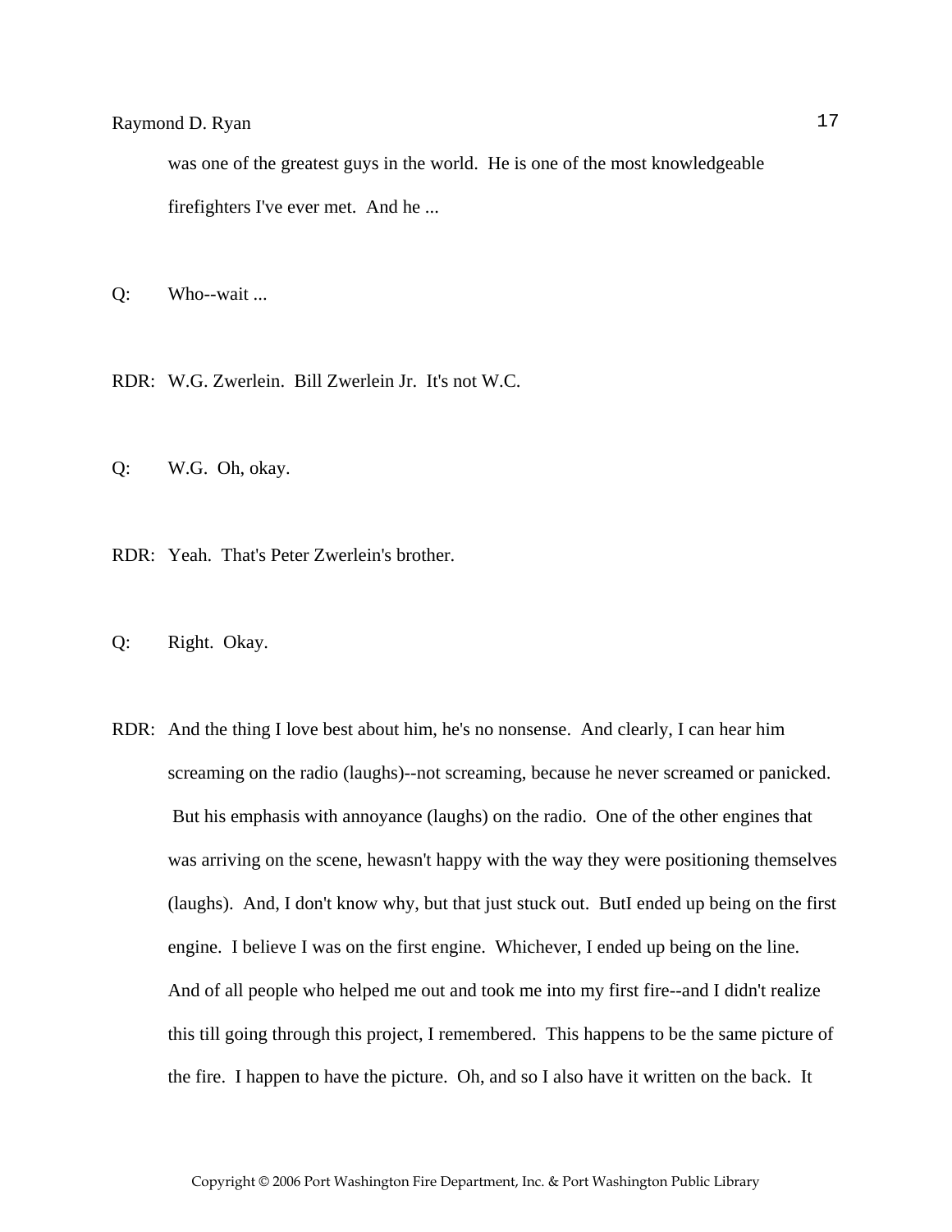was one of the greatest guys in the world. He is one of the most knowledgeable firefighters I've ever met. And he ...

Q: Who--wait ...

RDR: W.G. Zwerlein. Bill Zwerlein Jr. It's not W.C.

Q: W.G. Oh, okay.

RDR: Yeah. That's Peter Zwerlein's brother.

Q: Right. Okay.

RDR: And the thing I love best about him, he's no nonsense. And clearly, I can hear him screaming on the radio (laughs)--not screaming, because he never screamed or panicked. But his emphasis with annoyance (laughs) on the radio. One of the other engines that was arriving on the scene, hewasn't happy with the way they were positioning themselves (laughs). And, I don't know why, but that just stuck out. ButI ended up being on the first engine. I believe I was on the first engine. Whichever, I ended up being on the line. And of all people who helped me out and took me into my first fire--and I didn't realize this till going through this project, I remembered. This happens to be the same picture of the fire. I happen to have the picture. Oh, and so I also have it written on the back. It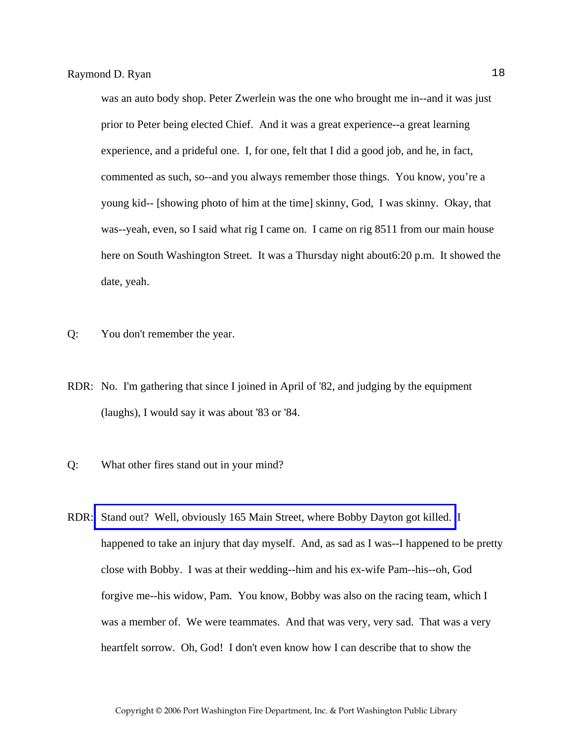was an auto body shop. Peter Zwerlein was the one who brought me in--and it was just prior to Peter being elected Chief. And it was a great experience--a great learning experience, and a prideful one. I, for one, felt that I did a good job, and he, in fact, commented as such, so--and you always remember those things. You know, you're a young kid-- [showing photo of him at the time] skinny, God, I was skinny. Okay, that was--yeah, even, so I said what rig I came on. I came on rig 8511 from our main house here on South Washington Street. It was a Thursday night about6:20 p.m. It showed the date, yeah.

Q: You don't remember the year.

RDR: No. I'm gathering that since I joined in April of '82, and judging by the equipment (laughs), I would say it was about '83 or '84.

Q: What other fires stand out in your mind?

RDR: Stand out? Well, obviously 165 Main Street, where Bobby Dayton got killed. I happened to take an injury that day myself. And, as sad as I was--I happened to be pretty close with Bobby. I was at their wedding--him and his ex-wife Pam--his--oh, God forgive me--his widow, Pam. You know, Bobby was also on the racing team, which I was a member of. We were teammates. And that was very, very sad. That was a very heartfelt sorrow. Oh, God! I don't even know how I can describe that to show the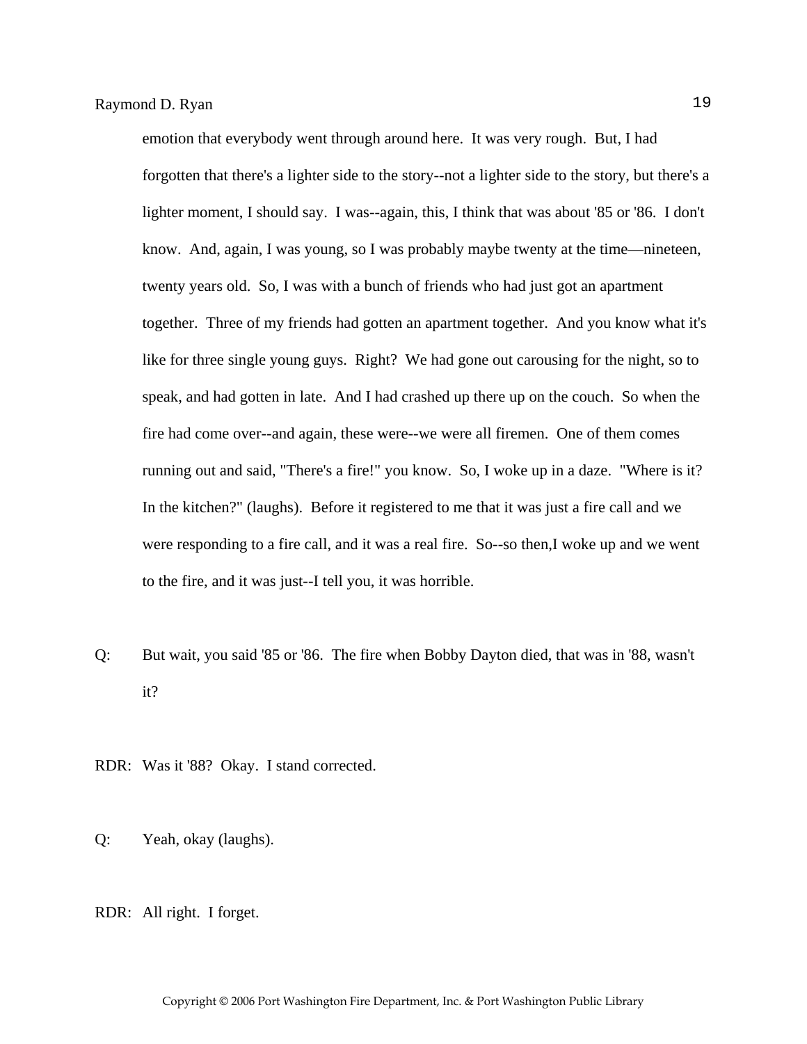emotion that everybody went through around here. It was very rough. But, I had forgotten that there's a lighter side to the story--not a lighter side to the story, but there's a lighter moment, I should say. I was--again, this, I think that was about '85 or '86. I don't know. And, again, I was young, so I was probably maybe twenty at the time—nineteen, twenty years old. So, I was with a bunch of friends who had just got an apartment together. Three of my friends had gotten an apartment together. And you know what it's like for three single young guys. Right? We had gone out carousing for the night, so to speak, and had gotten in late. And I had crashed up there up on the couch. So when the fire had come over--and again, these were--we were all firemen. One of them comes running out and said, "There's a fire!" you know. So, I woke up in a daze. "Where is it? In the kitchen?" (laughs). Before it registered to me that it was just a fire call and we were responding to a fire call, and it was a real fire. So--so then,I woke up and we went to the fire, and it was just--I tell you, it was horrible.

Q: But wait, you said '85 or '86. The fire when Bobby Dayton died, that was in '88, wasn't it?

RDR: Was it '88? Okay. I stand corrected.

Q: Yeah, okay (laughs).

RDR: All right. I forget.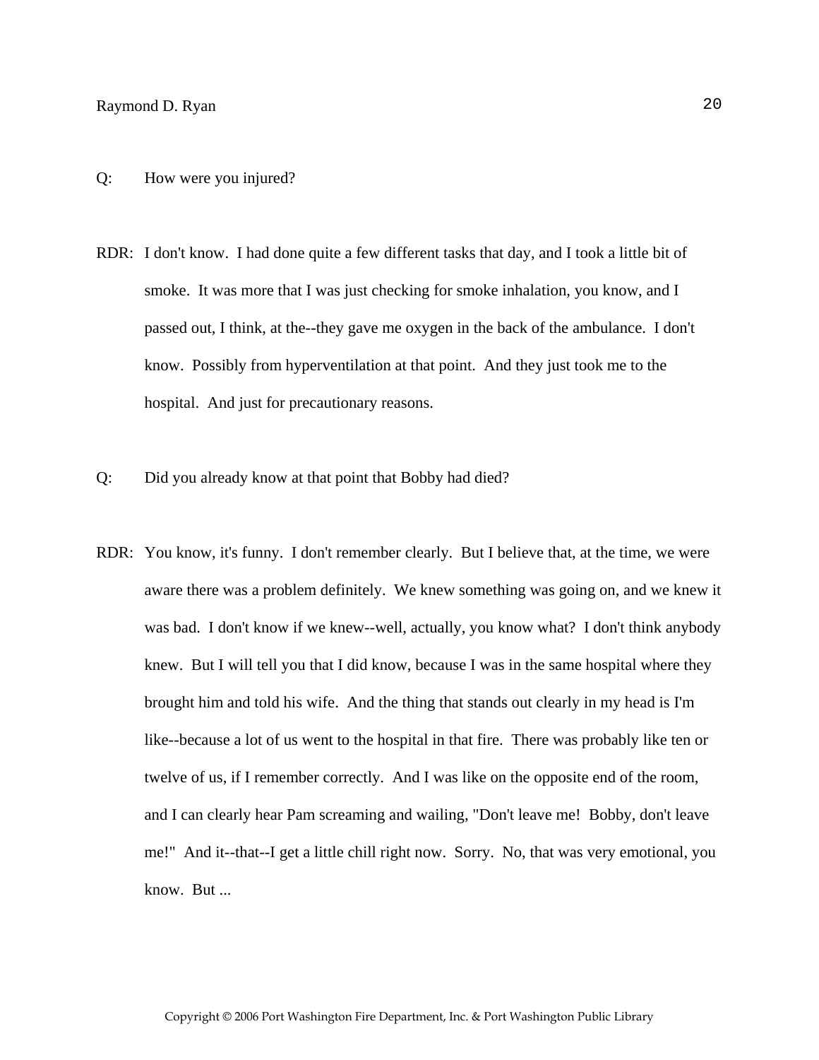Q: How were you injured?

RDR: I don't know. I had done quite a few different tasks that day, and I took a little bit of smoke. It was more that I was just checking for smoke inhalation, you know, and I passed out, I think, at the--they gave me oxygen in the back of the ambulance. I don't know. Possibly from hyperventilation at that point. And they just took me to the hospital. And just for precautionary reasons.

Q: Did you already know at that point that Bobby had died?

RDR: You know, it's funny. I don't remember clearly. But I believe that, at the time, we were aware there was a problem definitely. We knew something was going on, and we knew it was bad. I don't know if we knew--well, actually, you know what? I don't think anybody knew. But I will tell you that I did know, because I was in the same hospital where they brought him and told his wife. And the thing that stands out clearly in my head is I'm like--because a lot of us went to the hospital in that fire. There was probably like ten or twelve of us, if I remember correctly. And I was like on the opposite end of the room, and I can clearly hear Pam screaming and wailing, "Don't leave me! Bobby, don't leave me!" And it--that--I get a little chill right now. Sorry. No, that was very emotional, you know. But ...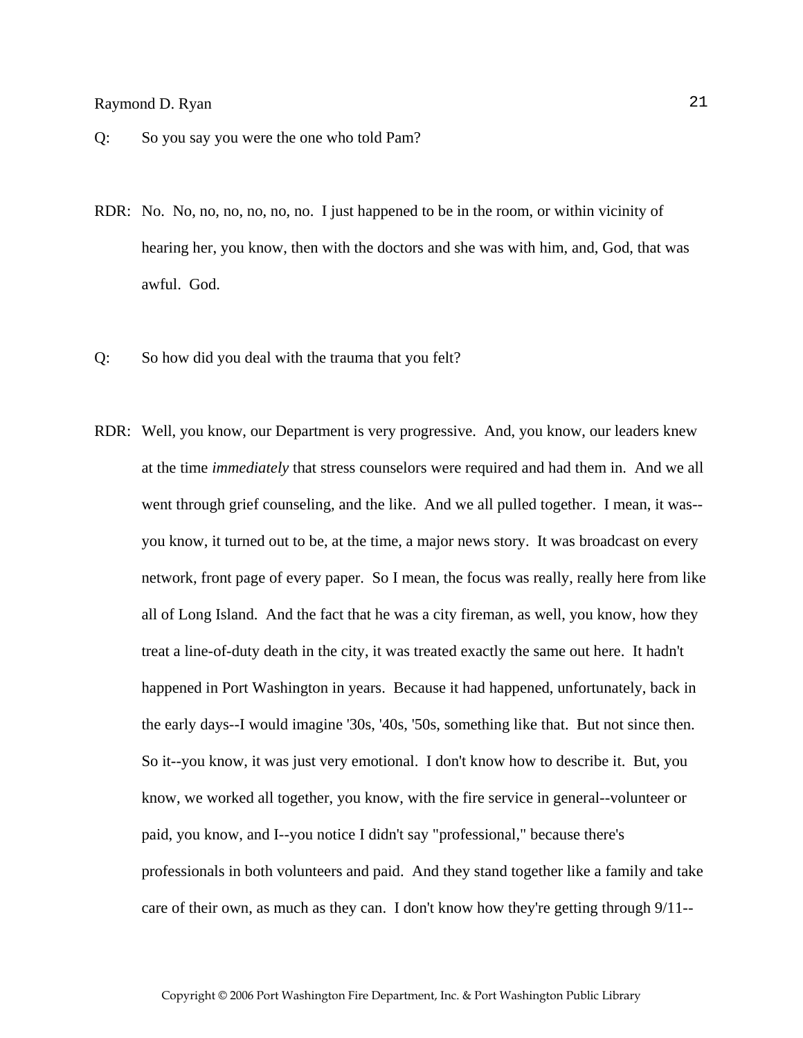Q: So you say you were the one who told Pam?

RDR: No. No, no, no, no, no, no. I just happened to be in the room, or within vicinity of hearing her, you know, then with the doctors and she was with him, and, God, that was awful. God.

Q: So how did you deal with the trauma that you felt?

RDR: Well, you know, our Department is very progressive. And, you know, our leaders knew at the time *immediately* that stress counselors were required and had them in. And we all went through grief counseling, and the like. And we all pulled together. I mean, it was--you know, it turned out to be, at the time, a major news story. It was broadcast on every network, front page of every paper. So I mean, the focus was really, really here from like all of Long Island. And the fact that he was a city fireman, as well, you know, how they treat a line-of-duty death in the city, it was treated exactly the same out here. It hadn't happened in Port Washington in years. Because it had happened, unfortunately, back in the early days--I would imagine '30s, '40s, '50s, something like that. But not since then. So it--you know, it was just very emotional. I don't know how to describe it. But, you know, we worked all together, you know, with the fire service in general--volunteer or paid, you know, and I--you notice I didn't say "professional," because there's professionals in both volunteers and paid. And they stand together like a family and take care of their own, as much as they can. I don't know how they're getting through 9/11--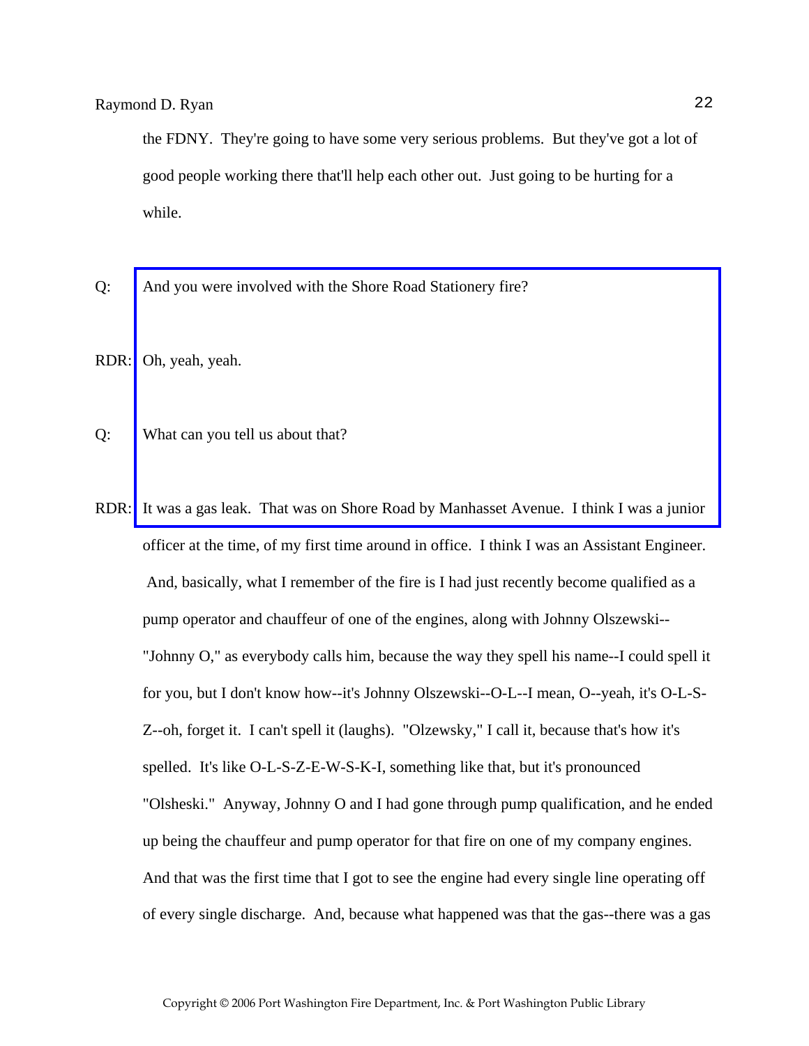the FDNY. They're going to have some very serious problems. But they've got a lot of good people working there that'll help each other out. Just going to be hurting for a while.

Q: And you were involved with the Shore Road Stationery fire?

RDR: Oh, yeah, yeah.

Q: What can you tell us about that?

RDR: It was a gas leak. That was on Shore Road by Manhasset Avenue. I think I was a junior officer at the time, of my first time around in office. I think I was an Assistant Engineer. And, basically, what I remember of the fire is I had just recently become qualified as a pump operator and chauffeur of one of the engines, along with Johnny Olszewski--"Johnny O," as everybody calls him, because the way they spell his name--I could spell it for you, but I don't know how--it's Johnny Olszewski--O-L--I mean, O--yeah, it's O-L-S-Z--oh, forget it. I can't spell it (laughs). "Olzewsky," I call it, because that's how it's spelled. It's like O-L-S-Z-E-W-S-K-I, something like that, but it's pronounced "Olsheski." Anyway, Johnny O and I had gone through pump qualification, and he ended up being the chauffeur and pump operator for that fire on one of my company engines. And that was the first time that I got to see the engine had every single line operating off of every single discharge. And, because what happened was that the gas--there was a gas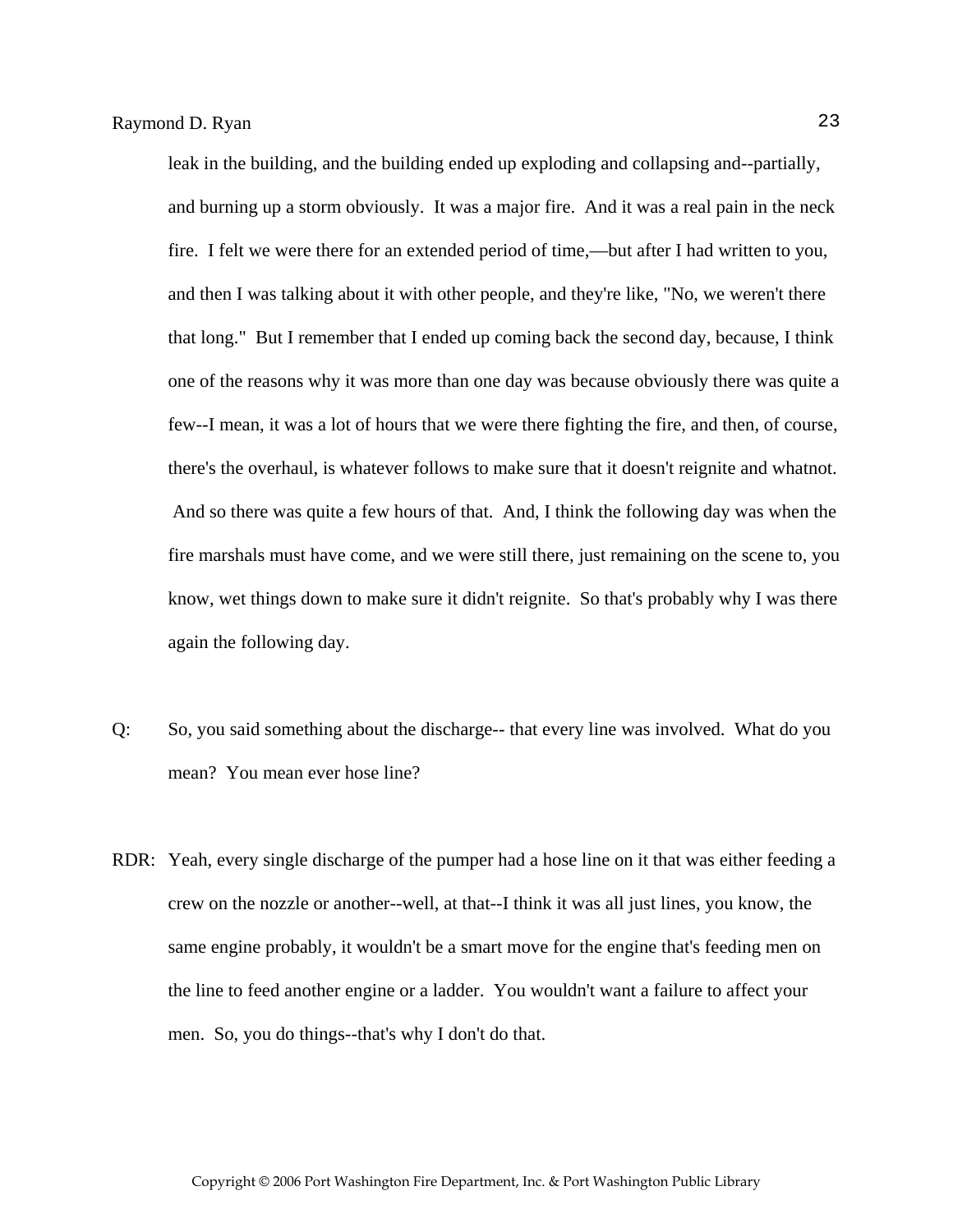leak in the building, and the building ended up exploding and collapsing and--partially, and burning up a storm obviously. It was a major fire. And it was a real pain in the neck fire. I felt we were there for an extended period of time,—but after I had written to you, and then I was talking about it with other people, and they're like, "No, we weren't there that long." But I remember that I ended up coming back the second day, because, I think one of the reasons why it was more than one day was because obviously there was quite a few--I mean, it was a lot of hours that we were there fighting the fire, and then, of course, there's the overhaul, is whatever follows to make sure that it doesn't reignite and whatnot. And so there was quite a few hours of that. And, I think the following day was when the fire marshals must have come, and we were still there, just remaining on the scene to, you know, wet things down to make sure it didn't reignite. So that's probably why I was there again the following day.

Q: So, you said something about the discharge-- that every line was involved. What do you mean? You mean ever hose line?

RDR: Yeah, every single discharge of the pumper had a hose line on it that was either feeding a crew on the nozzle or another--well, at that--I think it was all just lines, you know, the same engine probably, it wouldn't be a smart move for the engine that's feeding men on the line to feed another engine or a ladder. You wouldn't want a failure to affect your men. So, you do things--that's why I don't do that.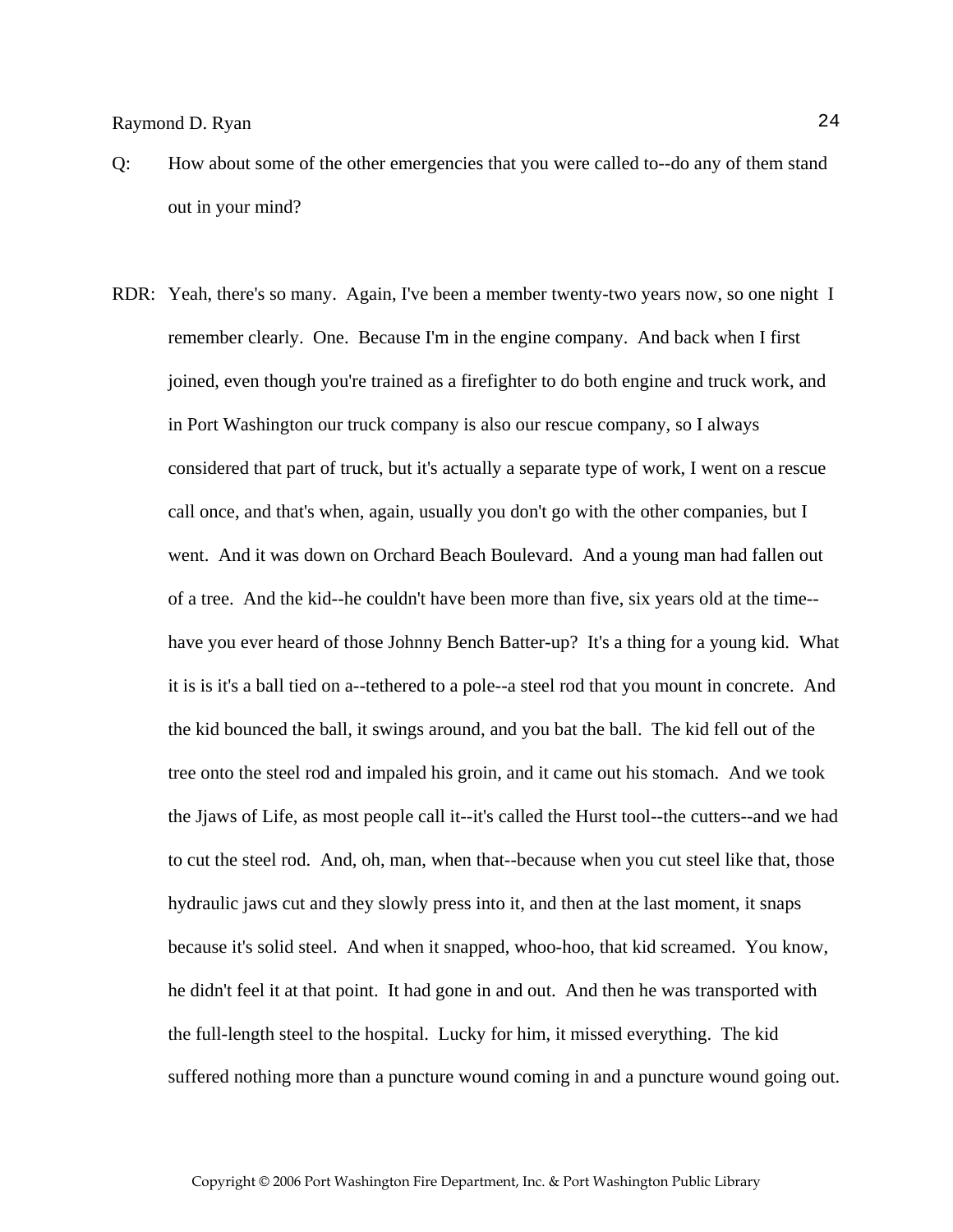Q: How about some of the other emergencies that you were called to--do any of them stand out in your mind?

RDR: Yeah, there's so many. Again, I've been a member twenty-two years now, so one night I remember clearly. One. Because I'm in the engine company. And back when I first joined, even though you're trained as a firefighter to do both engine and truck work, and in Port Washington our truck company is also our rescue company, so I always considered that part of truck, but it's actually a separate type of work, I went on a rescue call once, and that's when, again, usually you don't go with the other companies, but I went. And it was down on Orchard Beach Boulevard. And a young man had fallen out of a tree. And the kid--he couldn't have been more than five, six years old at the time--have you ever heard of those Johnny Bench Batter-up? It's a thing for a young kid. What it is is it's a ball tied on a--tethered to a pole--a steel rod that you mount in concrete. And the kid bounced the ball, it swings around, and you bat the ball. The kid fell out of the tree onto the steel rod and impaled his groin, and it came out his stomach. And we took the Jjaws of Life, as most people call it--it's called the Hurst tool--the cutters--and we had to cut the steel rod. And, oh, man, when that--because when you cut steel like that, those hydraulic jaws cut and they slowly press into it, and then at the last moment, it snaps because it's solid steel. And when it snapped, whoo-hoo, that kid screamed. You know, he didn't feel it at that point. It had gone in and out. And then he was transported with the full-length steel to the hospital. Lucky for him, it missed everything. The kid suffered nothing more than a puncture wound coming in and a puncture wound going out.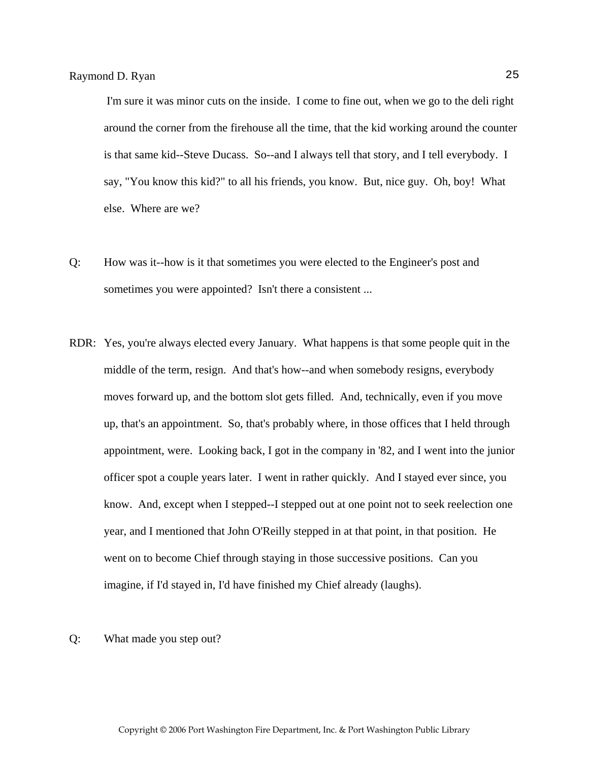I'm sure it was minor cuts on the inside. I come to fine out, when we go to the deli right around the corner from the firehouse all the time, that the kid working around the counter is that same kid--Steve Ducass. So--and I always tell that story, and I tell everybody. I say, "You know this kid?" to all his friends, you know. But, nice guy. Oh, boy! What else. Where are we?

Q: How was it--how is it that sometimes you were elected to the Engineer's post and sometimes you were appointed? Isn't there a consistent ...

RDR: Yes, you're always elected every January. What happens is that some people quit in the middle of the term, resign. And that's how--and when somebody resigns, everybody moves forward up, and the bottom slot gets filled. And, technically, even if you move up, that's an appointment. So, that's probably where, in those offices that I held through appointment, were. Looking back, I got in the company in '82, and I went into the junior officer spot a couple years later. I went in rather quickly. And I stayed ever since, you know. And, except when I stepped--I stepped out at one point not to seek reelection one year, and I mentioned that John O'Reilly stepped in at that point, in that position. He went on to become Chief through staying in those successive positions. Can you imagine, if I'd stayed in, I'd have finished my Chief already (laughs).

Q: What made you step out?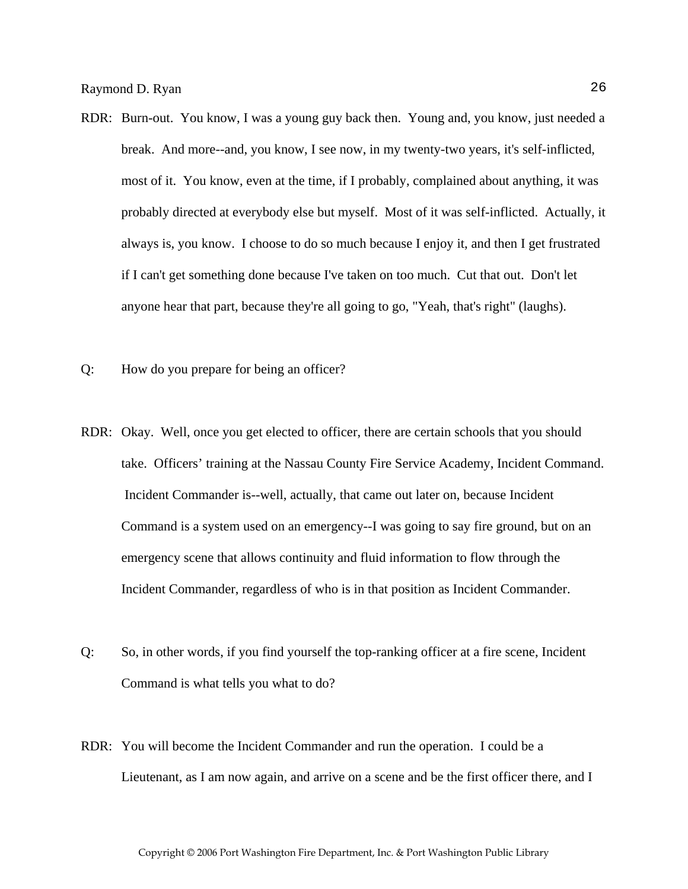RDR: Burn-out. You know, I was a young guy back then. Young and, you know, just needed a break. And more--and, you know, I see now, in my twenty-two years, it's self-inflicted, most of it. You know, even at the time, if I probably, complained about anything, it was probably directed at everybody else but myself. Most of it was self-inflicted. Actually, it always is, you know. I choose to do so much because I enjoy it, and then I get frustrated if I can't get something done because I've taken on too much. Cut that out. Don't let anyone hear that part, because they're all going to go, "Yeah, that's right" (laughs).

Q: How do you prepare for being an officer?

RDR: Okay. Well, once you get elected to officer, there are certain schools that you should take. Officers' training at the Nassau County Fire Service Academy, Incident Command. Incident Commander is--well, actually, that came out later on, because Incident Command is a system used on an emergency--I was going to say fire ground, but on an emergency scene that allows continuity and fluid information to flow through the Incident Commander, regardless of who is in that position as Incident Commander.

Q: So, in other words, if you find yourself the top-ranking officer at a fire scene, Incident Command is what tells you what to do?

RDR: You will become the Incident Commander and run the operation. I could be a Lieutenant, as I am now again, and arrive on a scene and be the first officer there, and I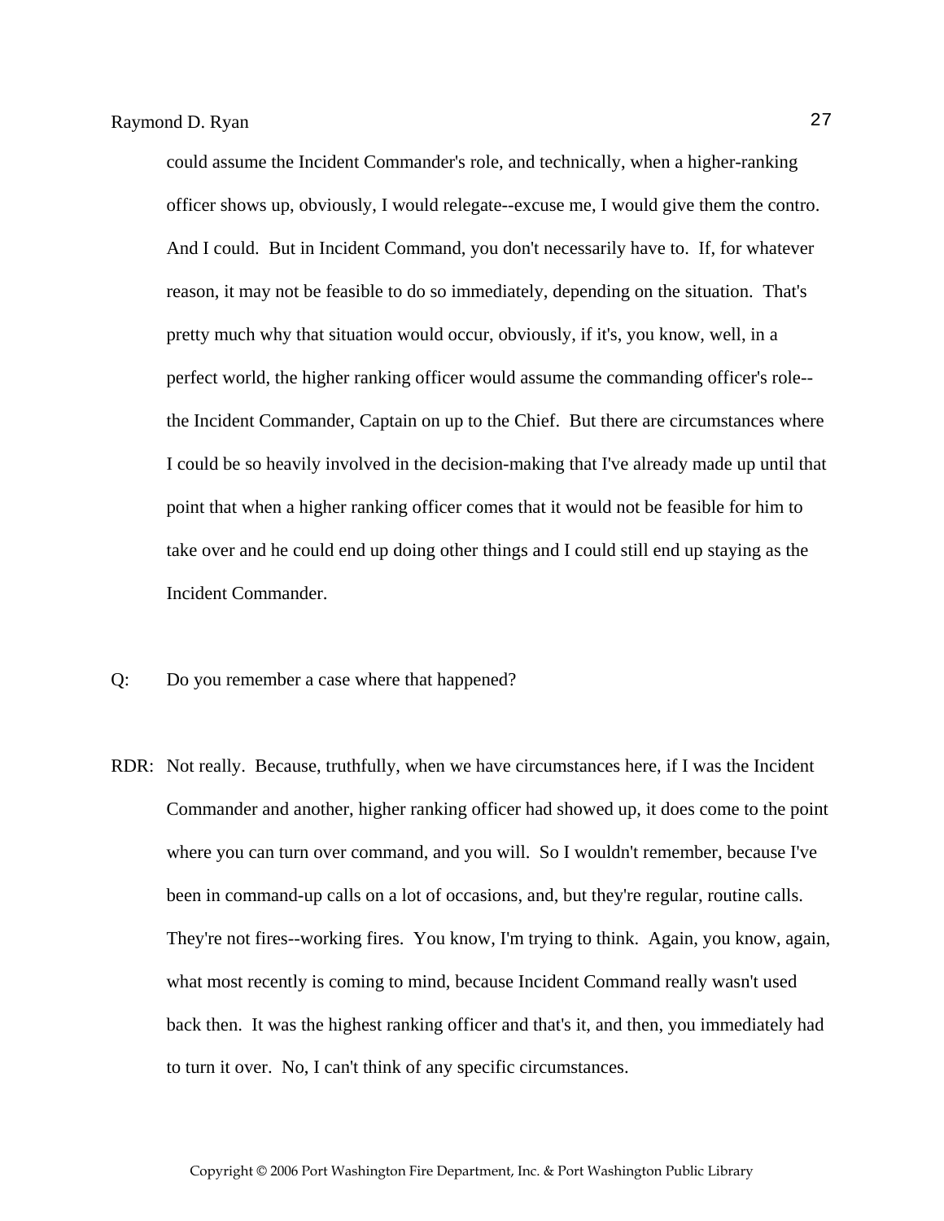could assume the Incident Commander's role, and technically, when a higher-ranking officer shows up, obviously, I would relegate--excuse me, I would give them the contro. And I could. But in Incident Command, you don't necessarily have to. If, for whatever reason, it may not be feasible to do so immediately, depending on the situation. That's pretty much why that situation would occur, obviously, if it's, you know, well, in a perfect world, the higher ranking officer would assume the commanding officer's role--the Incident Commander, Captain on up to the Chief. But there are circumstances where I could be so heavily involved in the decision-making that I've already made up until that point that when a higher ranking officer comes that it would not be feasible for him to take over and he could end up doing other things and I could still end up staying as the Incident Commander.

Q: Do you remember a case where that happened?

RDR: Not really. Because, truthfully, when we have circumstances here, if I was the Incident Commander and another, higher ranking officer had showed up, it does come to the point where you can turn over command, and you will. So I wouldn't remember, because I've been in command-up calls on a lot of occasions, and, but they're regular, routine calls. They're not fires--working fires. You know, I'm trying to think. Again, you know, again, what most recently is coming to mind, because Incident Command really wasn't used back then. It was the highest ranking officer and that's it, and then, you immediately had to turn it over. No, I can't think of any specific circumstances.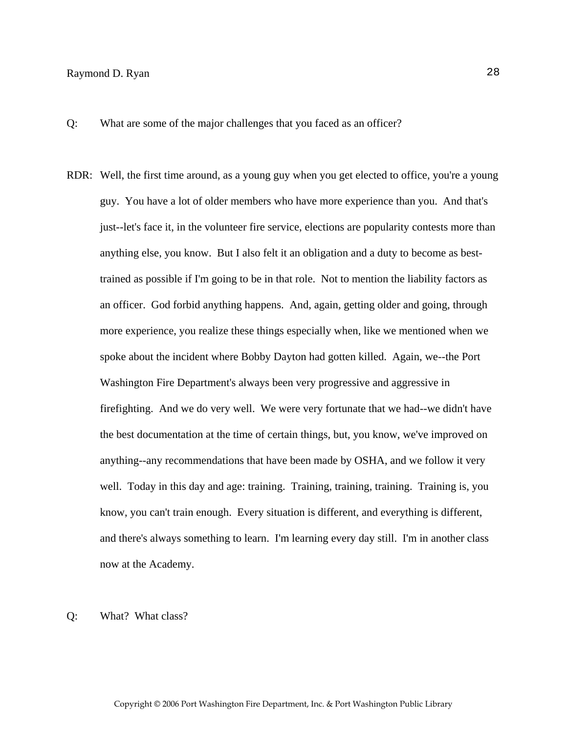Q: What are some of the major challenges that you faced as an officer?

RDR: Well, the first time around, as a young guy when you get elected to office, you're a young guy. You have a lot of older members who have more experience than you. And that's just--let's face it, in the volunteer fire service, elections are popularity contests more than anything else, you know. But I also felt it an obligation and a duty to become as best-trained as possible if I'm going to be in that role. Not to mention the liability factors as an officer. God forbid anything happens. And, again, getting older and going, through more experience, you realize these things especially when, like we mentioned when we spoke about the incident where Bobby Dayton had gotten killed. Again, we--the Port Washington Fire Department's always been very progressive and aggressive in firefighting. And we do very well. We were very fortunate that we had--we didn't have the best documentation at the time of certain things, but, you know, we've improved on anything--any recommendations that have been made by OSHA, and we follow it very well. Today in this day and age: training. Training, training, training. Training is, you know, you can't train enough. Every situation is different, and everything is different, and there's always something to learn. I'm learning every day still. I'm in another class now at the Academy.

Q: What? What class?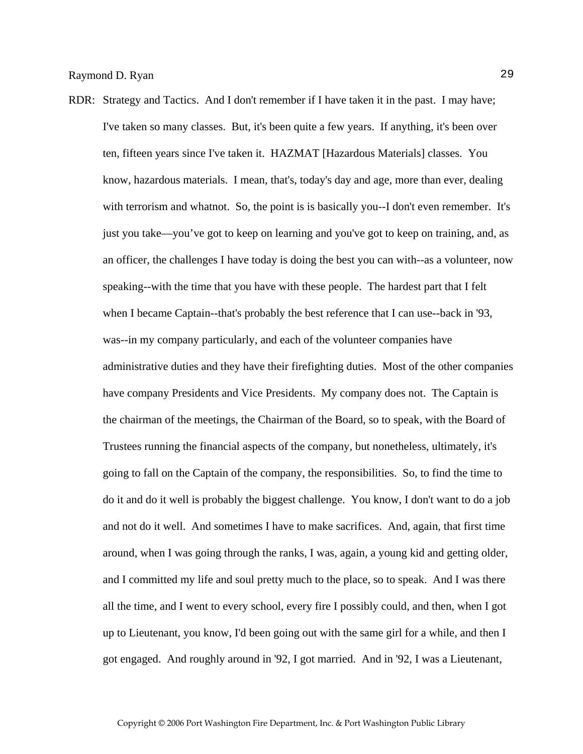RDR: Strategy and Tactics. And I don't remember if I have taken it in the past. I may have; I've taken so many classes. But, it's been quite a few years. If anything, it's been over ten, fifteen years since I've taken it. HAZMAT [Hazardous Materials] classes. You know, hazardous materials. I mean, that's, today's day and age, more than ever, dealing with terrorism and whatnot. So, the point is is basically you--I don't even remember. It's just you take—you've got to keep on learning and you've got to keep on training, and, as an officer, the challenges I have today is doing the best you can with--as a volunteer, now speaking--with the time that you have with these people. The hardest part that I felt when I became Captain--that's probably the best reference that I can use--back in '93, was--in my company particularly, and each of the volunteer companies have administrative duties and they have their firefighting duties. Most of the other companies have company Presidents and Vice Presidents. My company does not. The Captain is the chairman of the meetings, the Chairman of the Board, so to speak, with the Board of Trustees running the financial aspects of the company, but nonetheless, ultimately, it's going to fall on the Captain of the company, the responsibilities. So, to find the time to do it and do it well is probably the biggest challenge. You know, I don't want to do a job and not do it well. And sometimes I have to make sacrifices. And, again, that first time around, when I was going through the ranks, I was, again, a young kid and getting older, and I committed my life and soul pretty much to the place, so to speak. And I was there all the time, and I went to every school, every fire I possibly could, and then, when I got up to Lieutenant, you know, I'd been going out with the same girl for a while, and then I got engaged. And roughly around in '92, I got married. And in '92, I was a Lieutenant,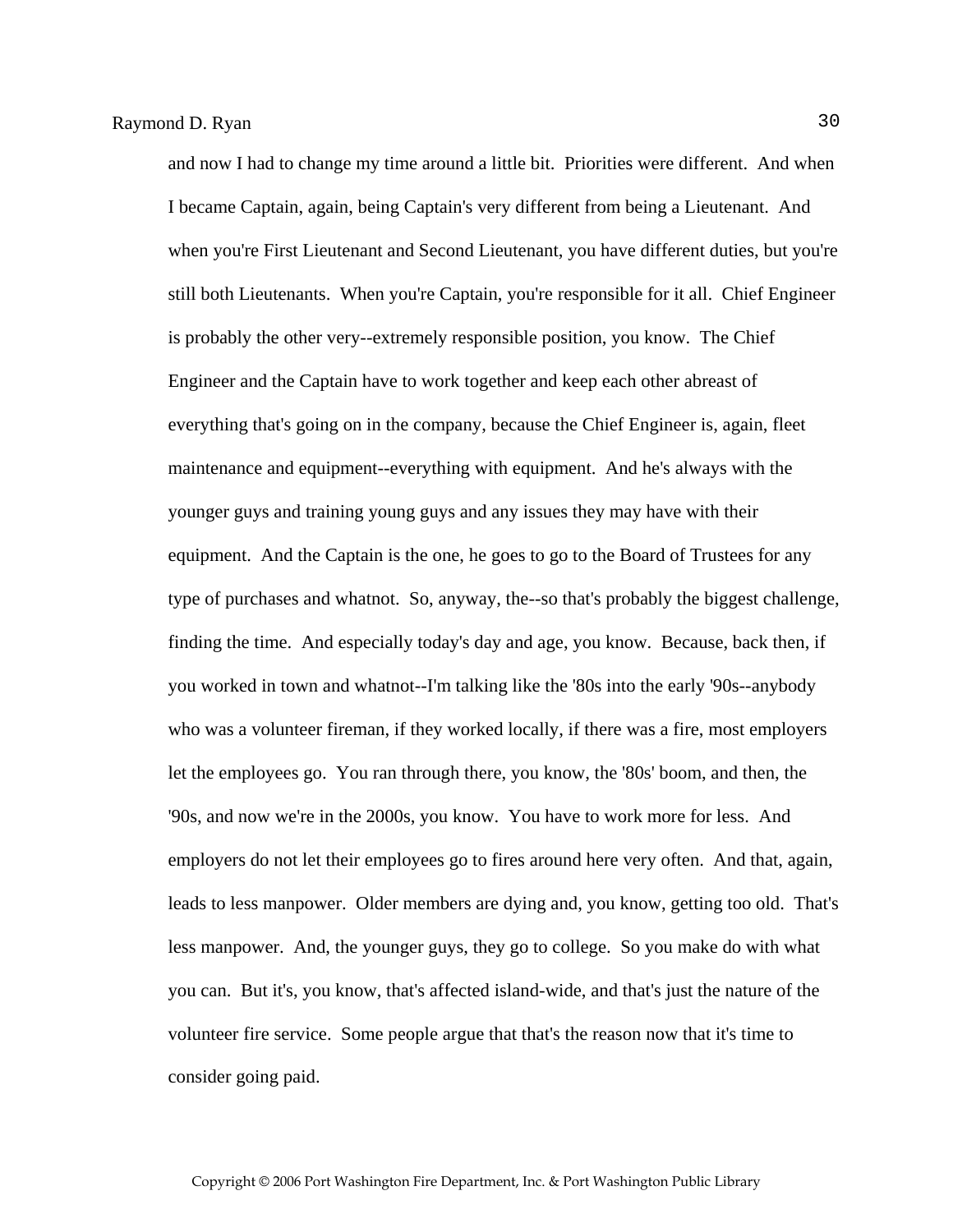and now I had to change my time around a little bit.  Priorities were different.  And when I became Captain, again, being Captain's very different from being a Lieutenant.  And when you're First Lieutenant and Second Lieutenant, you have different duties, but you're still both Lieutenants.  When you're Captain, you're responsible for it all.  Chief Engineer is probably the other very--extremely responsible position, you know.  The Chief Engineer and the Captain have to work together and keep each other abreast of everything that's going on in the company, because the Chief Engineer is, again, fleet maintenance and equipment--everything with equipment.  And he's always with the younger guys and training young guys and any issues they may have with their equipment.  And the Captain is the one, he goes to go to the Board of Trustees for any type of purchases and whatnot.  So, anyway, the--so that's probably the biggest challenge, finding the time.  And especially today's day and age, you know.  Because, back then, if you worked in town and whatnot--I'm talking like the '80s into the early '90s--anybody who was a volunteer fireman, if they worked locally, if there was a fire, most employers let the employees go.  You ran through there, you know, the '80s' boom, and then, the '90s, and now we're in the 2000s, you know.  You have to work more for less.  And employers do not let their employees go to fires around here very often.  And that, again, leads to less manpower.  Older members are dying and, you know, getting too old.  That's less manpower.  And, the younger guys, they go to college.  So you make do with what you can.  But it's, you know, that's affected island-wide, and that's just the nature of the volunteer fire service.  Some people argue that that's the reason now that it's time to consider going paid.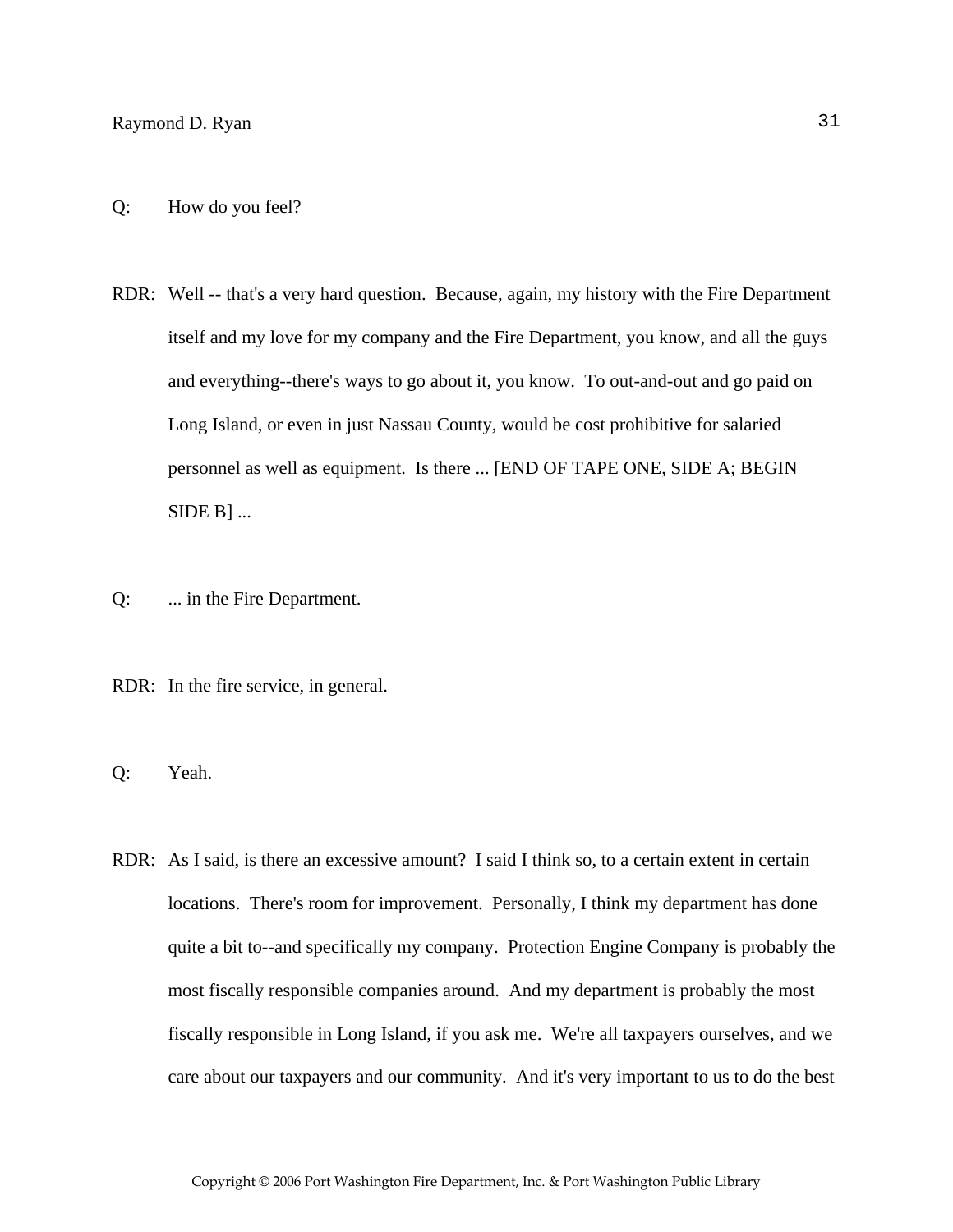Q: How do you feel?

RDR: Well -- that's a very hard question. Because, again, my history with the Fire Department itself and my love for my company and the Fire Department, you know, and all the guys and everything--there's ways to go about it, you know. To out-and-out and go paid on Long Island, or even in just Nassau County, would be cost prohibitive for salaried personnel as well as equipment. Is there ... [END OF TAPE ONE, SIDE A; BEGIN SIDE B] ...

Q: ... in the Fire Department.

RDR: In the fire service, in general.

Q: Yeah.

RDR: As I said, is there an excessive amount? I said I think so, to a certain extent in certain locations. There's room for improvement. Personally, I think my department has done quite a bit to--and specifically my company. Protection Engine Company is probably the most fiscally responsible companies around. And my department is probably the most fiscally responsible in Long Island, if you ask me. We're all taxpayers ourselves, and we care about our taxpayers and our community. And it's very important to us to do the best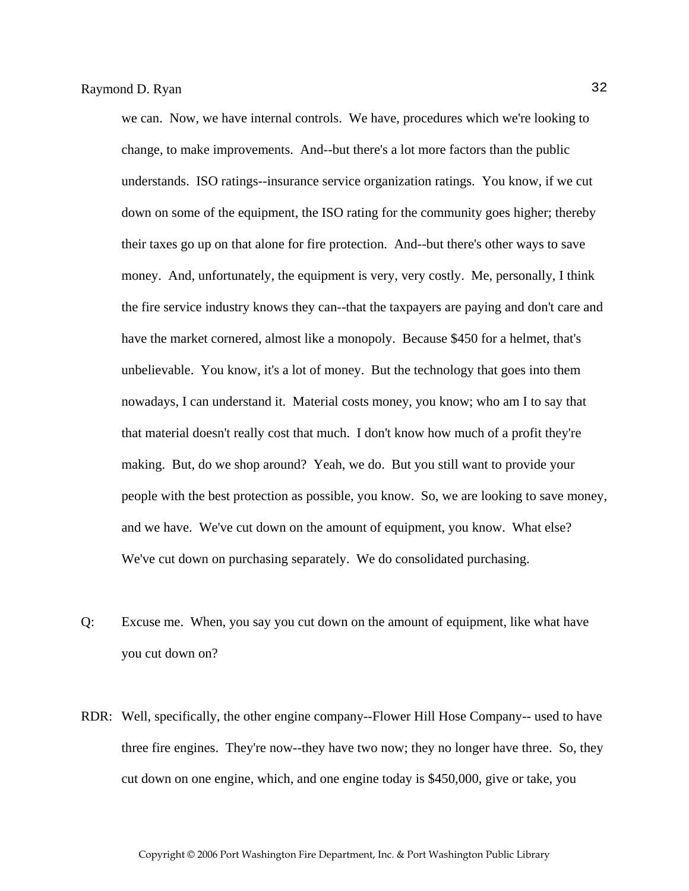we can. Now, we have internal controls. We have, procedures which we're looking to change, to make improvements. And--but there's a lot more factors than the public understands. ISO ratings--insurance service organization ratings. You know, if we cut down on some of the equipment, the ISO rating for the community goes higher; thereby their taxes go up on that alone for fire protection. And--but there's other ways to save money. And, unfortunately, the equipment is very, very costly. Me, personally, I think the fire service industry knows they can--that the taxpayers are paying and don't care and have the market cornered, almost like a monopoly. Because $450 for a helmet, that's unbelievable. You know, it's a lot of money. But the technology that goes into them nowadays, I can understand it. Material costs money, you know; who am I to say that that material doesn't really cost that much. I don't know how much of a profit they're making. But, do we shop around? Yeah, we do. But you still want to provide your people with the best protection as possible, you know. So, we are looking to save money, and we have. We've cut down on the amount of equipment, you know. What else? We've cut down on purchasing separately. We do consolidated purchasing.

Q: Excuse me. When, you say you cut down on the amount of equipment, like what have you cut down on?

RDR: Well, specifically, the other engine company--Flower Hill Hose Company-- used to have three fire engines. They're now--they have two now; they no longer have three. So, they cut down on one engine, which, and one engine today is $450,000, give or take, you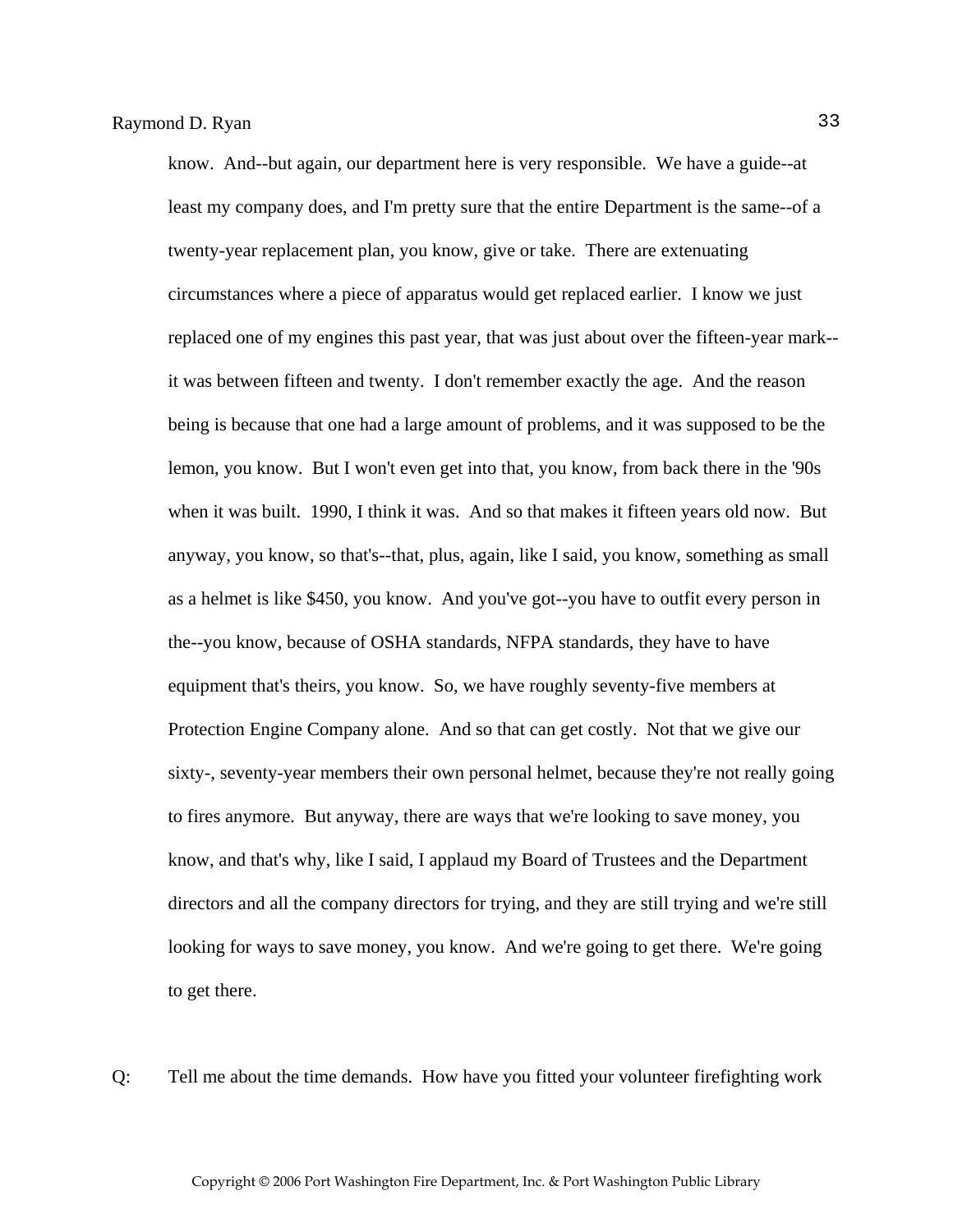know. And--but again, our department here is very responsible. We have a guide--at least my company does, and I'm pretty sure that the entire Department is the same--of a twenty-year replacement plan, you know, give or take. There are extenuating circumstances where a piece of apparatus would get replaced earlier. I know we just replaced one of my engines this past year, that was just about over the fifteen-year mark--it was between fifteen and twenty. I don't remember exactly the age. And the reason being is because that one had a large amount of problems, and it was supposed to be the lemon, you know. But I won't even get into that, you know, from back there in the '90s when it was built. 1990, I think it was. And so that makes it fifteen years old now. But anyway, you know, so that's--that, plus, again, like I said, you know, something as small as a helmet is like $450, you know. And you've got--you have to outfit every person in the--you know, because of OSHA standards, NFPA standards, they have to have equipment that's theirs, you know. So, we have roughly seventy-five members at Protection Engine Company alone. And so that can get costly. Not that we give our sixty-, seventy-year members their own personal helmet, because they're not really going to fires anymore. But anyway, there are ways that we're looking to save money, you know, and that's why, like I said, I applaud my Board of Trustees and the Department directors and all the company directors for trying, and they are still trying and we're still looking for ways to save money, you know. And we're going to get there. We're going to get there.

Q: Tell me about the time demands. How have you fitted your volunteer firefighting work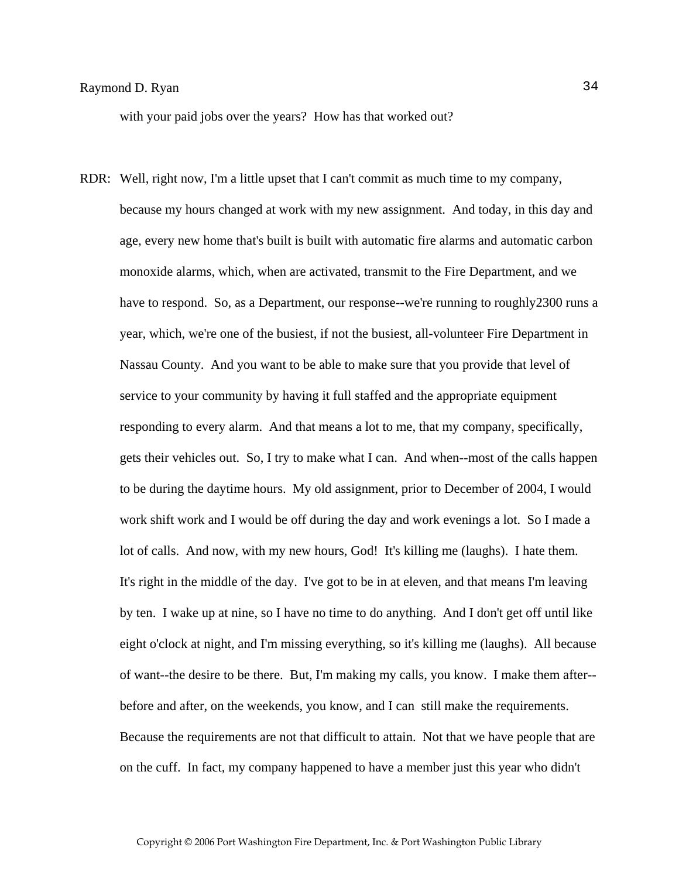with your paid jobs over the years? How has that worked out?

RDR: Well, right now, I'm a little upset that I can't commit as much time to my company, because my hours changed at work with my new assignment. And today, in this day and age, every new home that's built is built with automatic fire alarms and automatic carbon monoxide alarms, which, when are activated, transmit to the Fire Department, and we have to respond. So, as a Department, our response--we're running to roughly2300 runs a year, which, we're one of the busiest, if not the busiest, all-volunteer Fire Department in Nassau County. And you want to be able to make sure that you provide that level of service to your community by having it full staffed and the appropriate equipment responding to every alarm. And that means a lot to me, that my company, specifically, gets their vehicles out. So, I try to make what I can. And when--most of the calls happen to be during the daytime hours. My old assignment, prior to December of 2004, I would work shift work and I would be off during the day and work evenings a lot. So I made a lot of calls. And now, with my new hours, God! It's killing me (laughs). I hate them. It's right in the middle of the day. I've got to be in at eleven, and that means I'm leaving by ten. I wake up at nine, so I have no time to do anything. And I don't get off until like eight o'clock at night, and I'm missing everything, so it's killing me (laughs). All because of want--the desire to be there. But, I'm making my calls, you know. I make them after--before and after, on the weekends, you know, and I can still make the requirements. Because the requirements are not that difficult to attain. Not that we have people that are on the cuff. In fact, my company happened to have a member just this year who didn't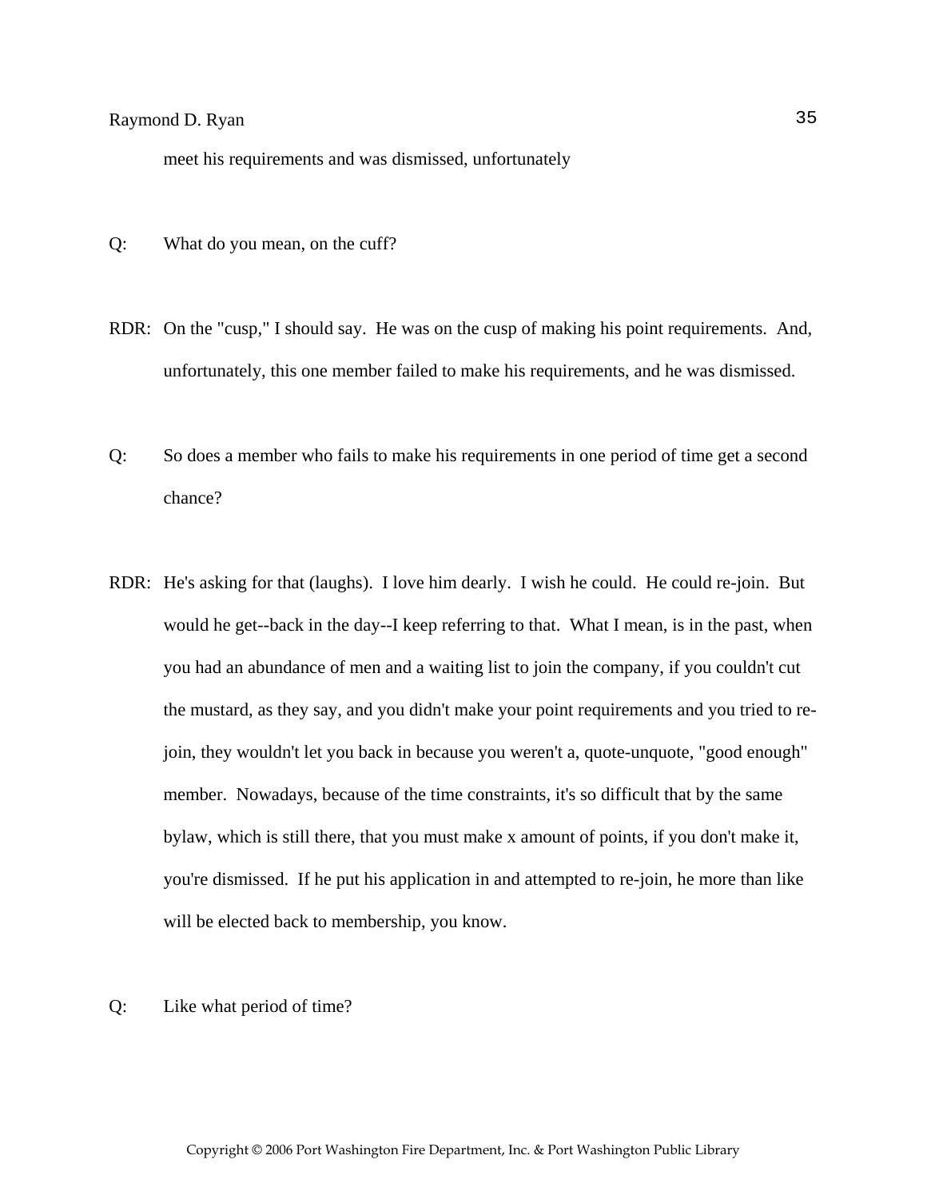meet his requirements and was dismissed, unfortunately

Q: What do you mean, on the cuff?

RDR: On the "cusp," I should say. He was on the cusp of making his point requirements. And, unfortunately, this one member failed to make his requirements, and he was dismissed.

Q: So does a member who fails to make his requirements in one period of time get a second chance?

RDR: He's asking for that (laughs). I love him dearly. I wish he could. He could re-join. But would he get--back in the day--I keep referring to that. What I mean, is in the past, when you had an abundance of men and a waiting list to join the company, if you couldn't cut the mustard, as they say, and you didn't make your point requirements and you tried to re-join, they wouldn't let you back in because you weren't a, quote-unquote, "good enough" member. Nowadays, because of the time constraints, it's so difficult that by the same bylaw, which is still there, that you must make x amount of points, if you don't make it, you're dismissed. If he put his application in and attempted to re-join, he more than like will be elected back to membership, you know.

Q: Like what period of time?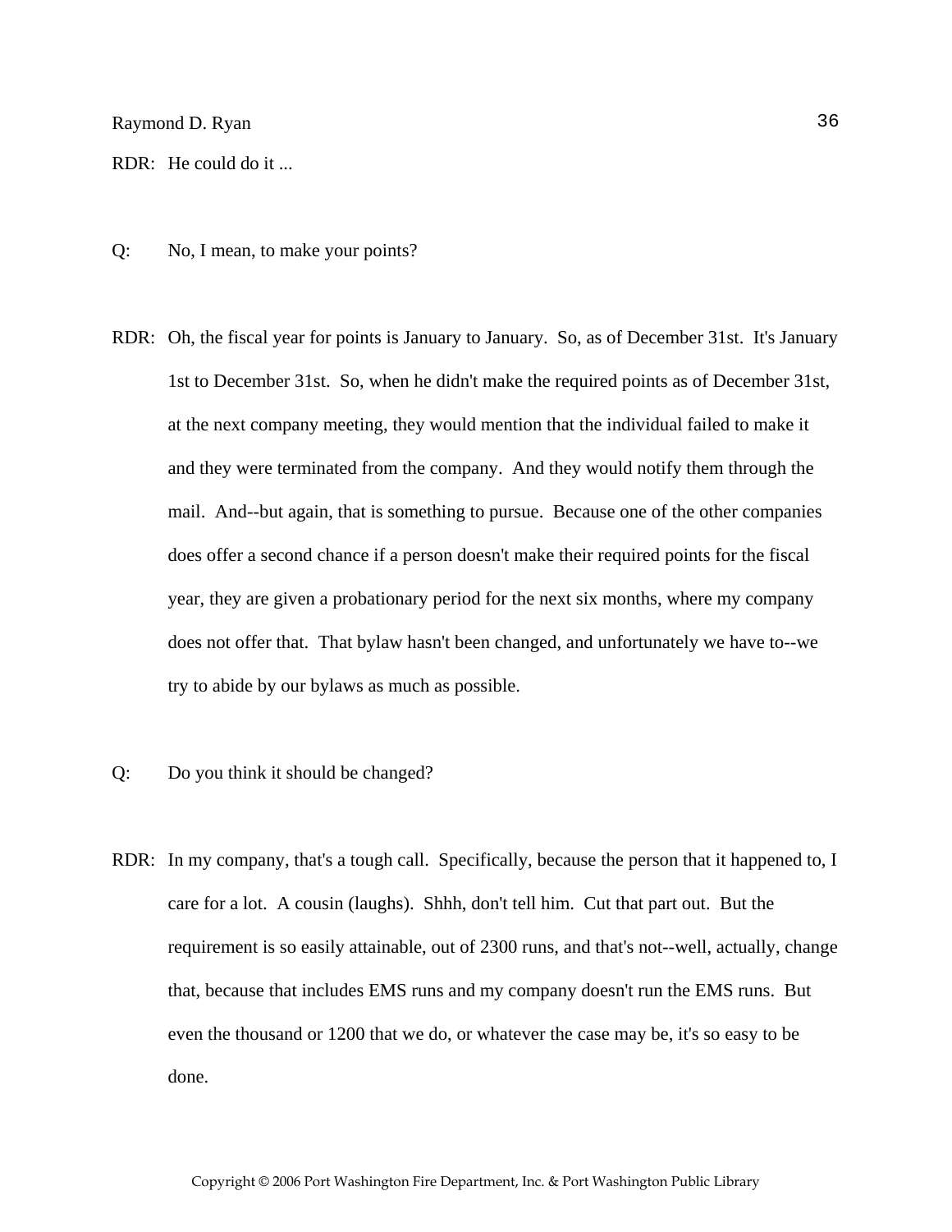RDR: He could do it ...

Q: No, I mean, to make your points?

RDR: Oh, the fiscal year for points is January to January. So, as of December 31st. It's January 1st to December 31st. So, when he didn't make the required points as of December 31st, at the next company meeting, they would mention that the individual failed to make it and they were terminated from the company. And they would notify them through the mail. And--but again, that is something to pursue. Because one of the other companies does offer a second chance if a person doesn't make their required points for the fiscal year, they are given a probationary period for the next six months, where my company does not offer that. That bylaw hasn't been changed, and unfortunately we have to--we try to abide by our bylaws as much as possible.

Q: Do you think it should be changed?

RDR: In my company, that's a tough call. Specifically, because the person that it happened to, I care for a lot. A cousin (laughs). Shhh, don't tell him. Cut that part out. But the requirement is so easily attainable, out of 2300 runs, and that's not--well, actually, change that, because that includes EMS runs and my company doesn't run the EMS runs. But even the thousand or 1200 that we do, or whatever the case may be, it's so easy to be done.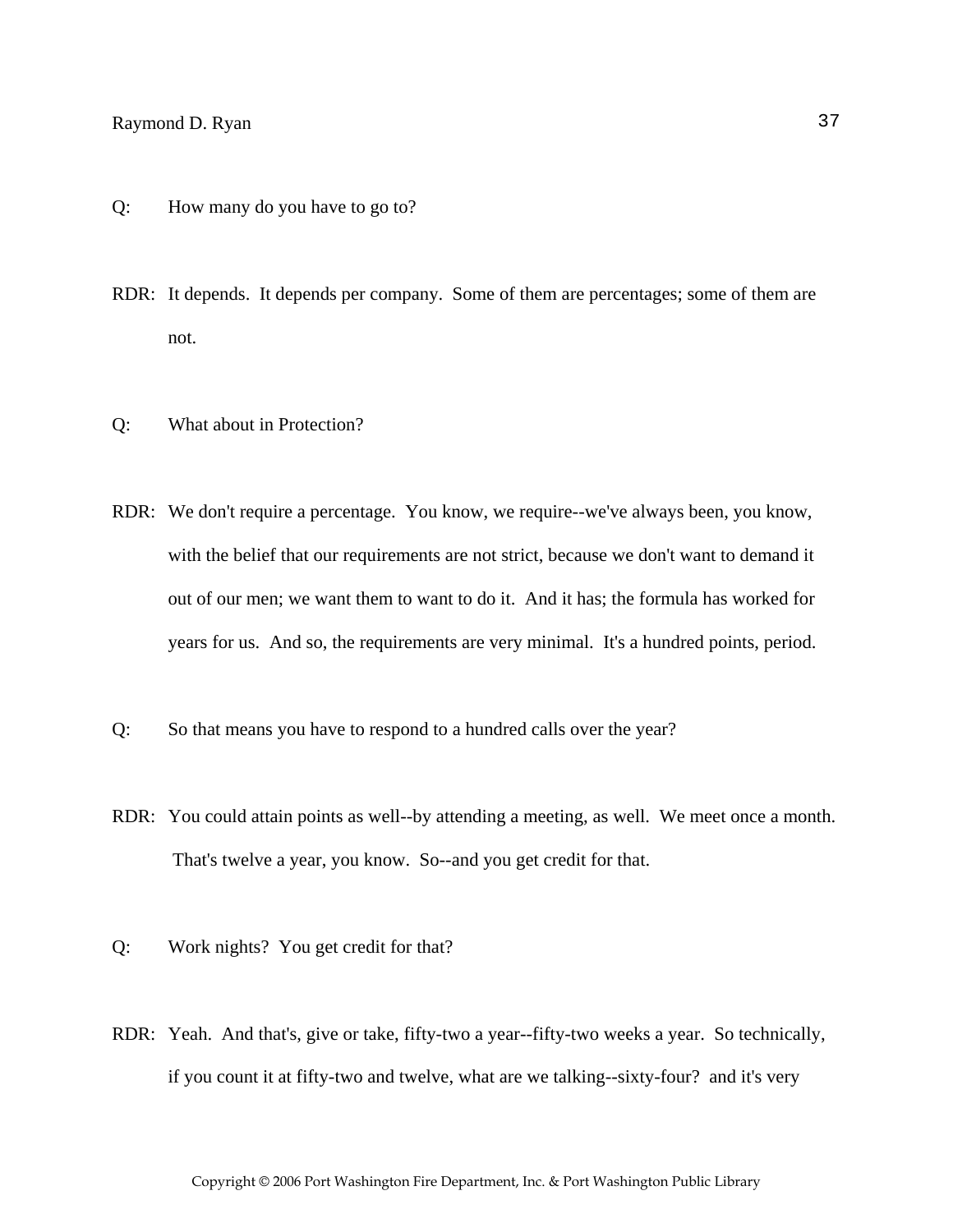Q: How many do you have to go to?

RDR: It depends. It depends per company. Some of them are percentages; some of them are not.

Q: What about in Protection?

RDR: We don't require a percentage. You know, we require--we've always been, you know, with the belief that our requirements are not strict, because we don't want to demand it out of our men; we want them to want to do it. And it has; the formula has worked for years for us. And so, the requirements are very minimal. It's a hundred points, period.

Q: So that means you have to respond to a hundred calls over the year?

RDR: You could attain points as well--by attending a meeting, as well. We meet once a month. That's twelve a year, you know. So--and you get credit for that.

Q: Work nights? You get credit for that?

RDR: Yeah. And that's, give or take, fifty-two a year--fifty-two weeks a year. So technically, if you count it at fifty-two and twelve, what are we talking--sixty-four? and it's very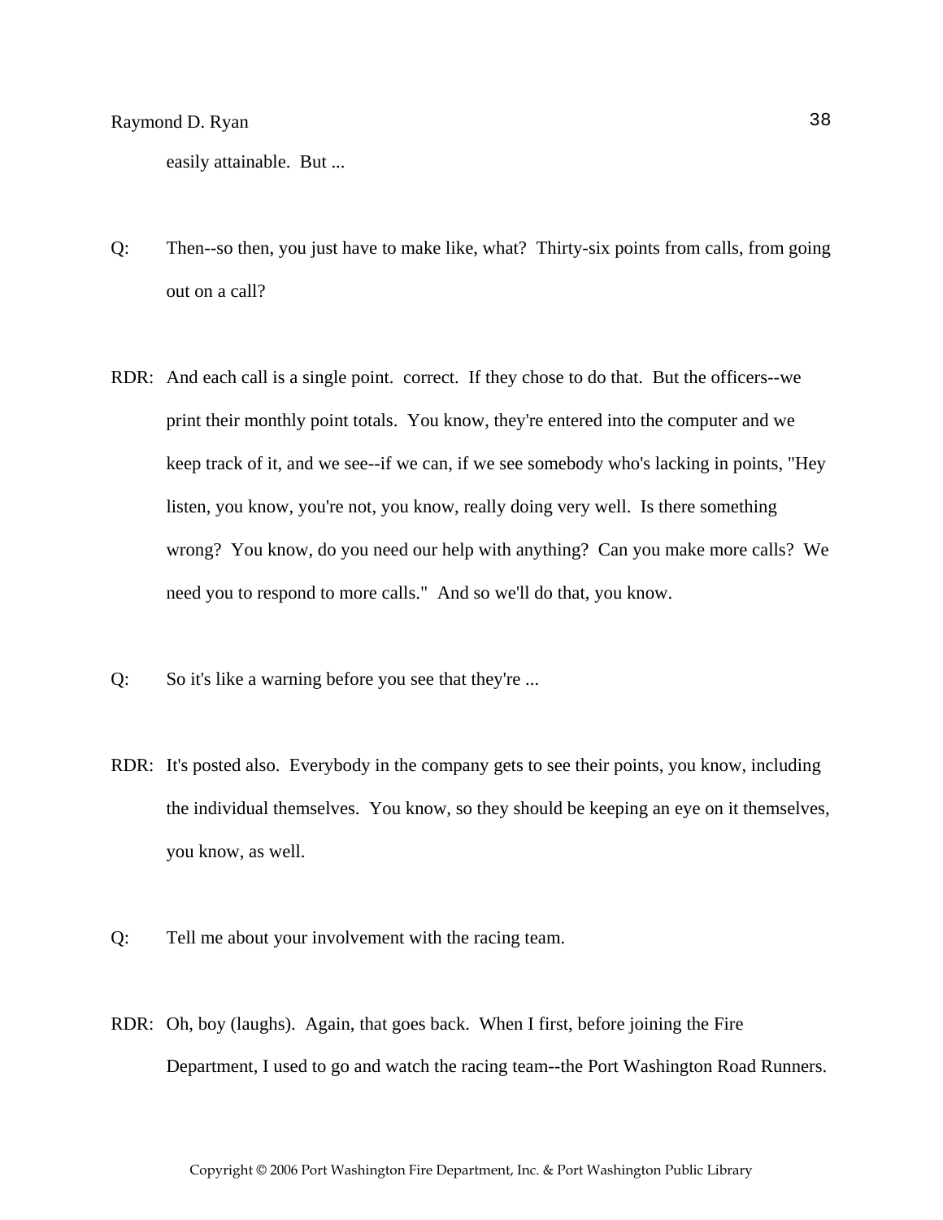easily attainable. But ...

Q: Then--so then, you just have to make like, what? Thirty-six points from calls, from going out on a call?

RDR: And each call is a single point. correct. If they chose to do that. But the officers--we print their monthly point totals. You know, they're entered into the computer and we keep track of it, and we see--if we can, if we see somebody who's lacking in points, "Hey listen, you know, you're not, you know, really doing very well. Is there something wrong? You know, do you need our help with anything? Can you make more calls? We need you to respond to more calls." And so we'll do that, you know.

Q: So it's like a warning before you see that they're ...

RDR: It's posted also. Everybody in the company gets to see their points, you know, including the individual themselves. You know, so they should be keeping an eye on it themselves, you know, as well.

Q: Tell me about your involvement with the racing team.

RDR: Oh, boy (laughs). Again, that goes back. When I first, before joining the Fire Department, I used to go and watch the racing team--the Port Washington Road Runners.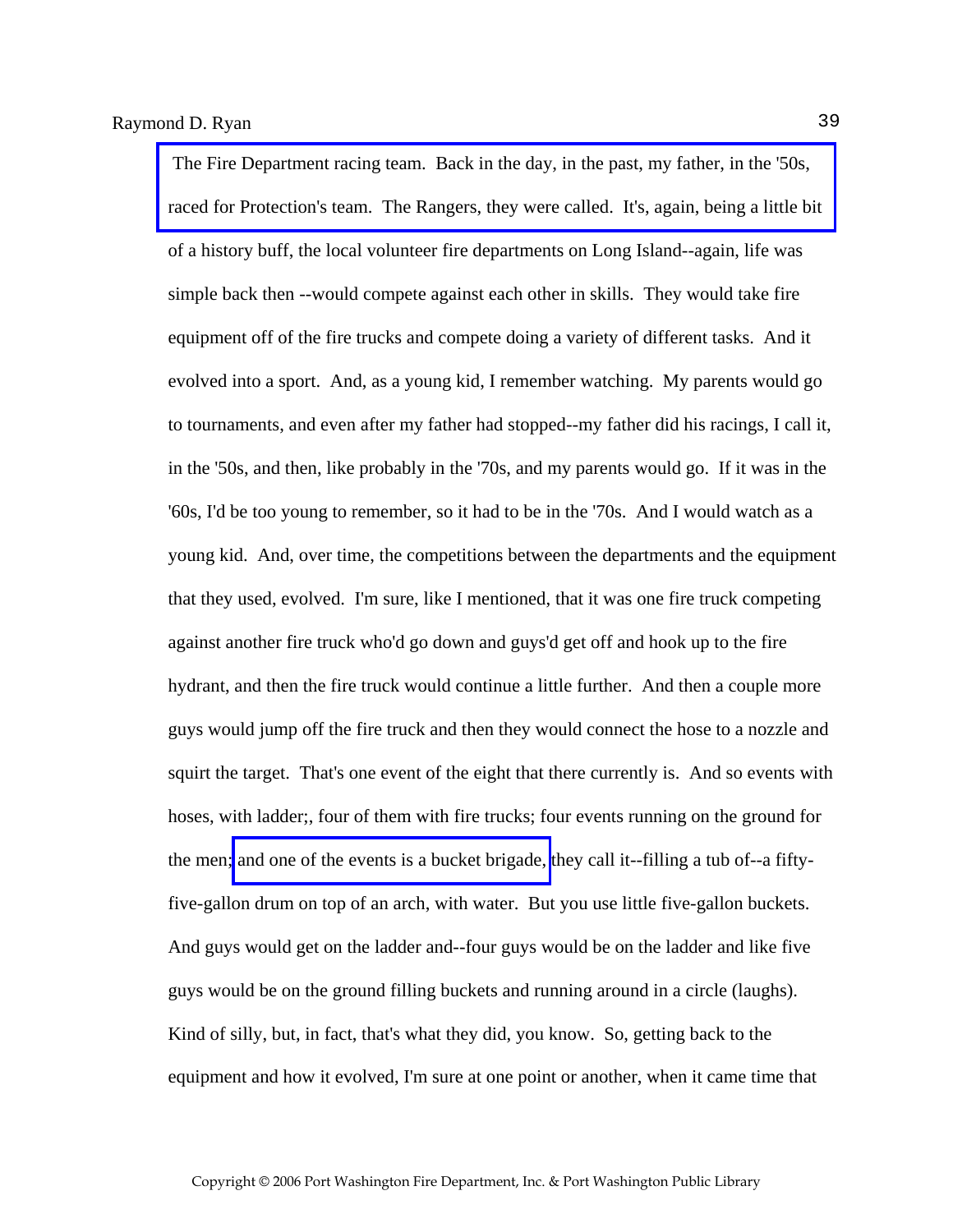The Fire Department racing team. Back in the day, in the past, my father, in the '50s, raced for Protection's team. The Rangers, they were called. It's, again, being a little bit of a history buff, the local volunteer fire departments on Long Island--again, life was simple back then --would compete against each other in skills. They would take fire equipment off of the fire trucks and compete doing a variety of different tasks. And it evolved into a sport. And, as a young kid, I remember watching. My parents would go to tournaments, and even after my father had stopped--my father did his racings, I call it, in the '50s, and then, like probably in the '70s, and my parents would go. If it was in the '60s, I'd be too young to remember, so it had to be in the '70s. And I would watch as a young kid. And, over time, the competitions between the departments and the equipment that they used, evolved. I'm sure, like I mentioned, that it was one fire truck competing against another fire truck who'd go down and guys'd get off and hook up to the fire hydrant, and then the fire truck would continue a little further. And then a couple more guys would jump off the fire truck and then they would connect the hose to a nozzle and squirt the target. That's one event of the eight that there currently is. And so events with hoses, with ladder;, four of them with fire trucks; four events running on the ground for the men; and one of the events is a bucket brigade, they call it--filling a tub of--a fifty-five-gallon drum on top of an arch, with water. But you use little five-gallon buckets. And guys would get on the ladder and--four guys would be on the ladder and like five guys would be on the ground filling buckets and running around in a circle (laughs). Kind of silly, but, in fact, that's what they did, you know. So, getting back to the equipment and how it evolved, I'm sure at one point or another, when it came time that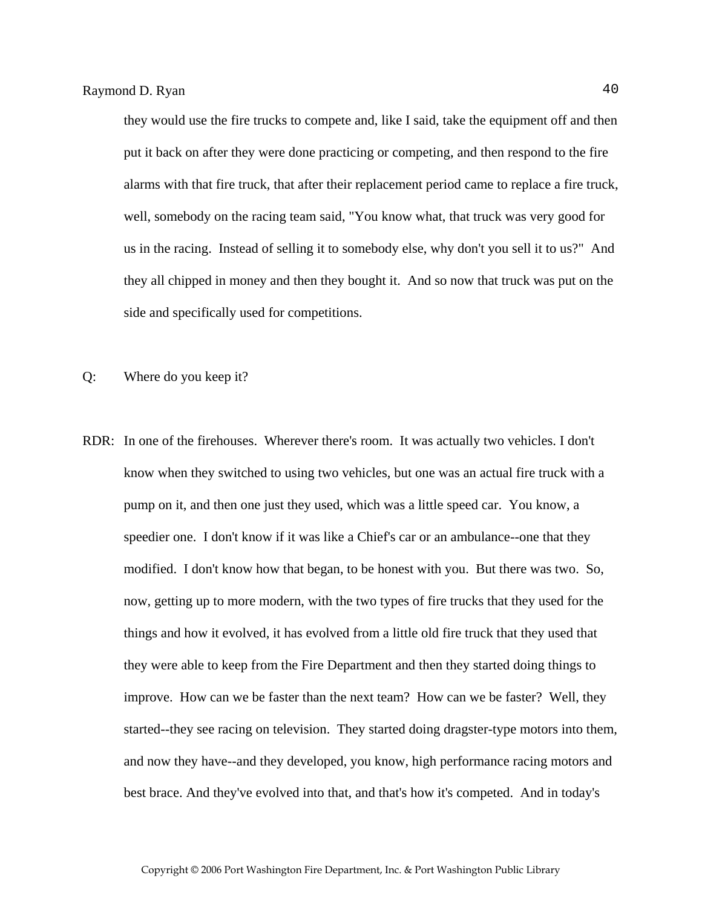they would use the fire trucks to compete and, like I said, take the equipment off and then put it back on after they were done practicing or competing, and then respond to the fire alarms with that fire truck, that after their replacement period came to replace a fire truck, well, somebody on the racing team said, "You know what, that truck was very good for us in the racing. Instead of selling it to somebody else, why don't you sell it to us?" And they all chipped in money and then they bought it. And so now that truck was put on the side and specifically used for competitions.

Q: Where do you keep it?

RDR: In one of the firehouses. Wherever there's room. It was actually two vehicles. I don't know when they switched to using two vehicles, but one was an actual fire truck with a pump on it, and then one just they used, which was a little speed car. You know, a speedier one. I don't know if it was like a Chief's car or an ambulance--one that they modified. I don't know how that began, to be honest with you. But there was two. So, now, getting up to more modern, with the two types of fire trucks that they used for the things and how it evolved, it has evolved from a little old fire truck that they used that they were able to keep from the Fire Department and then they started doing things to improve. How can we be faster than the next team? How can we be faster? Well, they started--they see racing on television. They started doing dragster-type motors into them, and now they have--and they developed, you know, high performance racing motors and best brace. And they've evolved into that, and that's how it's competed. And in today's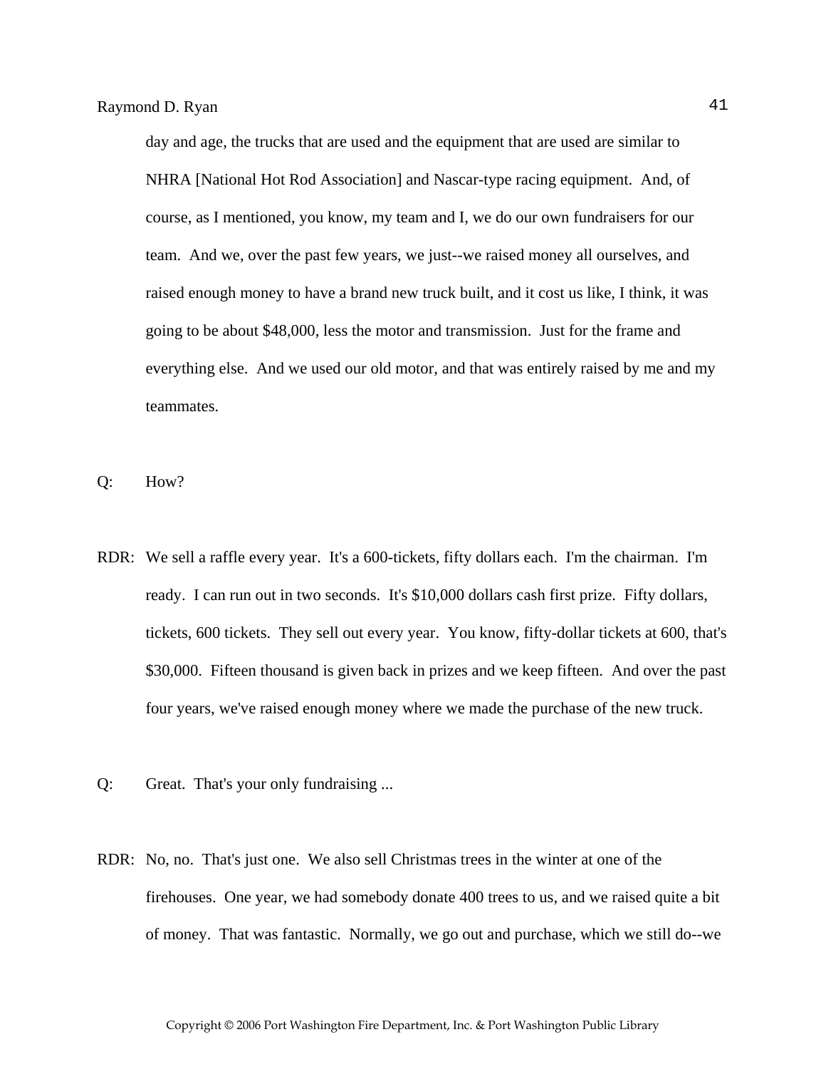day and age, the trucks that are used and the equipment that are used are similar to NHRA [National Hot Rod Association] and Nascar-type racing equipment. And, of course, as I mentioned, you know, my team and I, we do our own fundraisers for our team. And we, over the past few years, we just--we raised money all ourselves, and raised enough money to have a brand new truck built, and it cost us like, I think, it was going to be about $48,000, less the motor and transmission. Just for the frame and everything else. And we used our old motor, and that was entirely raised by me and my teammates.

Q: How?

RDR: We sell a raffle every year. It's a 600-tickets, fifty dollars each. I'm the chairman. I'm ready. I can run out in two seconds. It's $10,000 dollars cash first prize. Fifty dollars, tickets, 600 tickets. They sell out every year. You know, fifty-dollar tickets at 600, that's $30,000. Fifteen thousand is given back in prizes and we keep fifteen. And over the past four years, we've raised enough money where we made the purchase of the new truck.

Q: Great. That's your only fundraising ...

RDR: No, no. That's just one. We also sell Christmas trees in the winter at one of the firehouses. One year, we had somebody donate 400 trees to us, and we raised quite a bit of money. That was fantastic. Normally, we go out and purchase, which we still do--we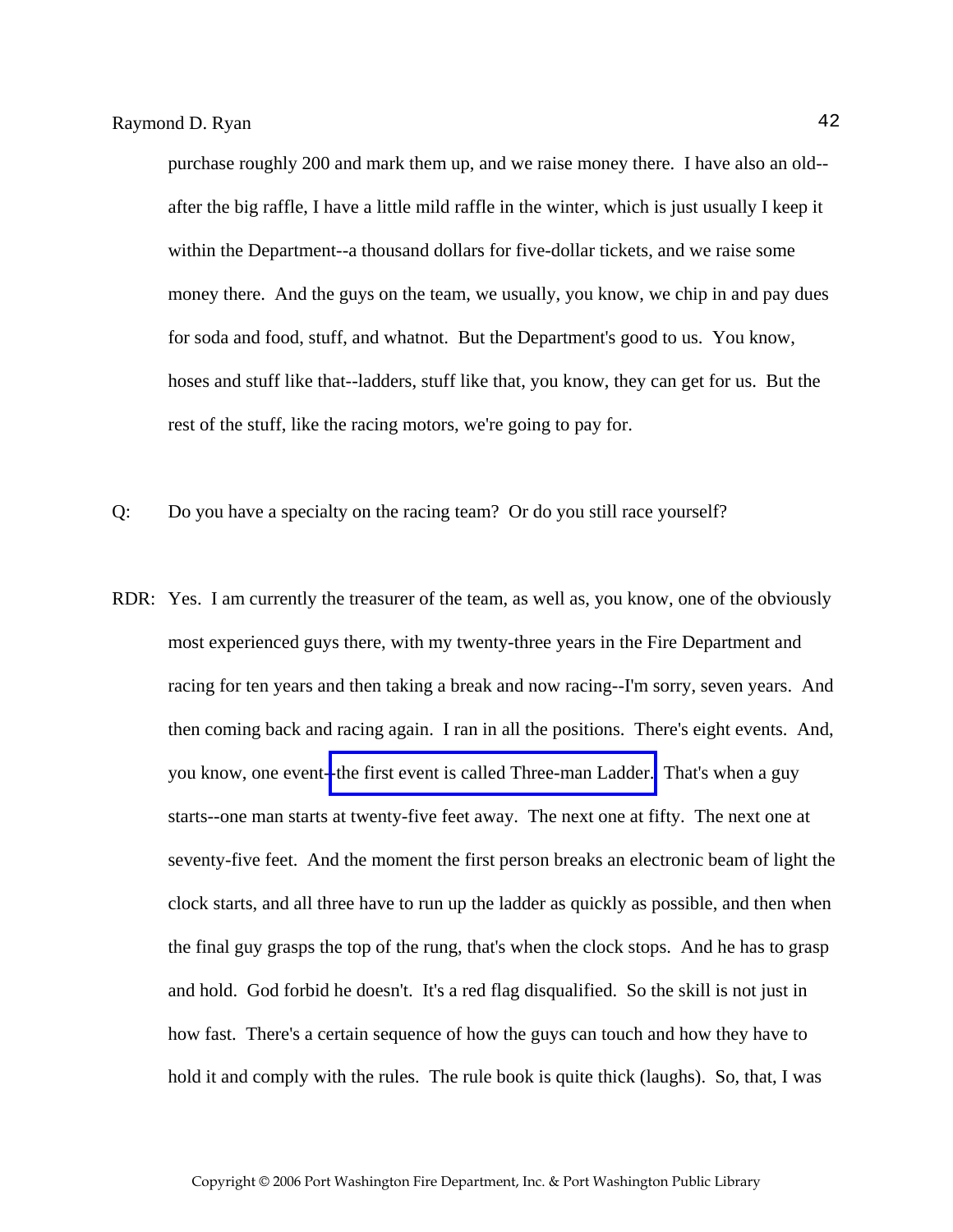purchase roughly 200 and mark them up, and we raise money there. I have also an old--after the big raffle, I have a little mild raffle in the winter, which is just usually I keep it within the Department--a thousand dollars for five-dollar tickets, and we raise some money there. And the guys on the team, we usually, you know, we chip in and pay dues for soda and food, stuff, and whatnot. But the Department's good to us. You know, hoses and stuff like that--ladders, stuff like that, you know, they can get for us. But the rest of the stuff, like the racing motors, we're going to pay for.

Q: Do you have a specialty on the racing team? Or do you still race yourself?

RDR: Yes. I am currently the treasurer of the team, as well as, you know, one of the obviously most experienced guys there, with my twenty-three years in the Fire Department and racing for ten years and then taking a break and now racing--I'm sorry, seven years. And then coming back and racing again. I ran in all the positions. There's eight events. And, you know, one event--the first event is called Three-man Ladder. That's when a guy starts--one man starts at twenty-five feet away. The next one at fifty. The next one at seventy-five feet. And the moment the first person breaks an electronic beam of light the clock starts, and all three have to run up the ladder as quickly as possible, and then when the final guy grasps the top of the rung, that's when the clock stops. And he has to grasp and hold. God forbid he doesn't. It's a red flag disqualified. So the skill is not just in how fast. There's a certain sequence of how the guys can touch and how they have to hold it and comply with the rules. The rule book is quite thick (laughs). So, that, I was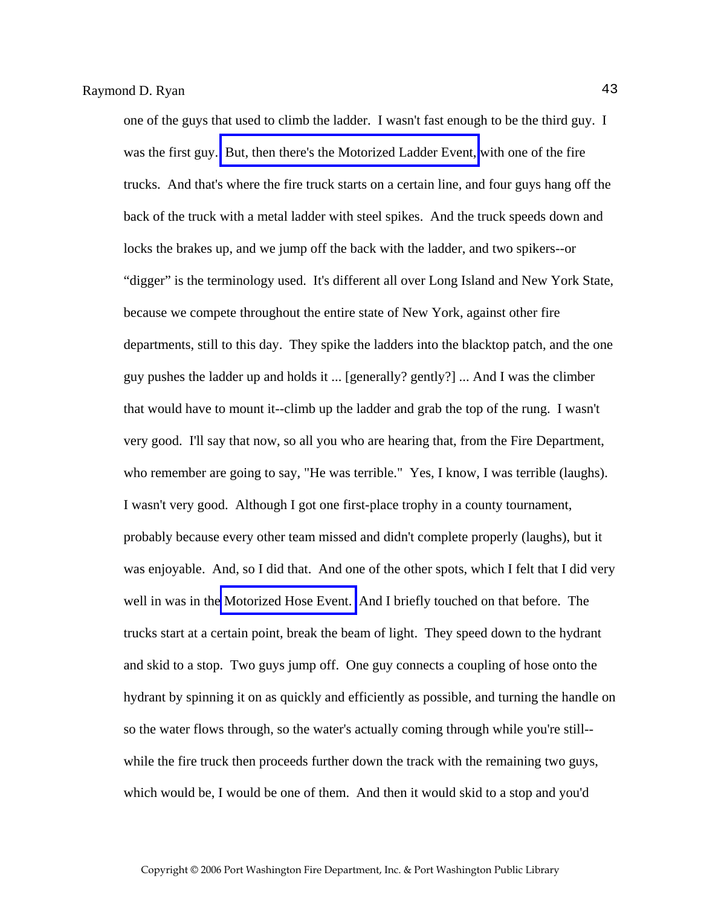one of the guys that used to climb the ladder. I wasn't fast enough to be the third guy. I was the first guy. But, then there's the Motorized Ladder Event, with one of the fire trucks. And that's where the fire truck starts on a certain line, and four guys hang off the back of the truck with a metal ladder with steel spikes. And the truck speeds down and locks the brakes up, and we jump off the back with the ladder, and two spikers--or "digger" is the terminology used. It's different all over Long Island and New York State, because we compete throughout the entire state of New York, against other fire departments, still to this day. They spike the ladders into the blacktop patch, and the one guy pushes the ladder up and holds it ... [generally? gently?] ... And I was the climber that would have to mount it--climb up the ladder and grab the top of the rung. I wasn't very good. I'll say that now, so all you who are hearing that, from the Fire Department, who remember are going to say, "He was terrible." Yes, I know, I was terrible (laughs). I wasn't very good. Although I got one first-place trophy in a county tournament, probably because every other team missed and didn't complete properly (laughs), but it was enjoyable. And, so I did that. And one of the other spots, which I felt that I did very well in was in the Motorized Hose Event. And I briefly touched on that before. The trucks start at a certain point, break the beam of light. They speed down to the hydrant and skid to a stop. Two guys jump off. One guy connects a coupling of hose onto the hydrant by spinning it on as quickly and efficiently as possible, and turning the handle on so the water flows through, so the water's actually coming through while you're still--while the fire truck then proceeds further down the track with the remaining two guys, which would be, I would be one of them. And then it would skid to a stop and you'd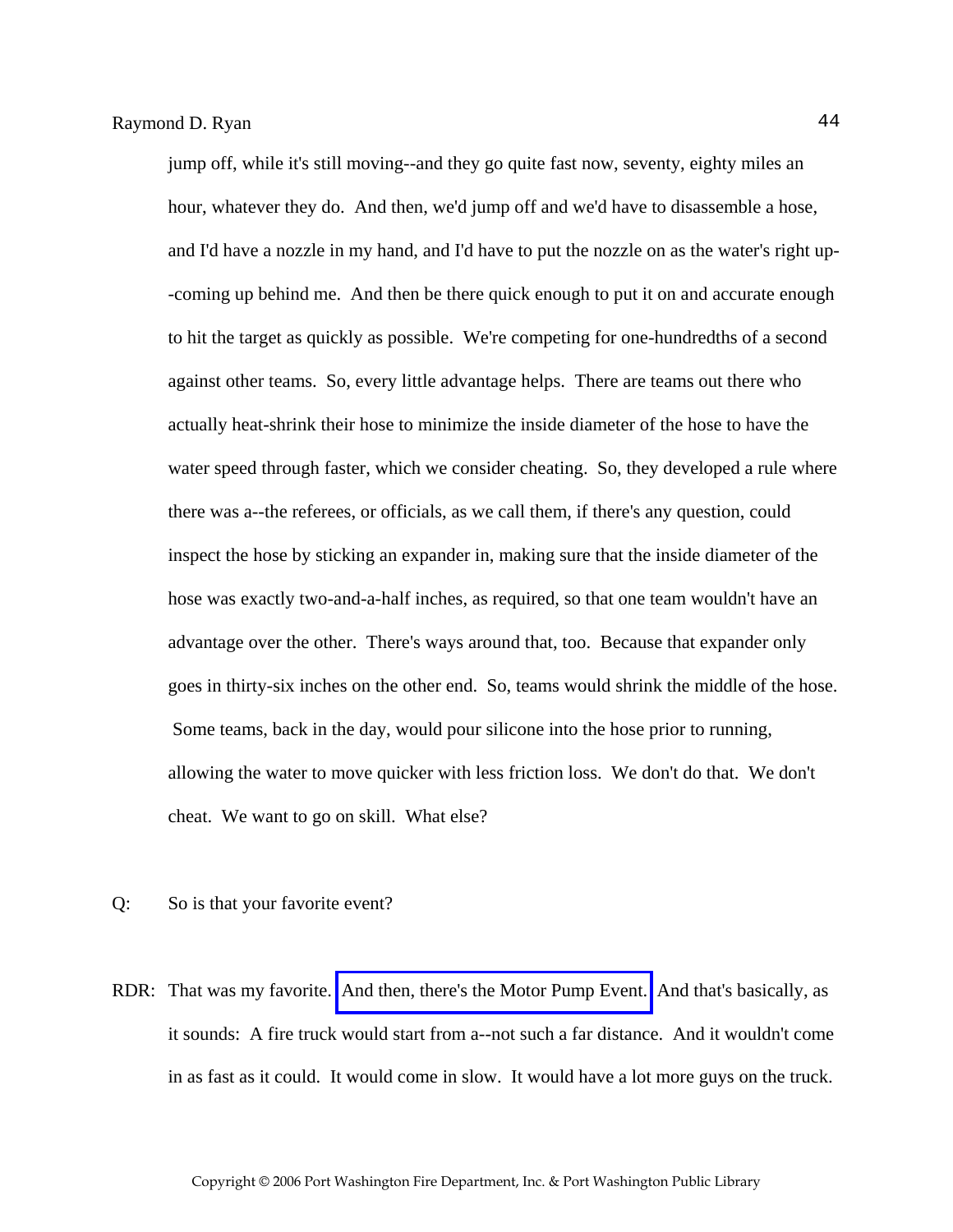jump off, while it's still moving--and they go quite fast now, seventy, eighty miles an hour, whatever they do. And then, we'd jump off and we'd have to disassemble a hose, and I'd have a nozzle in my hand, and I'd have to put the nozzle on as the water's right up--coming up behind me. And then be there quick enough to put it on and accurate enough to hit the target as quickly as possible. We're competing for one-hundredths of a second against other teams. So, every little advantage helps. There are teams out there who actually heat-shrink their hose to minimize the inside diameter of the hose to have the water speed through faster, which we consider cheating. So, they developed a rule where there was a--the referees, or officials, as we call them, if there's any question, could inspect the hose by sticking an expander in, making sure that the inside diameter of the hose was exactly two-and-a-half inches, as required, so that one team wouldn't have an advantage over the other. There's ways around that, too. Because that expander only goes in thirty-six inches on the other end. So, teams would shrink the middle of the hose. Some teams, back in the day, would pour silicone into the hose prior to running, allowing the water to move quicker with less friction loss. We don't do that. We don't cheat. We want to go on skill. What else?

Q: So is that your favorite event?

RDR: That was my favorite. And then, there's the Motor Pump Event. And that's basically, as it sounds: A fire truck would start from a--not such a far distance. And it wouldn't come in as fast as it could. It would come in slow. It would have a lot more guys on the truck.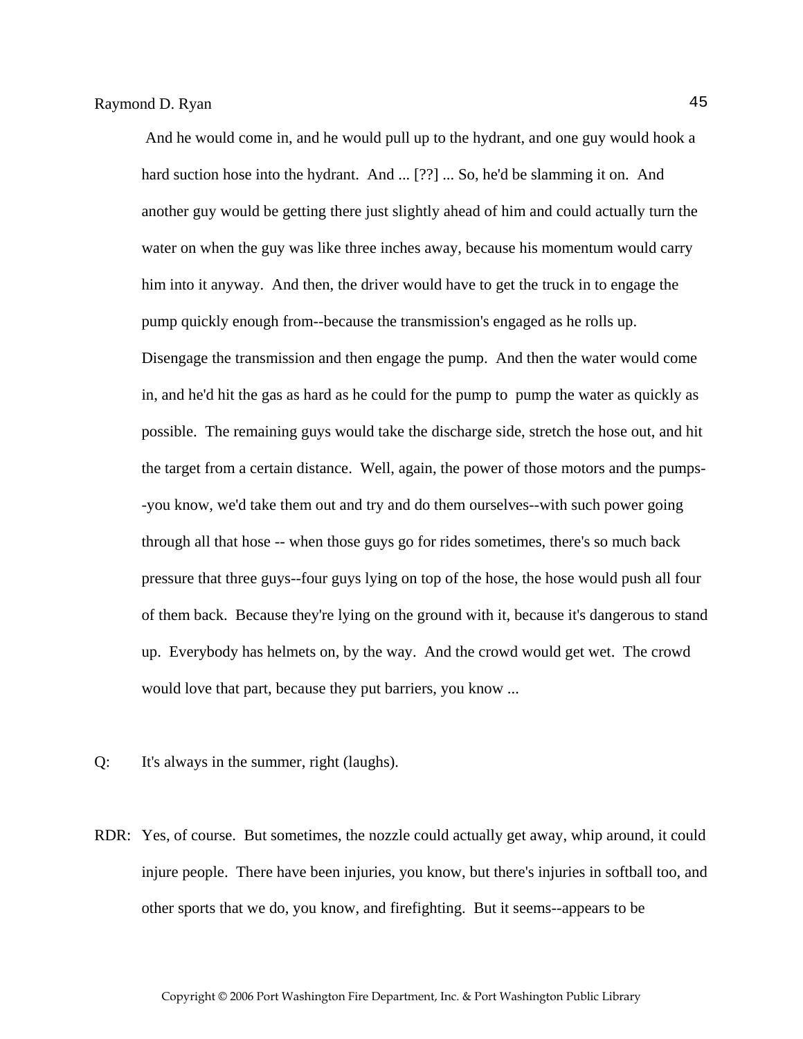And he would come in, and he would pull up to the hydrant, and one guy would hook a hard suction hose into the hydrant. And ... [??] ... So, he'd be slamming it on. And another guy would be getting there just slightly ahead of him and could actually turn the water on when the guy was like three inches away, because his momentum would carry him into it anyway. And then, the driver would have to get the truck in to engage the pump quickly enough from--because the transmission's engaged as he rolls up. Disengage the transmission and then engage the pump. And then the water would come in, and he'd hit the gas as hard as he could for the pump to pump the water as quickly as possible. The remaining guys would take the discharge side, stretch the hose out, and hit the target from a certain distance. Well, again, the power of those motors and the pumps--you know, we'd take them out and try and do them ourselves--with such power going through all that hose -- when those guys go for rides sometimes, there's so much back pressure that three guys--four guys lying on top of the hose, the hose would push all four of them back. Because they're lying on the ground with it, because it's dangerous to stand up. Everybody has helmets on, by the way. And the crowd would get wet. The crowd would love that part, because they put barriers, you know ...

Q: It's always in the summer, right (laughs).

RDR: Yes, of course. But sometimes, the nozzle could actually get away, whip around, it could injure people. There have been injuries, you know, but there's injuries in softball too, and other sports that we do, you know, and firefighting. But it seems--appears to be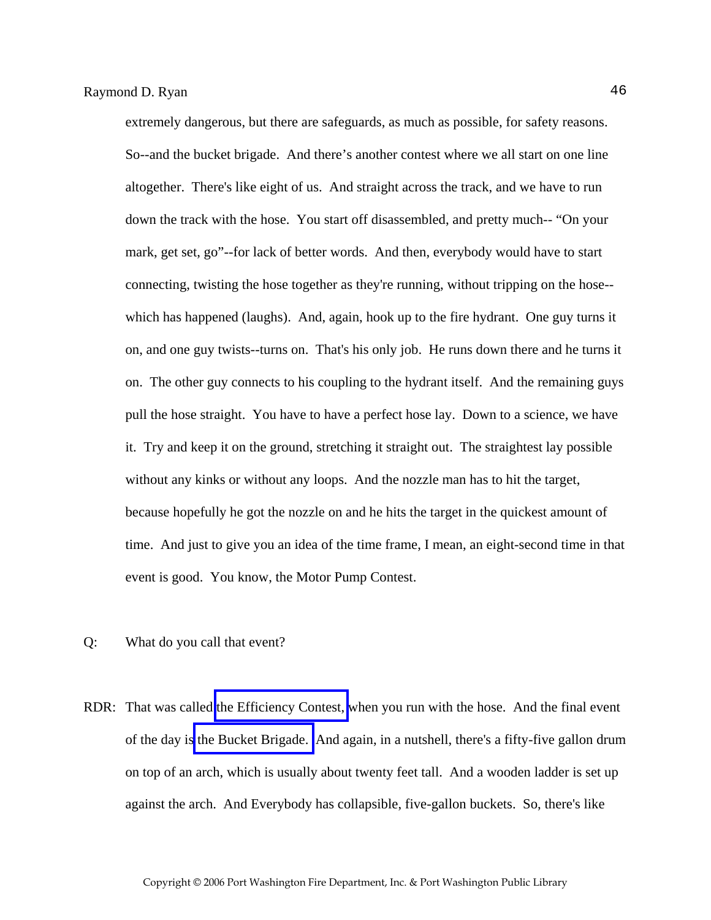extremely dangerous, but there are safeguards, as much as possible, for safety reasons. So--and the bucket brigade. And there's another contest where we all start on one line altogether. There's like eight of us. And straight across the track, and we have to run down the track with the hose. You start off disassembled, and pretty much-- "On your mark, get set, go"--for lack of better words. And then, everybody would have to start connecting, twisting the hose together as they're running, without tripping on the hose--which has happened (laughs). And, again, hook up to the fire hydrant. One guy turns it on, and one guy twists--turns on. That's his only job. He runs down there and he turns it on. The other guy connects to his coupling to the hydrant itself. And the remaining guys pull the hose straight. You have to have a perfect hose lay. Down to a science, we have it. Try and keep it on the ground, stretching it straight out. The straightest lay possible without any kinks or without any loops. And the nozzle man has to hit the target, because hopefully he got the nozzle on and he hits the target in the quickest amount of time. And just to give you an idea of the time frame, I mean, an eight-second time in that event is good. You know, the Motor Pump Contest.

Q: What do you call that event?

RDR: That was called the Efficiency Contest, when you run with the hose. And the final event of the day is the Bucket Brigade. And again, in a nutshell, there's a fifty-five gallon drum on top of an arch, which is usually about twenty feet tall. And a wooden ladder is set up against the arch. And Everybody has collapsible, five-gallon buckets. So, there's like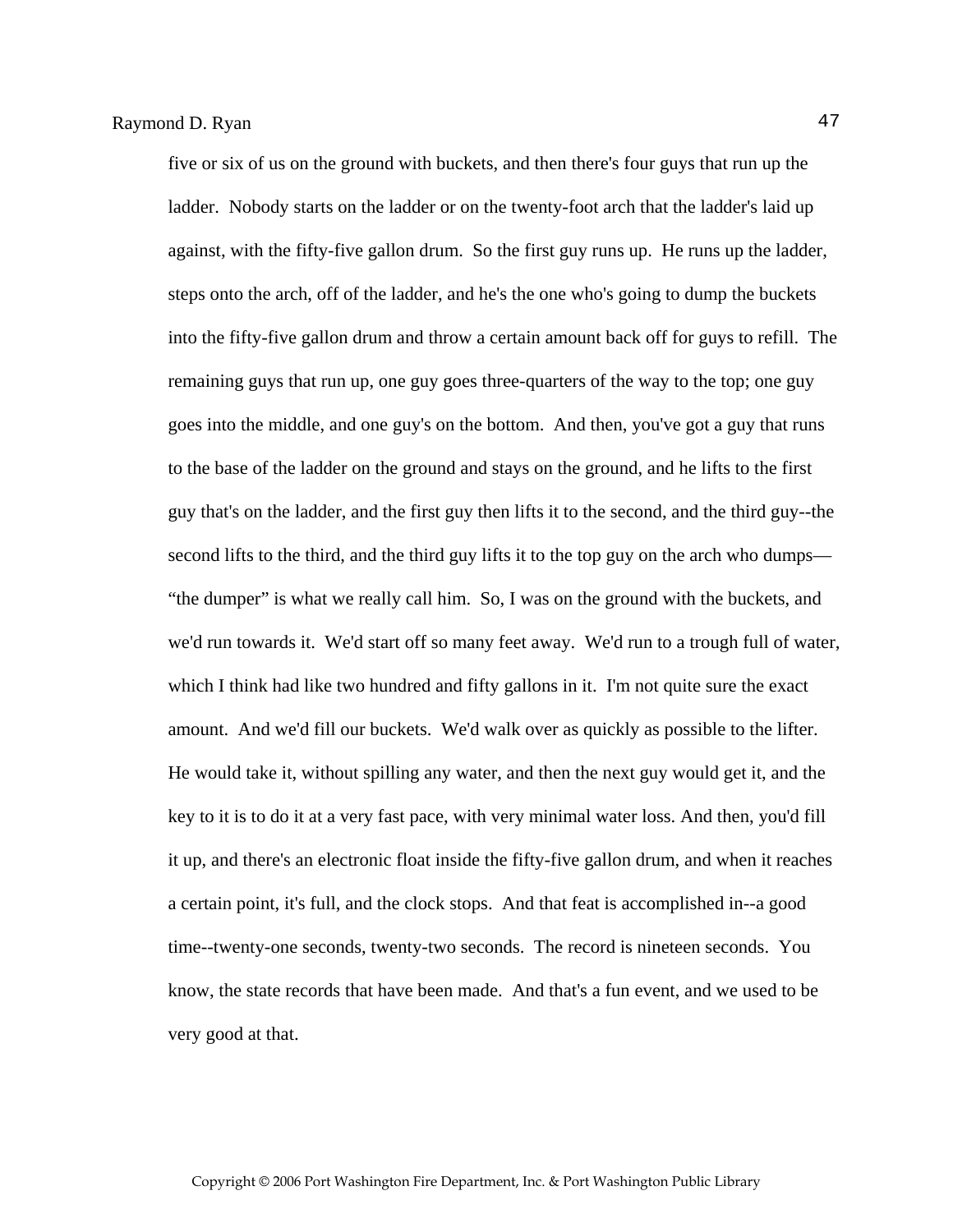five or six of us on the ground with buckets, and then there's four guys that run up the ladder. Nobody starts on the ladder or on the twenty-foot arch that the ladder's laid up against, with the fifty-five gallon drum. So the first guy runs up. He runs up the ladder, steps onto the arch, off of the ladder, and he's the one who's going to dump the buckets into the fifty-five gallon drum and throw a certain amount back off for guys to refill. The remaining guys that run up, one guy goes three-quarters of the way to the top; one guy goes into the middle, and one guy's on the bottom. And then, you've got a guy that runs to the base of the ladder on the ground and stays on the ground, and he lifts to the first guy that's on the ladder, and the first guy then lifts it to the second, and the third guy--the second lifts to the third, and the third guy lifts it to the top guy on the arch who dumps—"the dumper" is what we really call him. So, I was on the ground with the buckets, and we'd run towards it. We'd start off so many feet away. We'd run to a trough full of water, which I think had like two hundred and fifty gallons in it. I'm not quite sure the exact amount. And we'd fill our buckets. We'd walk over as quickly as possible to the lifter. He would take it, without spilling any water, and then the next guy would get it, and the key to it is to do it at a very fast pace, with very minimal water loss. And then, you'd fill it up, and there's an electronic float inside the fifty-five gallon drum, and when it reaches a certain point, it's full, and the clock stops. And that feat is accomplished in--a good time--twenty-one seconds, twenty-two seconds. The record is nineteen seconds. You know, the state records that have been made. And that's a fun event, and we used to be very good at that.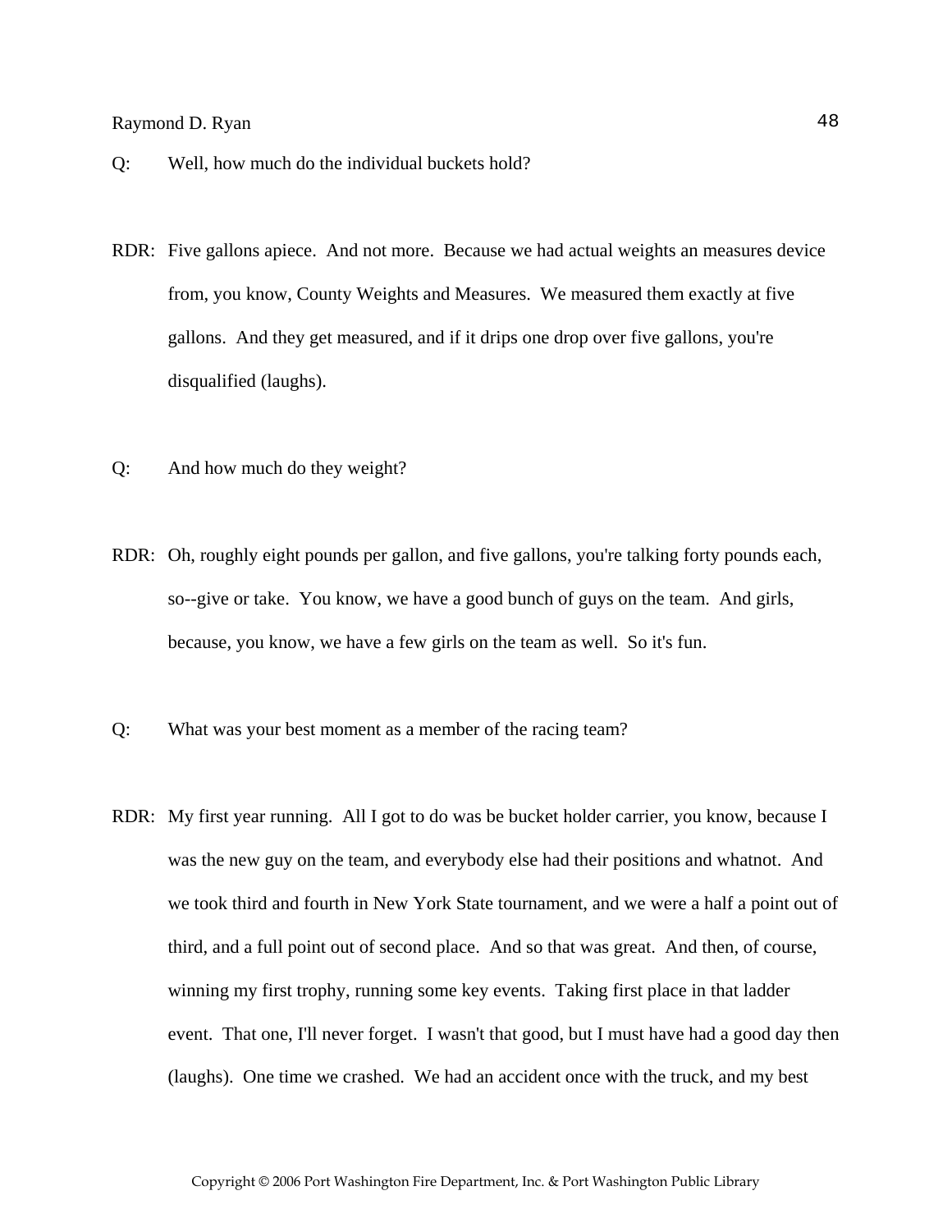Q: Well, how much do the individual buckets hold?

RDR: Five gallons apiece. And not more. Because we had actual weights an measures device from, you know, County Weights and Measures. We measured them exactly at five gallons. And they get measured, and if it drips one drop over five gallons, you're disqualified (laughs).

Q: And how much do they weight?

RDR: Oh, roughly eight pounds per gallon, and five gallons, you're talking forty pounds each, so--give or take. You know, we have a good bunch of guys on the team. And girls, because, you know, we have a few girls on the team as well. So it's fun.

Q: What was your best moment as a member of the racing team?

RDR: My first year running. All I got to do was be bucket holder carrier, you know, because I was the new guy on the team, and everybody else had their positions and whatnot. And we took third and fourth in New York State tournament, and we were a half a point out of third, and a full point out of second place. And so that was great. And then, of course, winning my first trophy, running some key events. Taking first place in that ladder event. That one, I'll never forget. I wasn't that good, but I must have had a good day then (laughs). One time we crashed. We had an accident once with the truck, and my best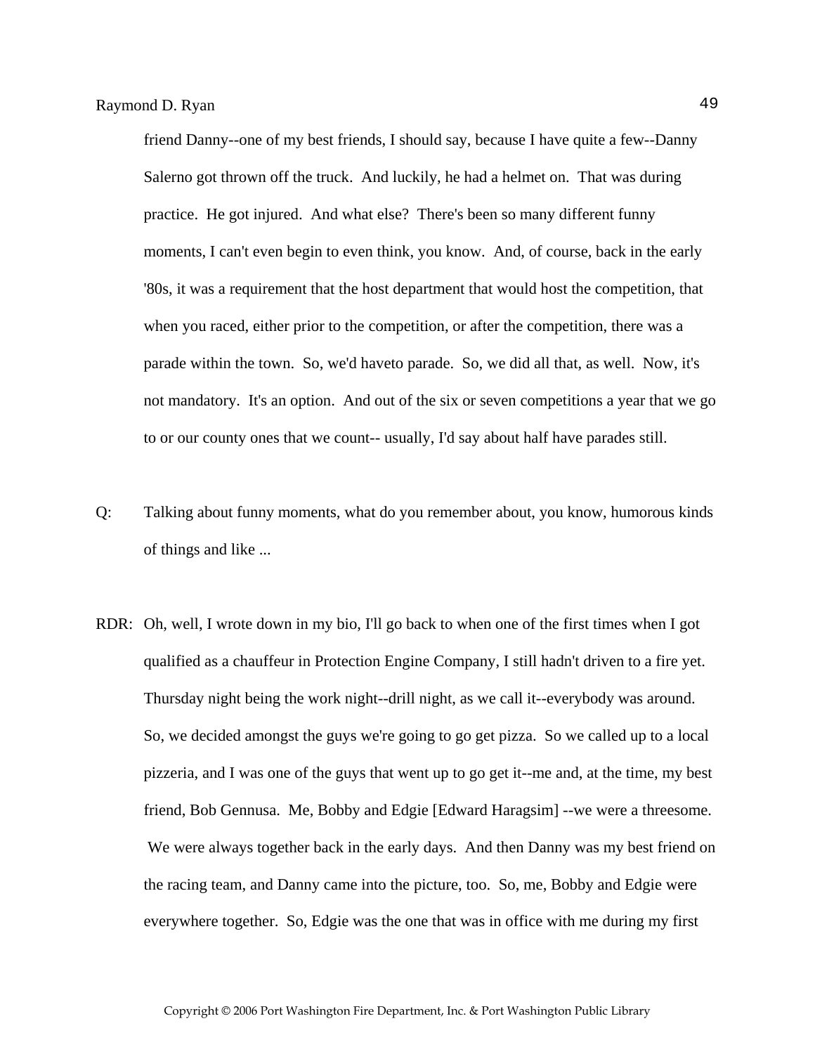friend Danny--one of my best friends, I should say, because I have quite a few--Danny Salerno got thrown off the truck. And luckily, he had a helmet on. That was during practice. He got injured. And what else? There's been so many different funny moments, I can't even begin to even think, you know. And, of course, back in the early '80s, it was a requirement that the host department that would host the competition, that when you raced, either prior to the competition, or after the competition, there was a parade within the town. So, we'd haveto parade. So, we did all that, as well. Now, it's not mandatory. It's an option. And out of the six or seven competitions a year that we go to or our county ones that we count-- usually, I'd say about half have parades still.

Q: Talking about funny moments, what do you remember about, you know, humorous kinds of things and like ...

RDR: Oh, well, I wrote down in my bio, I'll go back to when one of the first times when I got qualified as a chauffeur in Protection Engine Company, I still hadn't driven to a fire yet. Thursday night being the work night--drill night, as we call it--everybody was around. So, we decided amongst the guys we're going to go get pizza. So we called up to a local pizzeria, and I was one of the guys that went up to go get it--me and, at the time, my best friend, Bob Gennusa. Me, Bobby and Edgie [Edward Haragsim] --we were a threesome. We were always together back in the early days. And then Danny was my best friend on the racing team, and Danny came into the picture, too. So, me, Bobby and Edgie were everywhere together. So, Edgie was the one that was in office with me during my first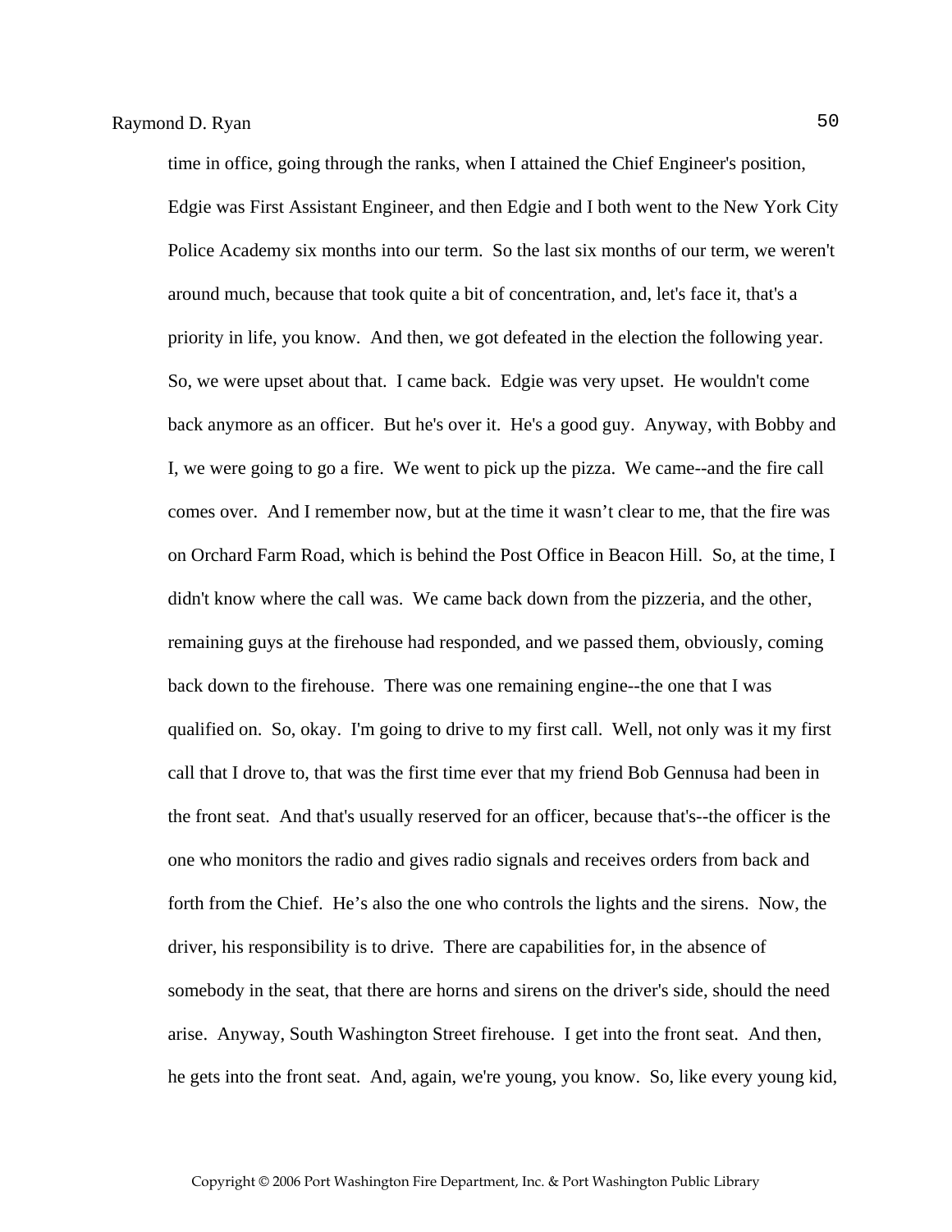time in office, going through the ranks, when I attained the Chief Engineer's position, Edgie was First Assistant Engineer, and then Edgie and I both went to the New York City Police Academy six months into our term. So the last six months of our term, we weren't around much, because that took quite a bit of concentration, and, let's face it, that's a priority in life, you know. And then, we got defeated in the election the following year. So, we were upset about that. I came back. Edgie was very upset. He wouldn't come back anymore as an officer. But he's over it. He's a good guy. Anyway, with Bobby and I, we were going to go a fire. We went to pick up the pizza. We came--and the fire call comes over. And I remember now, but at the time it wasn't clear to me, that the fire was on Orchard Farm Road, which is behind the Post Office in Beacon Hill. So, at the time, I didn't know where the call was. We came back down from the pizzeria, and the other, remaining guys at the firehouse had responded, and we passed them, obviously, coming back down to the firehouse. There was one remaining engine--the one that I was qualified on. So, okay. I'm going to drive to my first call. Well, not only was it my first call that I drove to, that was the first time ever that my friend Bob Gennusa had been in the front seat. And that's usually reserved for an officer, because that's--the officer is the one who monitors the radio and gives radio signals and receives orders from back and forth from the Chief. He's also the one who controls the lights and the sirens. Now, the driver, his responsibility is to drive. There are capabilities for, in the absence of somebody in the seat, that there are horns and sirens on the driver's side, should the need arise. Anyway, South Washington Street firehouse. I get into the front seat. And then, he gets into the front seat. And, again, we're young, you know. So, like every young kid,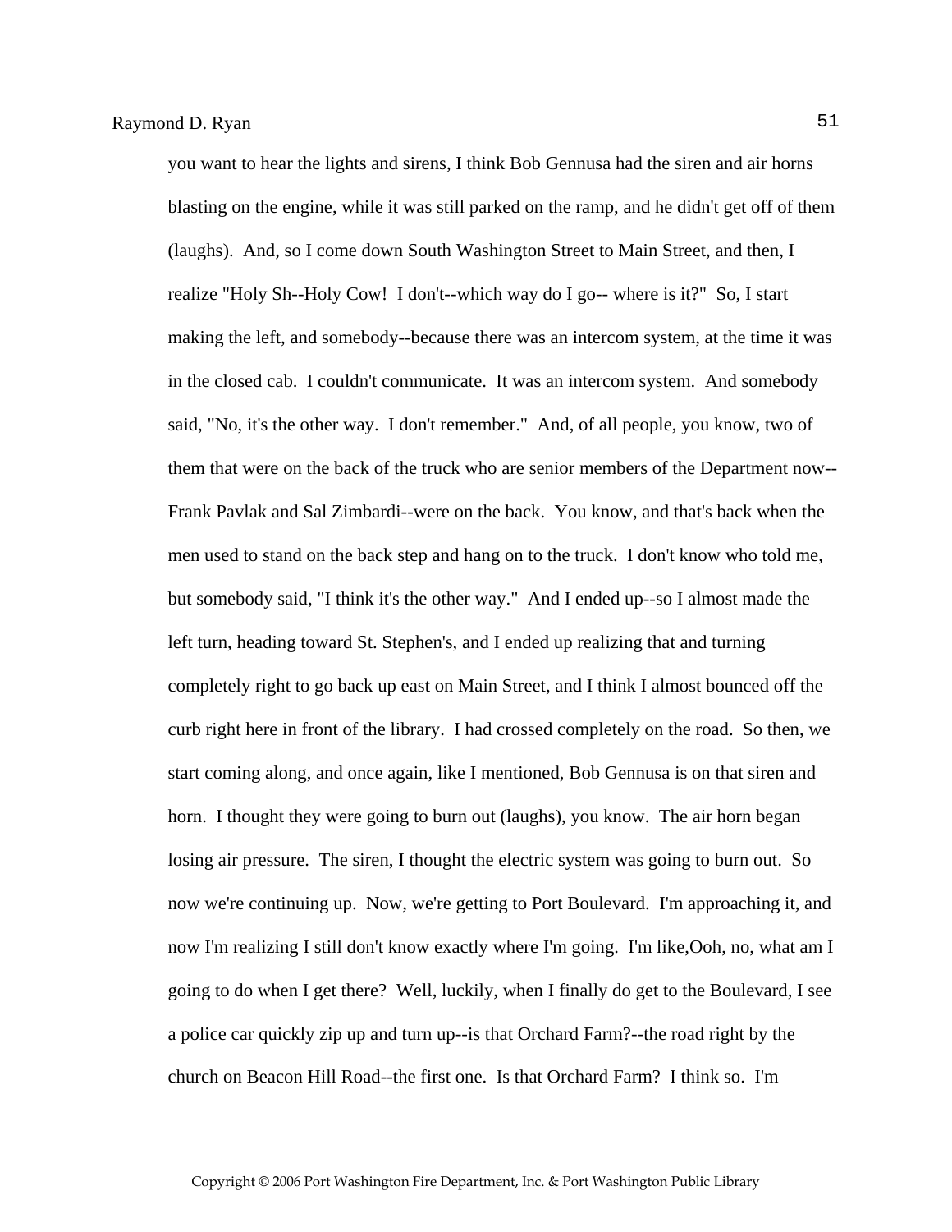you want to hear the lights and sirens, I think Bob Gennusa had the siren and air horns blasting on the engine, while it was still parked on the ramp, and he didn't get off of them (laughs). And, so I come down South Washington Street to Main Street, and then, I realize "Holy Sh--Holy Cow! I don't--which way do I go-- where is it?" So, I start making the left, and somebody--because there was an intercom system, at the time it was in the closed cab. I couldn't communicate. It was an intercom system. And somebody said, "No, it's the other way. I don't remember." And, of all people, you know, two of them that were on the back of the truck who are senior members of the Department now--Frank Pavlak and Sal Zimbardi--were on the back. You know, and that's back when the men used to stand on the back step and hang on to the truck. I don't know who told me, but somebody said, "I think it's the other way." And I ended up--so I almost made the left turn, heading toward St. Stephen's, and I ended up realizing that and turning completely right to go back up east on Main Street, and I think I almost bounced off the curb right here in front of the library. I had crossed completely on the road. So then, we start coming along, and once again, like I mentioned, Bob Gennusa is on that siren and horn. I thought they were going to burn out (laughs), you know. The air horn began losing air pressure. The siren, I thought the electric system was going to burn out. So now we're continuing up. Now, we're getting to Port Boulevard. I'm approaching it, and now I'm realizing I still don't know exactly where I'm going. I'm like,Ooh, no, what am I going to do when I get there? Well, luckily, when I finally do get to the Boulevard, I see a police car quickly zip up and turn up--is that Orchard Farm?--the road right by the church on Beacon Hill Road--the first one. Is that Orchard Farm? I think so. I'm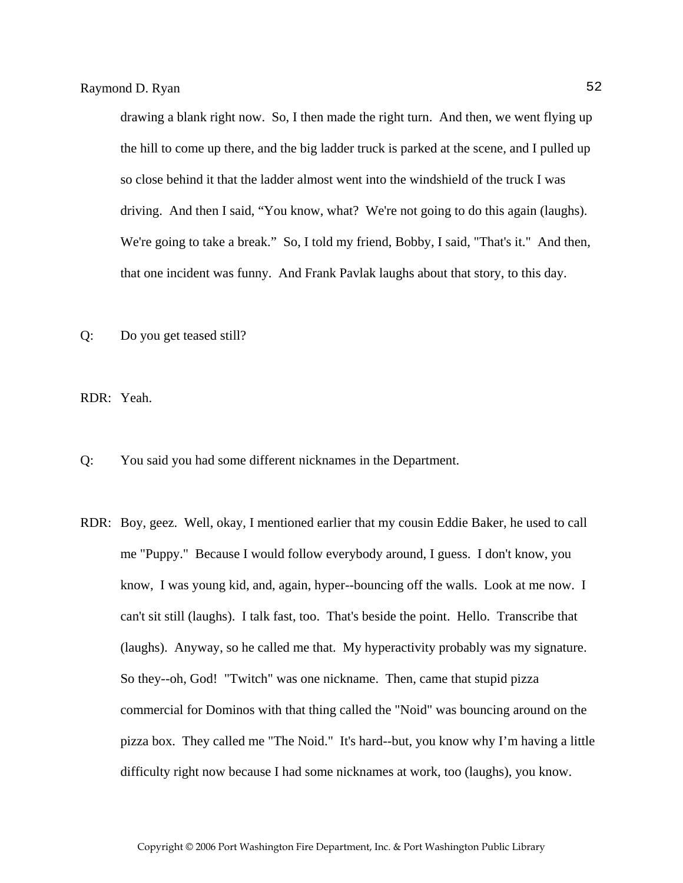drawing a blank right now. So, I then made the right turn. And then, we went flying up the hill to come up there, and the big ladder truck is parked at the scene, and I pulled up so close behind it that the ladder almost went into the windshield of the truck I was driving. And then I said, “You know, what? We're not going to do this again (laughs). We're going to take a break.” So, I told my friend, Bobby, I said, "That's it." And then, that one incident was funny. And Frank Pavlak laughs about that story, to this day.

Q: Do you get teased still?

RDR: Yeah.

Q: You said you had some different nicknames in the Department.

RDR: Boy, geez. Well, okay, I mentioned earlier that my cousin Eddie Baker, he used to call me "Puppy." Because I would follow everybody around, I guess. I don't know, you know, I was young kid, and, again, hyper--bouncing off the walls. Look at me now. I can't sit still (laughs). I talk fast, too. That's beside the point. Hello. Transcribe that (laughs). Anyway, so he called me that. My hyperactivity probably was my signature. So they--oh, God! "Twitch" was one nickname. Then, came that stupid pizza commercial for Dominos with that thing called the "Noid" was bouncing around on the pizza box. They called me "The Noid." It's hard--but, you know why I’m having a little difficulty right now because I had some nicknames at work, too (laughs), you know.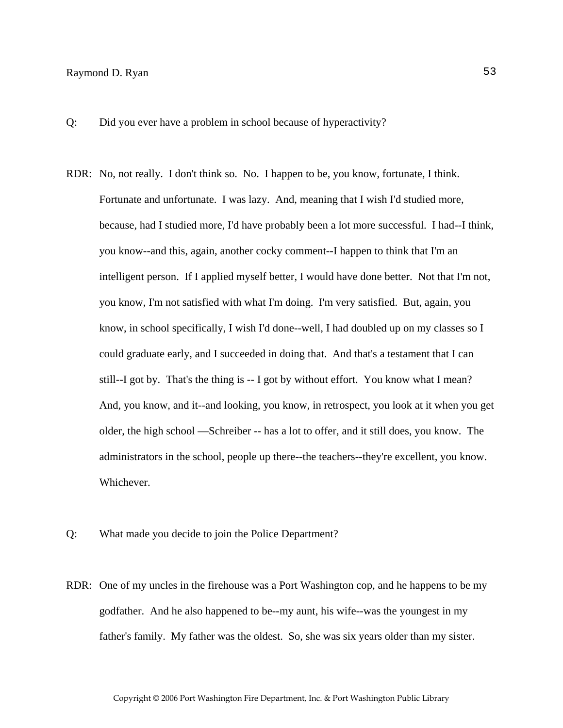Q: Did you ever have a problem in school because of hyperactivity?

RDR: No, not really. I don't think so. No. I happen to be, you know, fortunate, I think. Fortunate and unfortunate. I was lazy. And, meaning that I wish I'd studied more, because, had I studied more, I'd have probably been a lot more successful. I had--I think, you know--and this, again, another cocky comment--I happen to think that I'm an intelligent person. If I applied myself better, I would have done better. Not that I'm not, you know, I'm not satisfied with what I'm doing. I'm very satisfied. But, again, you know, in school specifically, I wish I'd done--well, I had doubled up on my classes so I could graduate early, and I succeeded in doing that. And that's a testament that I can still--I got by. That's the thing is -- I got by without effort. You know what I mean? And, you know, and it--and looking, you know, in retrospect, you look at it when you get older, the high school —Schreiber -- has a lot to offer, and it still does, you know. The administrators in the school, people up there--the teachers--they're excellent, you know. Whichever.

Q: What made you decide to join the Police Department?

RDR: One of my uncles in the firehouse was a Port Washington cop, and he happens to be my godfather. And he also happened to be--my aunt, his wife--was the youngest in my father's family. My father was the oldest. So, she was six years older than my sister.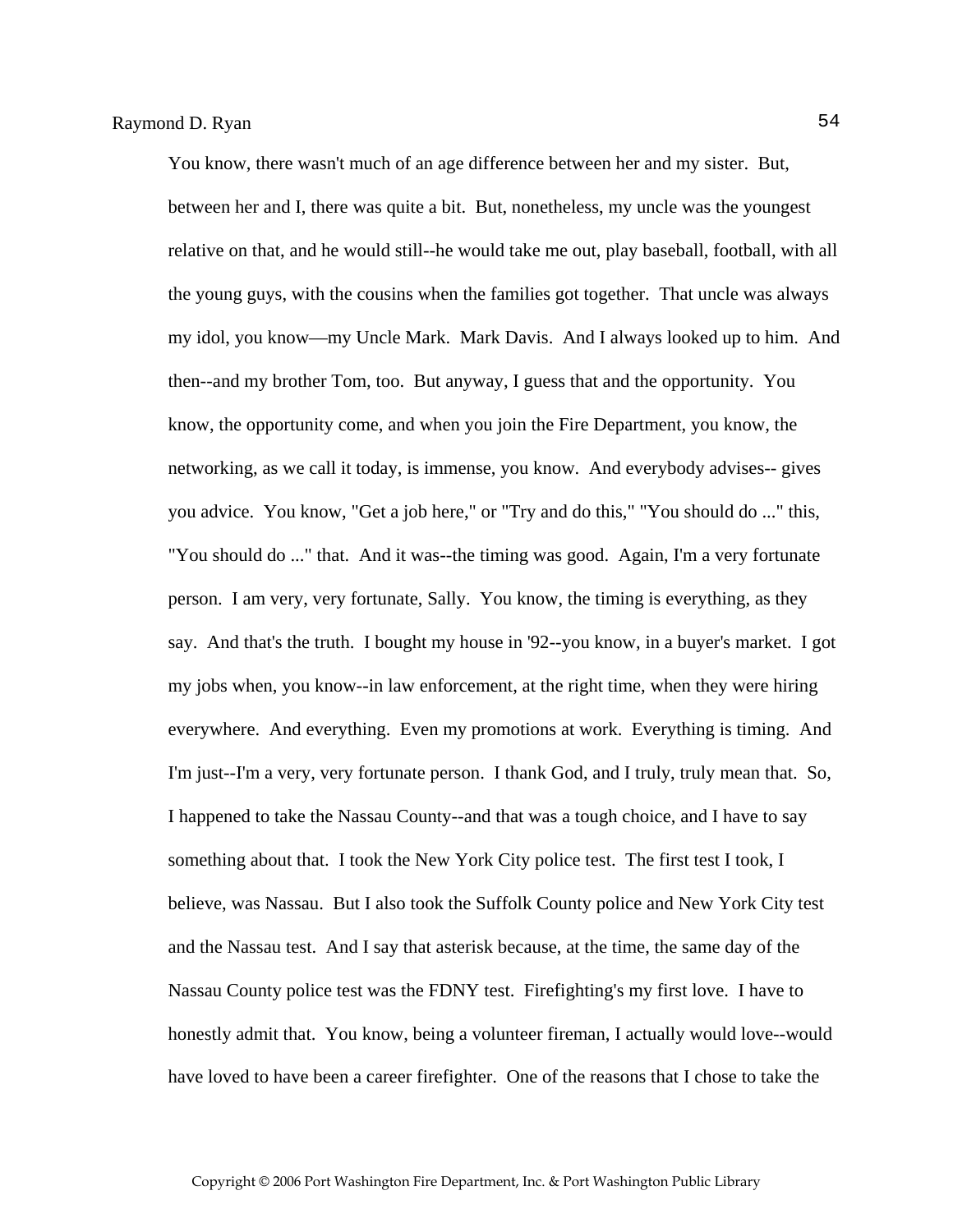You know, there wasn't much of an age difference between her and my sister. But, between her and I, there was quite a bit. But, nonetheless, my uncle was the youngest relative on that, and he would still--he would take me out, play baseball, football, with all the young guys, with the cousins when the families got together. That uncle was always my idol, you know—my Uncle Mark. Mark Davis. And I always looked up to him. And then--and my brother Tom, too. But anyway, I guess that and the opportunity. You know, the opportunity come, and when you join the Fire Department, you know, the networking, as we call it today, is immense, you know. And everybody advises-- gives you advice. You know, "Get a job here," or "Try and do this," "You should do ..." this, "You should do ..." that. And it was--the timing was good. Again, I'm a very fortunate person. I am very, very fortunate, Sally. You know, the timing is everything, as they say. And that's the truth. I bought my house in '92--you know, in a buyer's market. I got my jobs when, you know--in law enforcement, at the right time, when they were hiring everywhere. And everything. Even my promotions at work. Everything is timing. And I'm just--I'm a very, very fortunate person. I thank God, and I truly, truly mean that. So, I happened to take the Nassau County--and that was a tough choice, and I have to say something about that. I took the New York City police test. The first test I took, I believe, was Nassau. But I also took the Suffolk County police and New York City test and the Nassau test. And I say that asterisk because, at the time, the same day of the Nassau County police test was the FDNY test. Firefighting's my first love. I have to honestly admit that. You know, being a volunteer fireman, I actually would love--would have loved to have been a career firefighter. One of the reasons that I chose to take the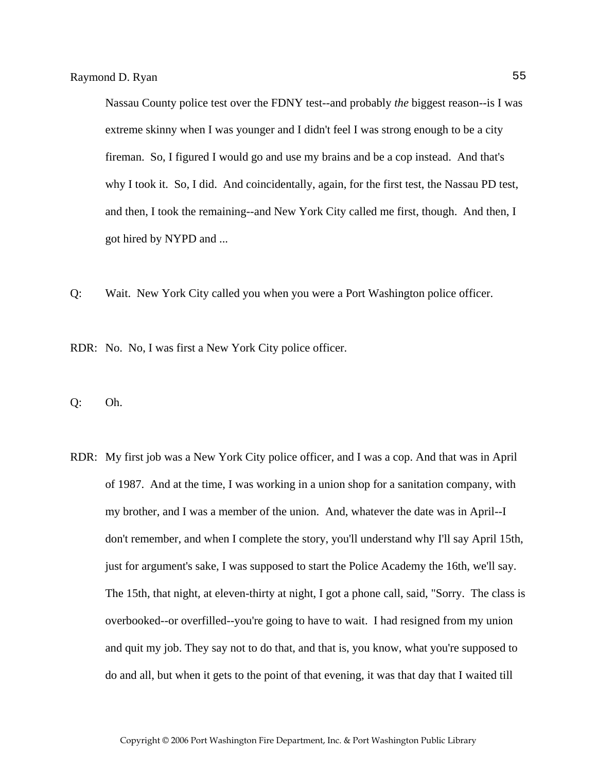Nassau County police test over the FDNY test--and probably *the* biggest reason--is I was extreme skinny when I was younger and I didn't feel I was strong enough to be a city fireman. So, I figured I would go and use my brains and be a cop instead. And that's why I took it. So, I did. And coincidentally, again, for the first test, the Nassau PD test, and then, I took the remaining--and New York City called me first, though. And then, I got hired by NYPD and ...

Q: Wait. New York City called you when you were a Port Washington police officer.

RDR: No. No, I was first a New York City police officer.

Q: Oh.

RDR: My first job was a New York City police officer, and I was a cop. And that was in April of 1987. And at the time, I was working in a union shop for a sanitation company, with my brother, and I was a member of the union. And, whatever the date was in April--I don't remember, and when I complete the story, you'll understand why I'll say April 15th, just for argument's sake, I was supposed to start the Police Academy the 16th, we'll say. The 15th, that night, at eleven-thirty at night, I got a phone call, said, "Sorry. The class is overbooked--or overfilled--you're going to have to wait. I had resigned from my union and quit my job. They say not to do that, and that is, you know, what you're supposed to do and all, but when it gets to the point of that evening, it was that day that I waited till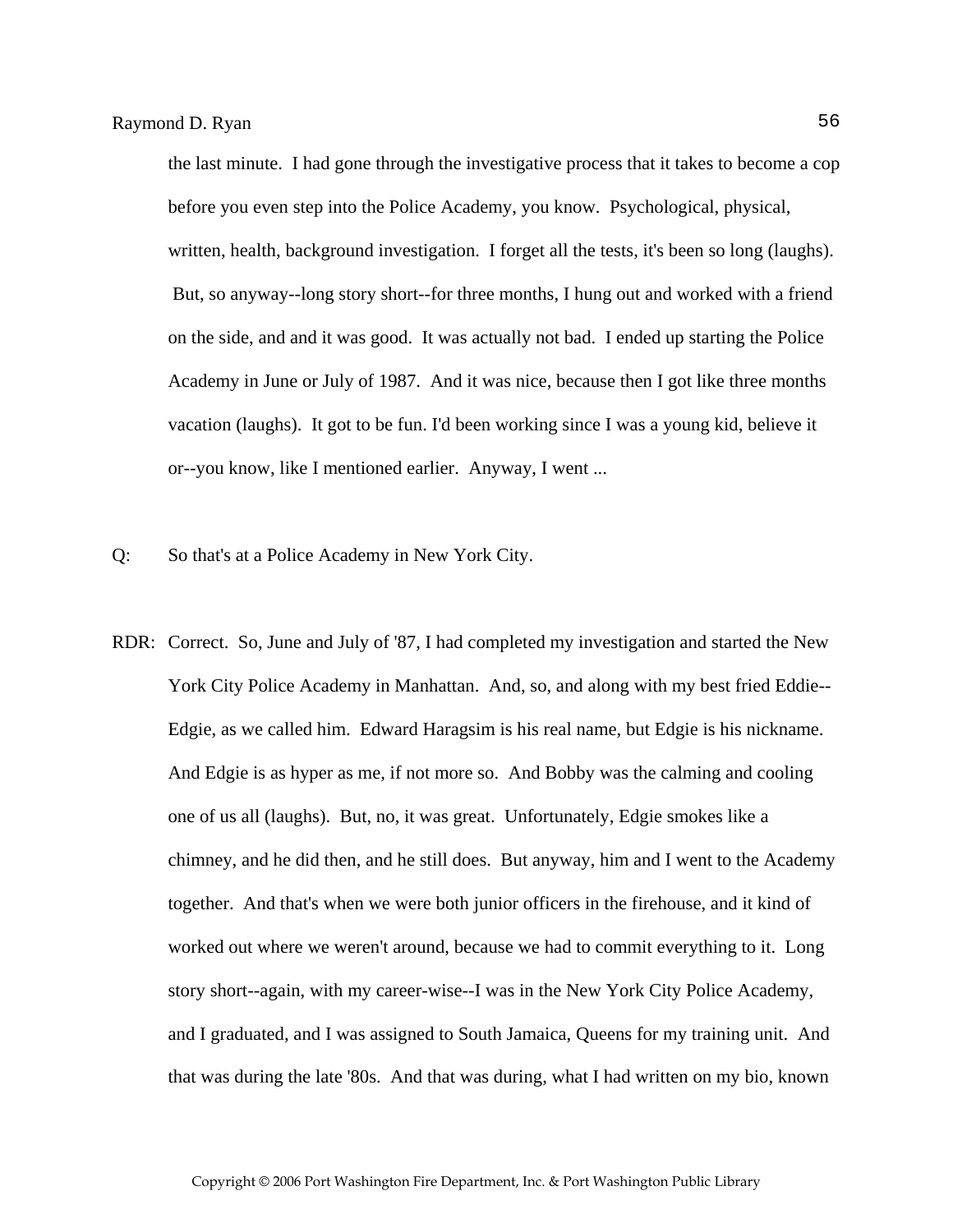the last minute. I had gone through the investigative process that it takes to become a cop before you even step into the Police Academy, you know. Psychological, physical, written, health, background investigation. I forget all the tests, it's been so long (laughs). But, so anyway--long story short--for three months, I hung out and worked with a friend on the side, and and it was good. It was actually not bad. I ended up starting the Police Academy in June or July of 1987. And it was nice, because then I got like three months vacation (laughs). It got to be fun. I'd been working since I was a young kid, believe it or--you know, like I mentioned earlier. Anyway, I went ...

Q: So that's at a Police Academy in New York City.

RDR: Correct. So, June and July of '87, I had completed my investigation and started the New York City Police Academy in Manhattan. And, so, and along with my best fried Eddie--Edgie, as we called him. Edward Haragsim is his real name, but Edgie is his nickname. And Edgie is as hyper as me, if not more so. And Bobby was the calming and cooling one of us all (laughs). But, no, it was great. Unfortunately, Edgie smokes like a chimney, and he did then, and he still does. But anyway, him and I went to the Academy together. And that's when we were both junior officers in the firehouse, and it kind of worked out where we weren't around, because we had to commit everything to it. Long story short--again, with my career-wise--I was in the New York City Police Academy, and I graduated, and I was assigned to South Jamaica, Queens for my training unit. And that was during the late '80s. And that was during, what I had written on my bio, known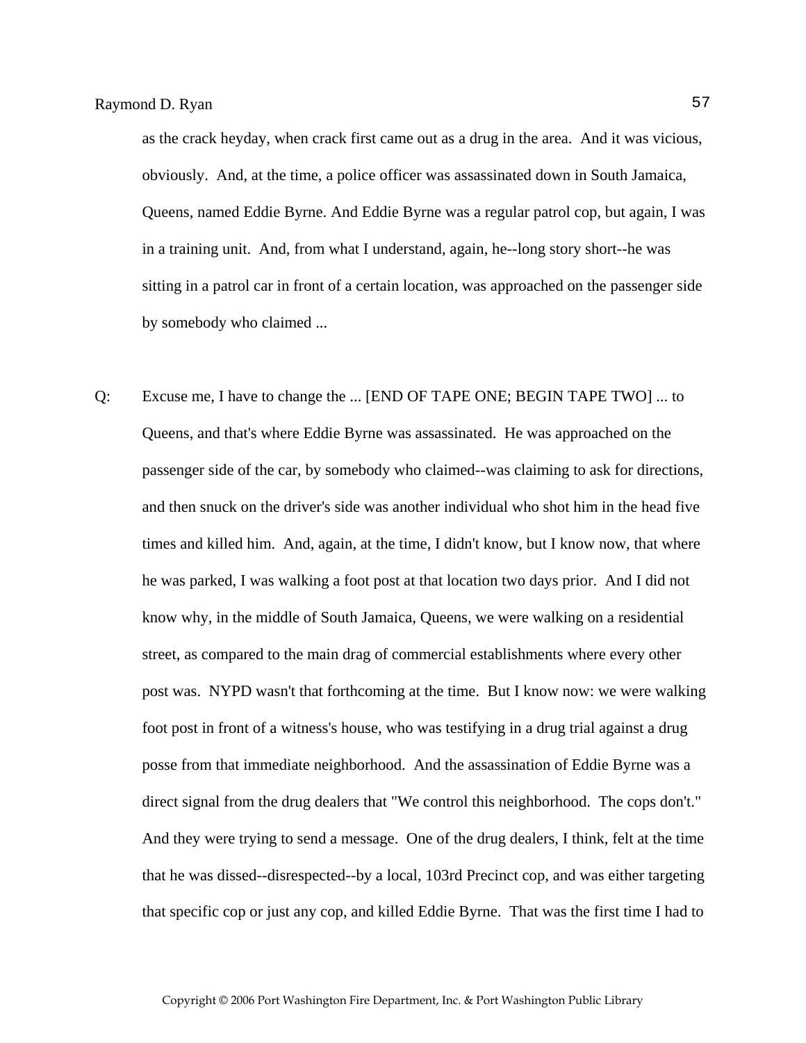as the crack heyday, when crack first came out as a drug in the area. And it was vicious, obviously. And, at the time, a police officer was assassinated down in South Jamaica, Queens, named Eddie Byrne. And Eddie Byrne was a regular patrol cop, but again, I was in a training unit. And, from what I understand, again, he--long story short--he was sitting in a patrol car in front of a certain location, was approached on the passenger side by somebody who claimed ...

Q: Excuse me, I have to change the ... [END OF TAPE ONE; BEGIN TAPE TWO] ... to Queens, and that's where Eddie Byrne was assassinated. He was approached on the passenger side of the car, by somebody who claimed--was claiming to ask for directions, and then snuck on the driver's side was another individual who shot him in the head five times and killed him. And, again, at the time, I didn't know, but I know now, that where he was parked, I was walking a foot post at that location two days prior. And I did not know why, in the middle of South Jamaica, Queens, we were walking on a residential street, as compared to the main drag of commercial establishments where every other post was. NYPD wasn't that forthcoming at the time. But I know now: we were walking foot post in front of a witness's house, who was testifying in a drug trial against a drug posse from that immediate neighborhood. And the assassination of Eddie Byrne was a direct signal from the drug dealers that "We control this neighborhood. The cops don't." And they were trying to send a message. One of the drug dealers, I think, felt at the time that he was dissed--disrespected--by a local, 103rd Precinct cop, and was either targeting that specific cop or just any cop, and killed Eddie Byrne. That was the first time I had to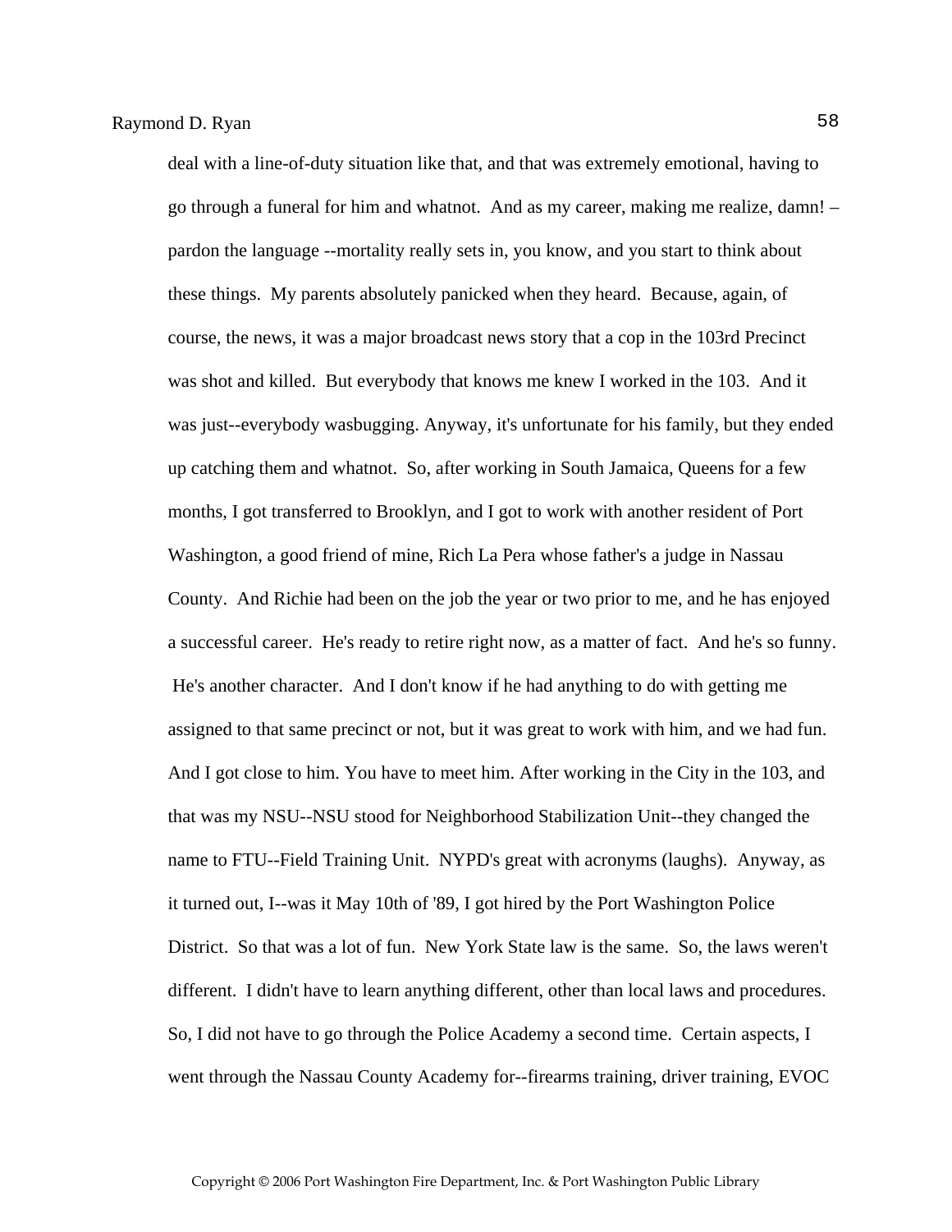deal with a line-of-duty situation like that, and that was extremely emotional, having to go through a funeral for him and whatnot. And as my career, making me realize, damn! – pardon the language --mortality really sets in, you know, and you start to think about these things. My parents absolutely panicked when they heard. Because, again, of course, the news, it was a major broadcast news story that a cop in the 103rd Precinct was shot and killed. But everybody that knows me knew I worked in the 103. And it was just--everybody wasbugging. Anyway, it's unfortunate for his family, but they ended up catching them and whatnot. So, after working in South Jamaica, Queens for a few months, I got transferred to Brooklyn, and I got to work with another resident of Port Washington, a good friend of mine, Rich La Pera whose father's a judge in Nassau County. And Richie had been on the job the year or two prior to me, and he has enjoyed a successful career. He's ready to retire right now, as a matter of fact. And he's so funny. He's another character. And I don't know if he had anything to do with getting me assigned to that same precinct or not, but it was great to work with him, and we had fun. And I got close to him. You have to meet him. After working in the City in the 103, and that was my NSU--NSU stood for Neighborhood Stabilization Unit--they changed the name to FTU--Field Training Unit. NYPD's great with acronyms (laughs). Anyway, as it turned out, I--was it May 10th of '89, I got hired by the Port Washington Police District. So that was a lot of fun. New York State law is the same. So, the laws weren't different. I didn't have to learn anything different, other than local laws and procedures. So, I did not have to go through the Police Academy a second time. Certain aspects, I went through the Nassau County Academy for--firearms training, driver training, EVOC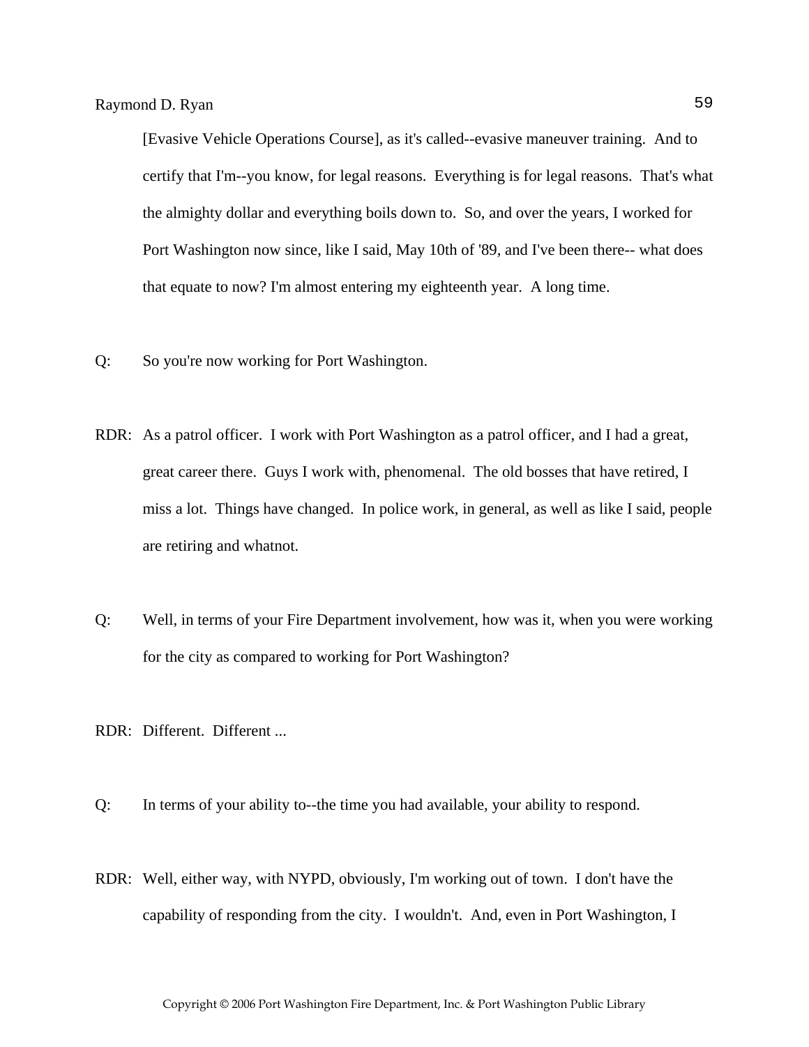[Evasive Vehicle Operations Course], as it's called--evasive maneuver training. And to certify that I'm--you know, for legal reasons. Everything is for legal reasons. That's what the almighty dollar and everything boils down to. So, and over the years, I worked for Port Washington now since, like I said, May 10th of '89, and I've been there-- what does that equate to now? I'm almost entering my eighteenth year. A long time.

Q: So you're now working for Port Washington.

RDR: As a patrol officer. I work with Port Washington as a patrol officer, and I had a great, great career there. Guys I work with, phenomenal. The old bosses that have retired, I miss a lot. Things have changed. In police work, in general, as well as like I said, people are retiring and whatnot.

Q: Well, in terms of your Fire Department involvement, how was it, when you were working for the city as compared to working for Port Washington?

RDR: Different. Different ...

Q: In terms of your ability to--the time you had available, your ability to respond.

RDR: Well, either way, with NYPD, obviously, I'm working out of town. I don't have the capability of responding from the city. I wouldn't. And, even in Port Washington, I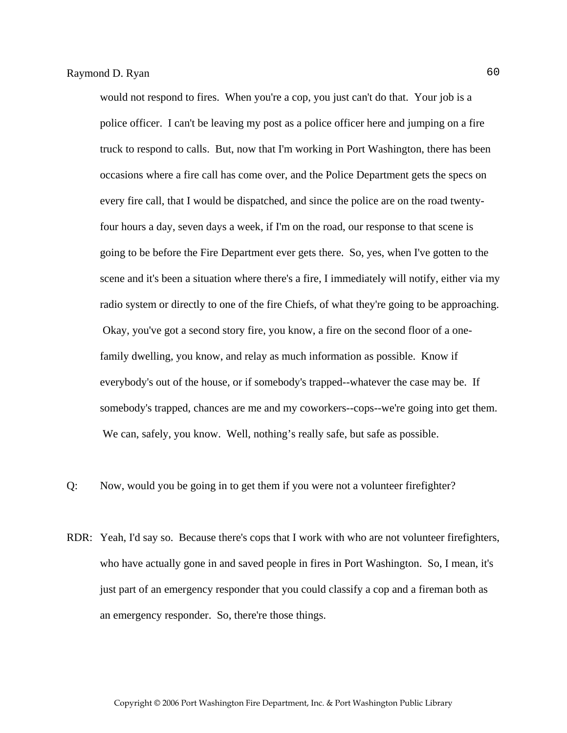would not respond to fires. When you're a cop, you just can't do that. Your job is a police officer. I can't be leaving my post as a police officer here and jumping on a fire truck to respond to calls. But, now that I'm working in Port Washington, there has been occasions where a fire call has come over, and the Police Department gets the specs on every fire call, that I would be dispatched, and since the police are on the road twenty-four hours a day, seven days a week, if I'm on the road, our response to that scene is going to be before the Fire Department ever gets there. So, yes, when I've gotten to the scene and it's been a situation where there's a fire, I immediately will notify, either via my radio system or directly to one of the fire Chiefs, of what they're going to be approaching. Okay, you've got a second story fire, you know, a fire on the second floor of a one-family dwelling, you know, and relay as much information as possible. Know if everybody's out of the house, or if somebody's trapped--whatever the case may be. If somebody's trapped, chances are me and my coworkers--cops--we're going into get them. We can, safely, you know. Well, nothing's really safe, but safe as possible.

Q: Now, would you be going in to get them if you were not a volunteer firefighter?

RDR: Yeah, I'd say so. Because there's cops that I work with who are not volunteer firefighters, who have actually gone in and saved people in fires in Port Washington. So, I mean, it's just part of an emergency responder that you could classify a cop and a fireman both as an emergency responder. So, there're those things.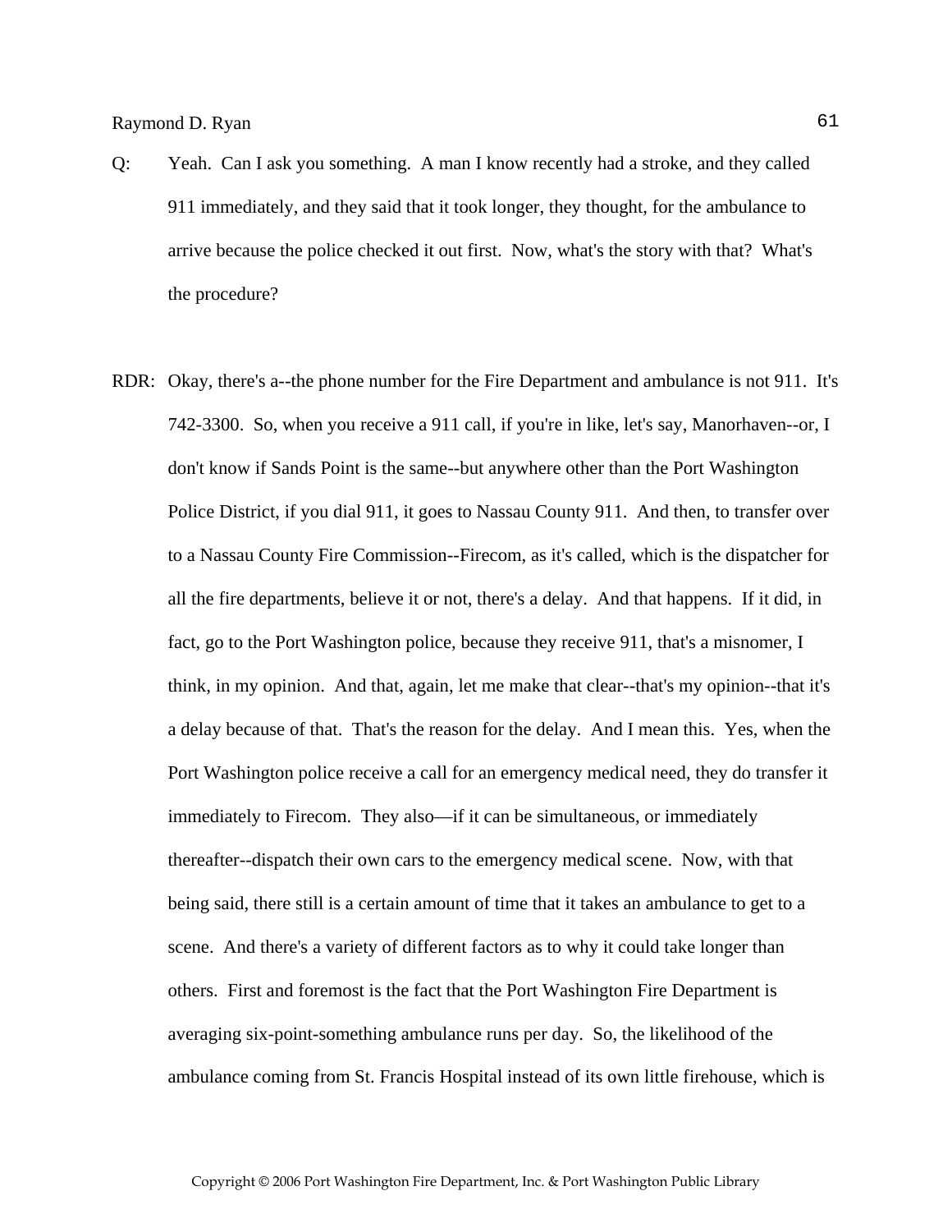Q: Yeah. Can I ask you something. A man I know recently had a stroke, and they called 911 immediately, and they said that it took longer, they thought, for the ambulance to arrive because the police checked it out first. Now, what's the story with that? What's the procedure?

RDR: Okay, there's a--the phone number for the Fire Department and ambulance is not 911. It's 742-3300. So, when you receive a 911 call, if you're in like, let's say, Manorhaven--or, I don't know if Sands Point is the same--but anywhere other than the Port Washington Police District, if you dial 911, it goes to Nassau County 911. And then, to transfer over to a Nassau County Fire Commission--Firecom, as it's called, which is the dispatcher for all the fire departments, believe it or not, there's a delay. And that happens. If it did, in fact, go to the Port Washington police, because they receive 911, that's a misnomer, I think, in my opinion. And that, again, let me make that clear--that's my opinion--that it's a delay because of that. That's the reason for the delay. And I mean this. Yes, when the Port Washington police receive a call for an emergency medical need, they do transfer it immediately to Firecom. They also—if it can be simultaneous, or immediately thereafter--dispatch their own cars to the emergency medical scene. Now, with that being said, there still is a certain amount of time that it takes an ambulance to get to a scene. And there's a variety of different factors as to why it could take longer than others. First and foremost is the fact that the Port Washington Fire Department is averaging six-point-something ambulance runs per day. So, the likelihood of the ambulance coming from St. Francis Hospital instead of its own little firehouse, which is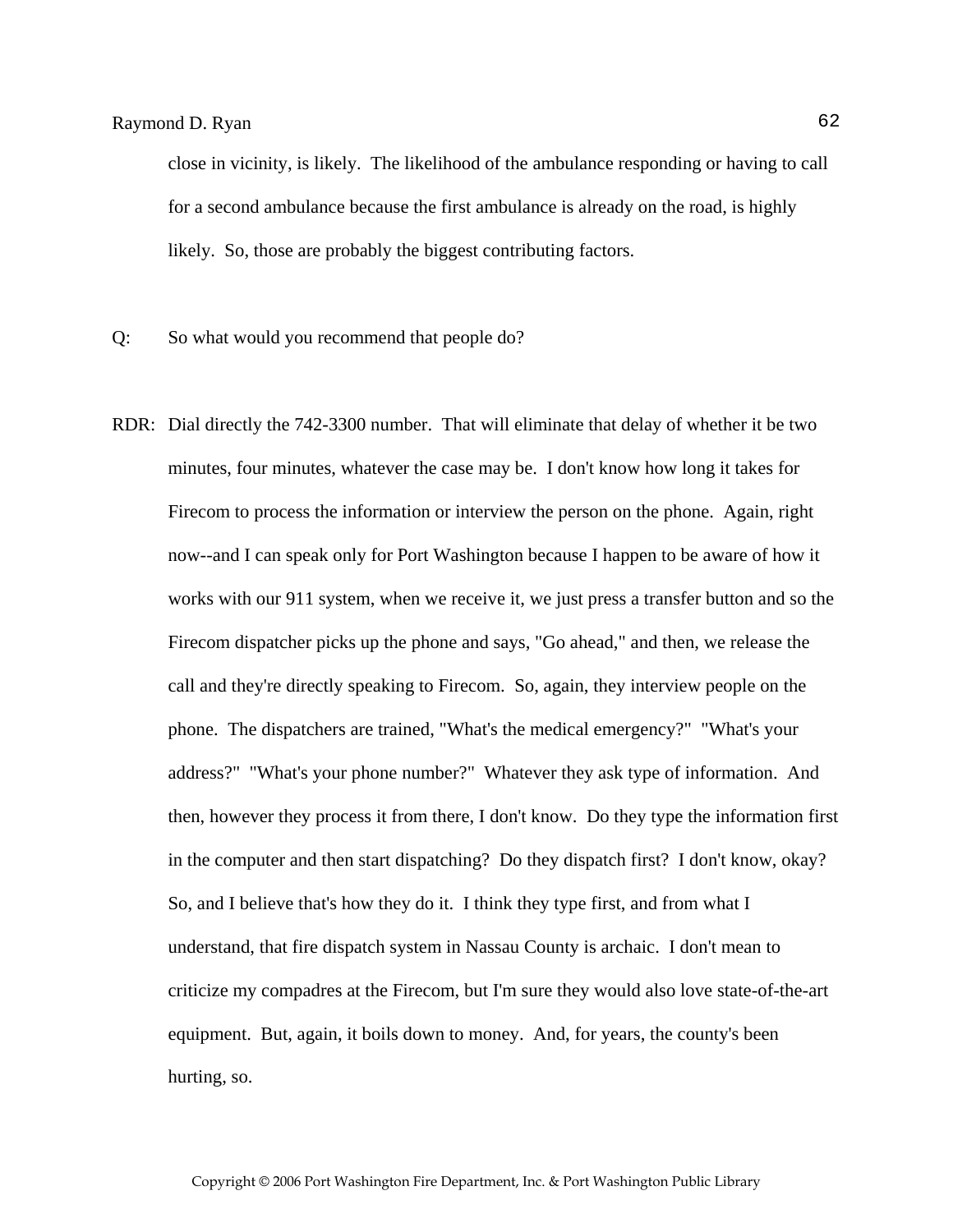close in vicinity, is likely. The likelihood of the ambulance responding or having to call for a second ambulance because the first ambulance is already on the road, is highly likely. So, those are probably the biggest contributing factors.

Q: So what would you recommend that people do?

RDR: Dial directly the 742-3300 number. That will eliminate that delay of whether it be two minutes, four minutes, whatever the case may be. I don't know how long it takes for Firecom to process the information or interview the person on the phone. Again, right now--and I can speak only for Port Washington because I happen to be aware of how it works with our 911 system, when we receive it, we just press a transfer button and so the Firecom dispatcher picks up the phone and says, "Go ahead," and then, we release the call and they're directly speaking to Firecom. So, again, they interview people on the phone. The dispatchers are trained, "What's the medical emergency?" "What's your address?" "What's your phone number?" Whatever they ask type of information. And then, however they process it from there, I don't know. Do they type the information first in the computer and then start dispatching? Do they dispatch first? I don't know, okay? So, and I believe that's how they do it. I think they type first, and from what I understand, that fire dispatch system in Nassau County is archaic. I don't mean to criticize my compadres at the Firecom, but I'm sure they would also love state-of-the-art equipment. But, again, it boils down to money. And, for years, the county's been hurting, so.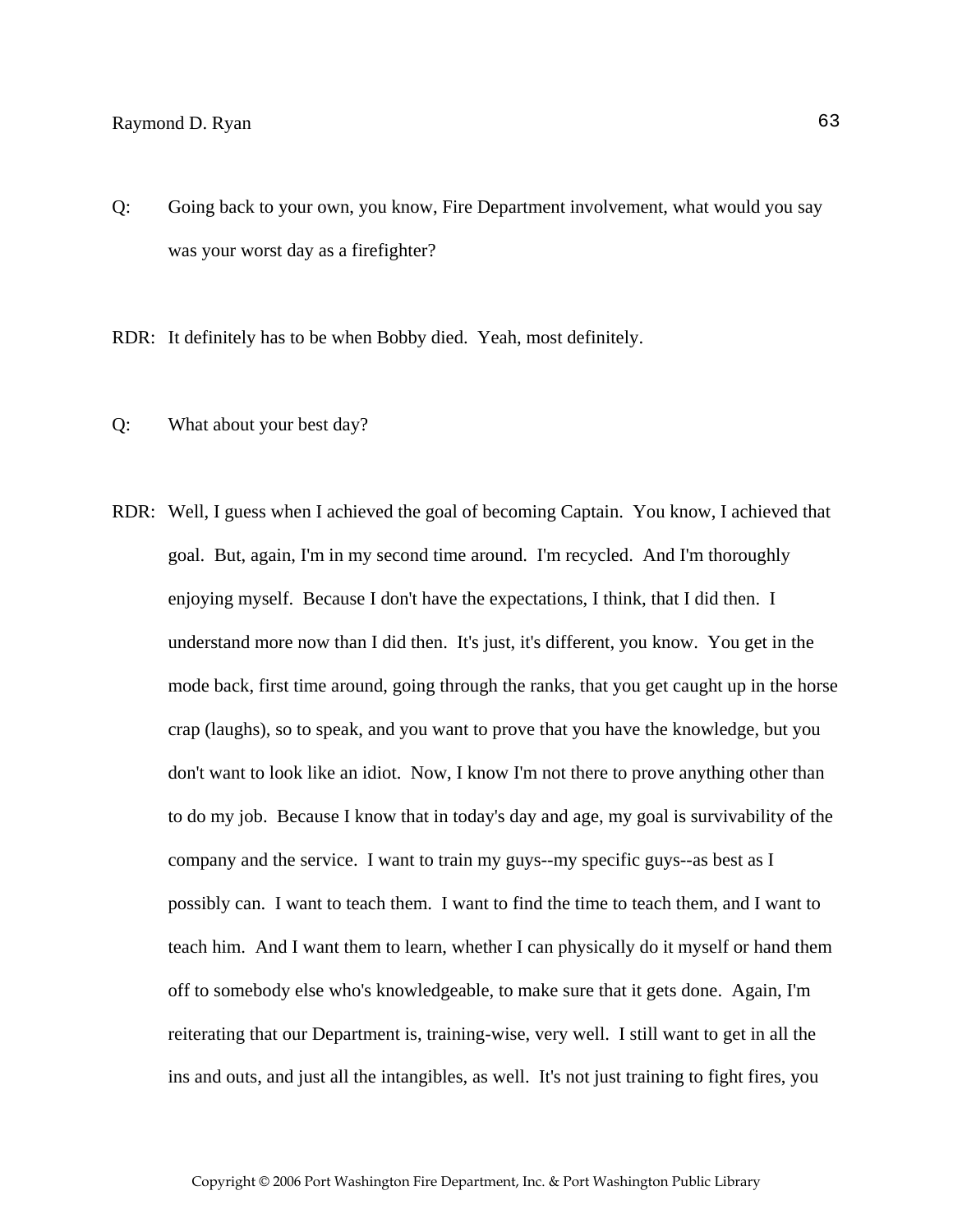Q: Going back to your own, you know, Fire Department involvement, what would you say was your worst day as a firefighter?

RDR: It definitely has to be when Bobby died. Yeah, most definitely.

Q: What about your best day?

RDR: Well, I guess when I achieved the goal of becoming Captain. You know, I achieved that goal. But, again, I'm in my second time around. I'm recycled. And I'm thoroughly enjoying myself. Because I don't have the expectations, I think, that I did then. I understand more now than I did then. It's just, it's different, you know. You get in the mode back, first time around, going through the ranks, that you get caught up in the horse crap (laughs), so to speak, and you want to prove that you have the knowledge, but you don't want to look like an idiot. Now, I know I'm not there to prove anything other than to do my job. Because I know that in today's day and age, my goal is survivability of the company and the service. I want to train my guys--my specific guys--as best as I possibly can. I want to teach them. I want to find the time to teach them, and I want to teach him. And I want them to learn, whether I can physically do it myself or hand them off to somebody else who's knowledgeable, to make sure that it gets done. Again, I'm reiterating that our Department is, training-wise, very well. I still want to get in all the ins and outs, and just all the intangibles, as well. It's not just training to fight fires, you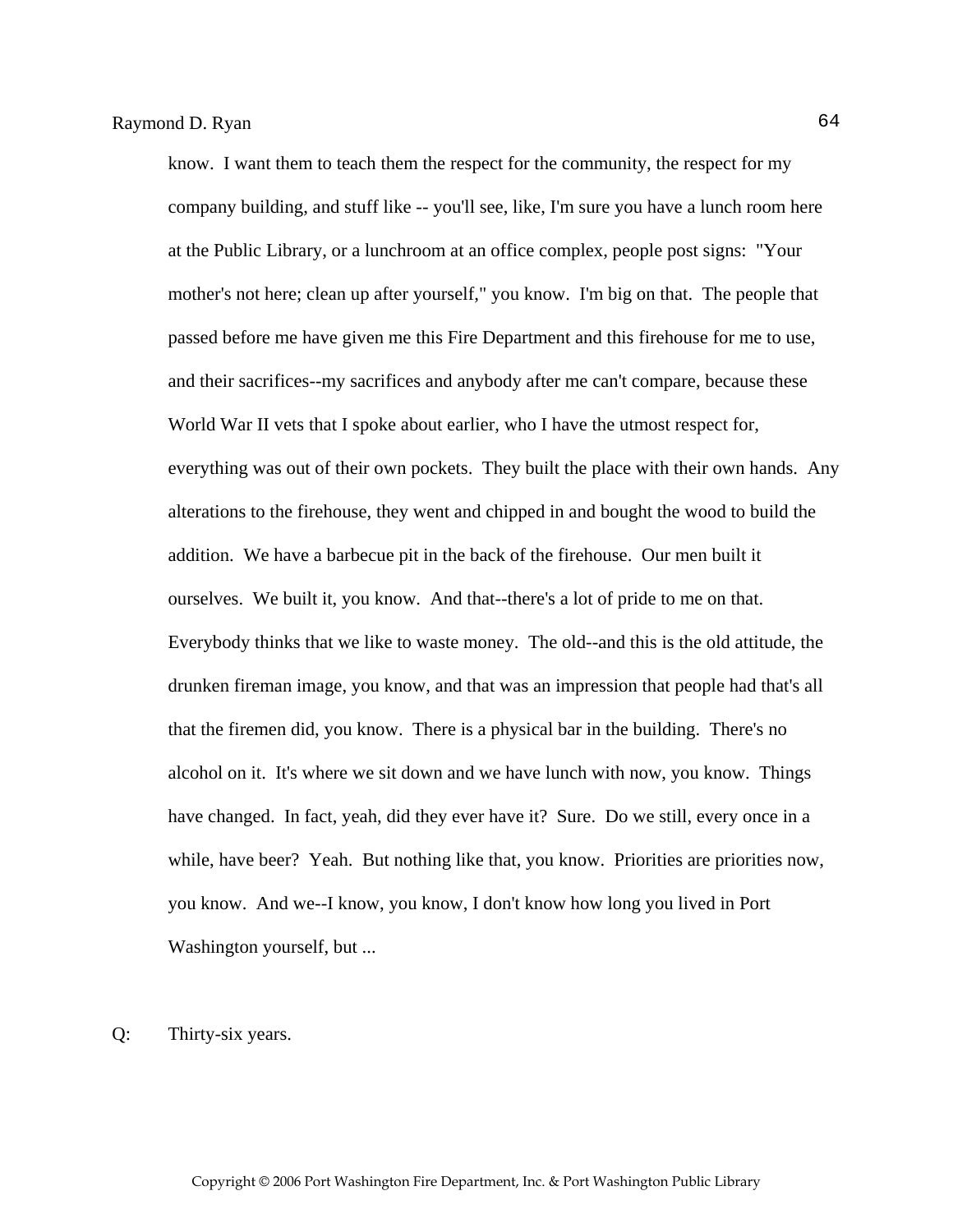know. I want them to teach them the respect for the community, the respect for my company building, and stuff like -- you'll see, like, I'm sure you have a lunch room here at the Public Library, or a lunchroom at an office complex, people post signs: "Your mother's not here; clean up after yourself," you know. I'm big on that. The people that passed before me have given me this Fire Department and this firehouse for me to use, and their sacrifices--my sacrifices and anybody after me can't compare, because these World War II vets that I spoke about earlier, who I have the utmost respect for, everything was out of their own pockets. They built the place with their own hands. Any alterations to the firehouse, they went and chipped in and bought the wood to build the addition. We have a barbecue pit in the back of the firehouse. Our men built it ourselves. We built it, you know. And that--there's a lot of pride to me on that. Everybody thinks that we like to waste money. The old--and this is the old attitude, the drunken fireman image, you know, and that was an impression that people had that's all that the firemen did, you know. There is a physical bar in the building. There's no alcohol on it. It's where we sit down and we have lunch with now, you know. Things have changed. In fact, yeah, did they ever have it? Sure. Do we still, every once in a while, have beer? Yeah. But nothing like that, you know. Priorities are priorities now, you know. And we--I know, you know, I don't know how long you lived in Port Washington yourself, but ...

Q: Thirty-six years.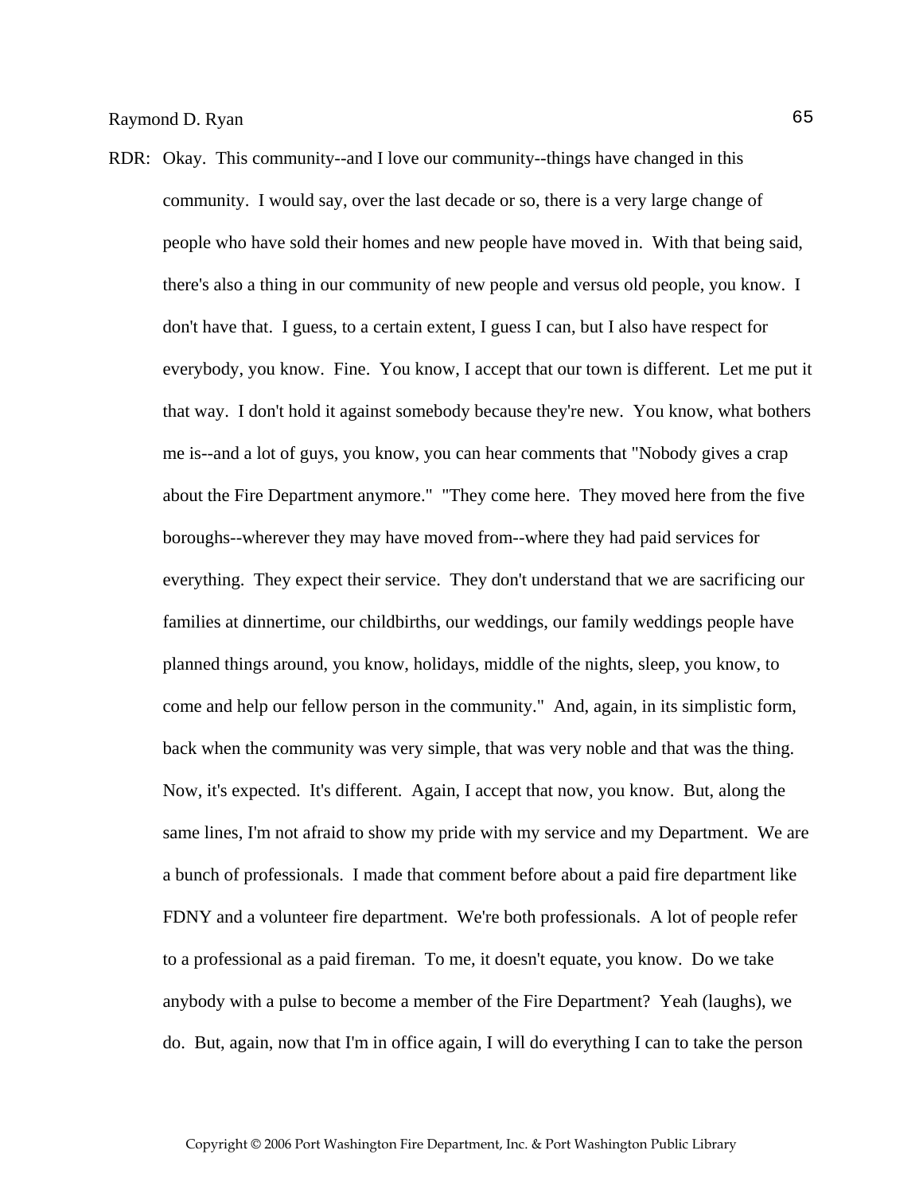RDR: Okay. This community--and I love our community--things have changed in this community. I would say, over the last decade or so, there is a very large change of people who have sold their homes and new people have moved in. With that being said, there's also a thing in our community of new people and versus old people, you know. I don't have that. I guess, to a certain extent, I guess I can, but I also have respect for everybody, you know. Fine. You know, I accept that our town is different. Let me put it that way. I don't hold it against somebody because they're new. You know, what bothers me is--and a lot of guys, you know, you can hear comments that "Nobody gives a crap about the Fire Department anymore." "They come here. They moved here from the five boroughs--wherever they may have moved from--where they had paid services for everything. They expect their service. They don't understand that we are sacrificing our families at dinnertime, our childbirths, our weddings, our family weddings people have planned things around, you know, holidays, middle of the nights, sleep, you know, to come and help our fellow person in the community." And, again, in its simplistic form, back when the community was very simple, that was very noble and that was the thing. Now, it's expected. It's different. Again, I accept that now, you know. But, along the same lines, I'm not afraid to show my pride with my service and my Department. We are a bunch of professionals. I made that comment before about a paid fire department like FDNY and a volunteer fire department. We're both professionals. A lot of people refer to a professional as a paid fireman. To me, it doesn't equate, you know. Do we take anybody with a pulse to become a member of the Fire Department? Yeah (laughs), we do. But, again, now that I'm in office again, I will do everything I can to take the person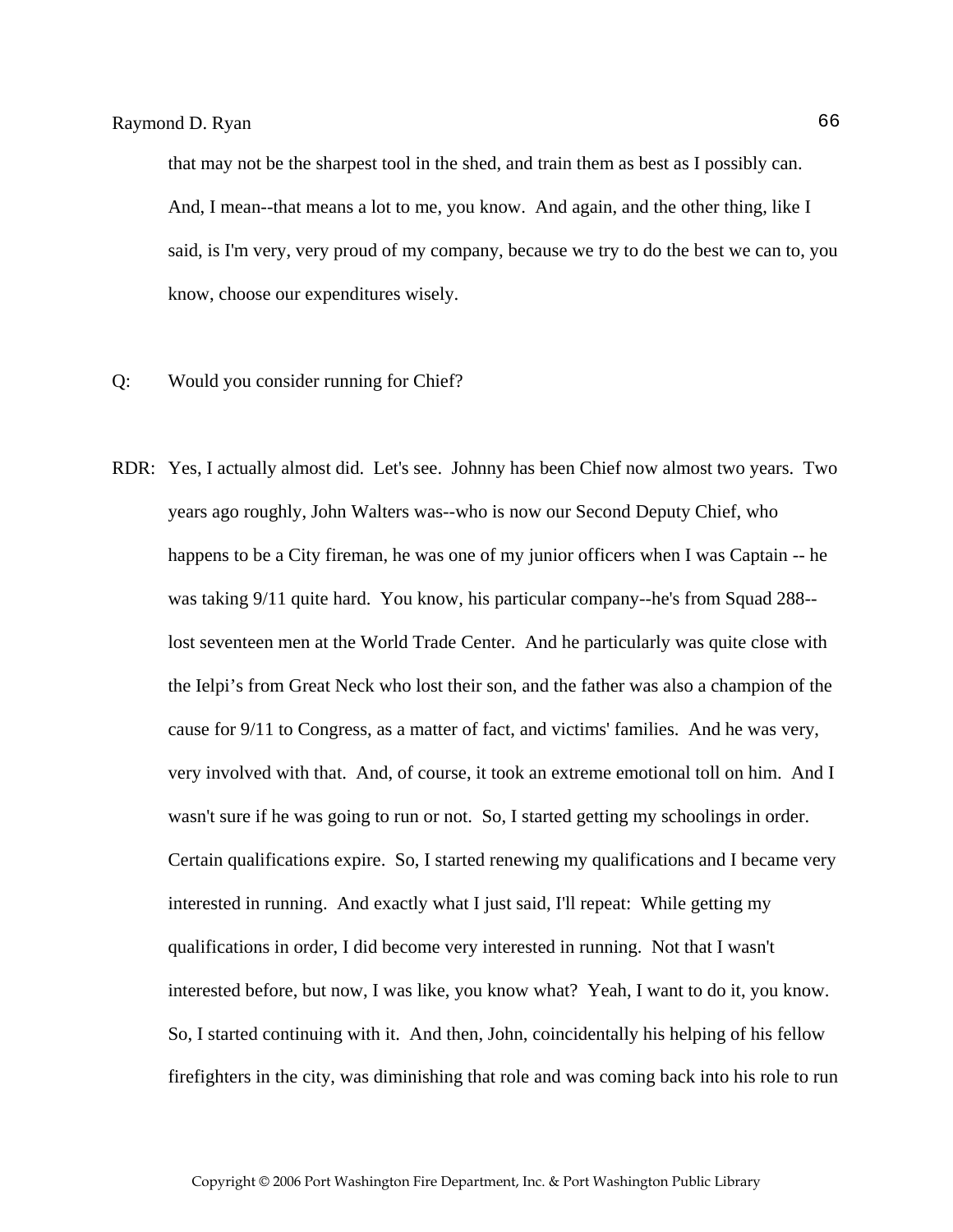that may not be the sharpest tool in the shed, and train them as best as I possibly can. And, I mean--that means a lot to me, you know. And again, and the other thing, like I said, is I'm very, very proud of my company, because we try to do the best we can to, you know, choose our expenditures wisely.

Q: Would you consider running for Chief?

RDR: Yes, I actually almost did. Let's see. Johnny has been Chief now almost two years. Two years ago roughly, John Walters was--who is now our Second Deputy Chief, who happens to be a City fireman, he was one of my junior officers when I was Captain -- he was taking 9/11 quite hard. You know, his particular company--he's from Squad 288--lost seventeen men at the World Trade Center. And he particularly was quite close with the Ielpi's from Great Neck who lost their son, and the father was also a champion of the cause for 9/11 to Congress, as a matter of fact, and victims' families. And he was very, very involved with that. And, of course, it took an extreme emotional toll on him. And I wasn't sure if he was going to run or not. So, I started getting my schoolings in order. Certain qualifications expire. So, I started renewing my qualifications and I became very interested in running. And exactly what I just said, I'll repeat: While getting my qualifications in order, I did become very interested in running. Not that I wasn't interested before, but now, I was like, you know what? Yeah, I want to do it, you know. So, I started continuing with it. And then, John, coincidentally his helping of his fellow firefighters in the city, was diminishing that role and was coming back into his role to run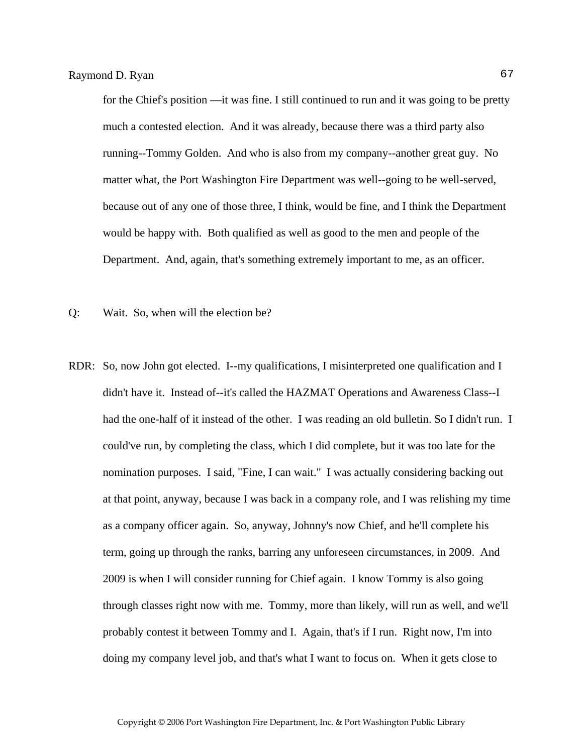for the Chief's position —it was fine. I still continued to run and it was going to be pretty much a contested election. And it was already, because there was a third party also running--Tommy Golden. And who is also from my company--another great guy. No matter what, the Port Washington Fire Department was well--going to be well-served, because out of any one of those three, I think, would be fine, and I think the Department would be happy with. Both qualified as well as good to the men and people of the Department. And, again, that's something extremely important to me, as an officer.

Q: Wait. So, when will the election be?

RDR: So, now John got elected. I--my qualifications, I misinterpreted one qualification and I didn't have it. Instead of--it's called the HAZMAT Operations and Awareness Class--I had the one-half of it instead of the other. I was reading an old bulletin. So I didn't run. I could've run, by completing the class, which I did complete, but it was too late for the nomination purposes. I said, "Fine, I can wait." I was actually considering backing out at that point, anyway, because I was back in a company role, and I was relishing my time as a company officer again. So, anyway, Johnny's now Chief, and he'll complete his term, going up through the ranks, barring any unforeseen circumstances, in 2009. And 2009 is when I will consider running for Chief again. I know Tommy is also going through classes right now with me. Tommy, more than likely, will run as well, and we'll probably contest it between Tommy and I. Again, that's if I run. Right now, I'm into doing my company level job, and that's what I want to focus on. When it gets close to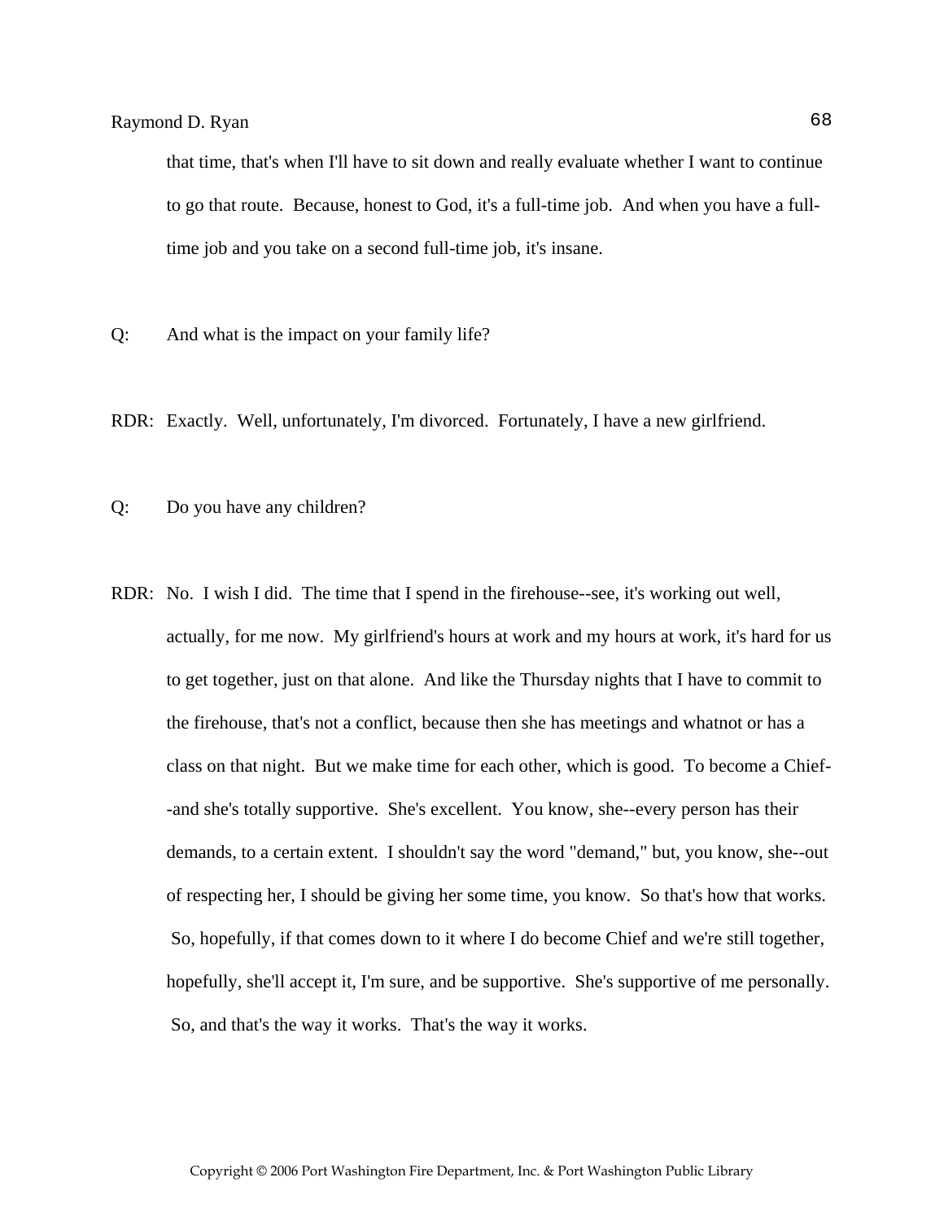that time, that's when I'll have to sit down and really evaluate whether I want to continue to go that route. Because, honest to God, it's a full-time job. And when you have a full-time job and you take on a second full-time job, it's insane.

Q: And what is the impact on your family life?

RDR: Exactly. Well, unfortunately, I'm divorced. Fortunately, I have a new girlfriend.

Q: Do you have any children?

RDR: No. I wish I did. The time that I spend in the firehouse--see, it's working out well, actually, for me now. My girlfriend's hours at work and my hours at work, it's hard for us to get together, just on that alone. And like the Thursday nights that I have to commit to the firehouse, that's not a conflict, because then she has meetings and whatnot or has a class on that night. But we make time for each other, which is good. To become a Chief--and she's totally supportive. She's excellent. You know, she--every person has their demands, to a certain extent. I shouldn't say the word "demand," but, you know, she--out of respecting her, I should be giving her some time, you know. So that's how that works. So, hopefully, if that comes down to it where I do become Chief and we're still together, hopefully, she'll accept it, I'm sure, and be supportive. She's supportive of me personally. So, and that's the way it works. That's the way it works.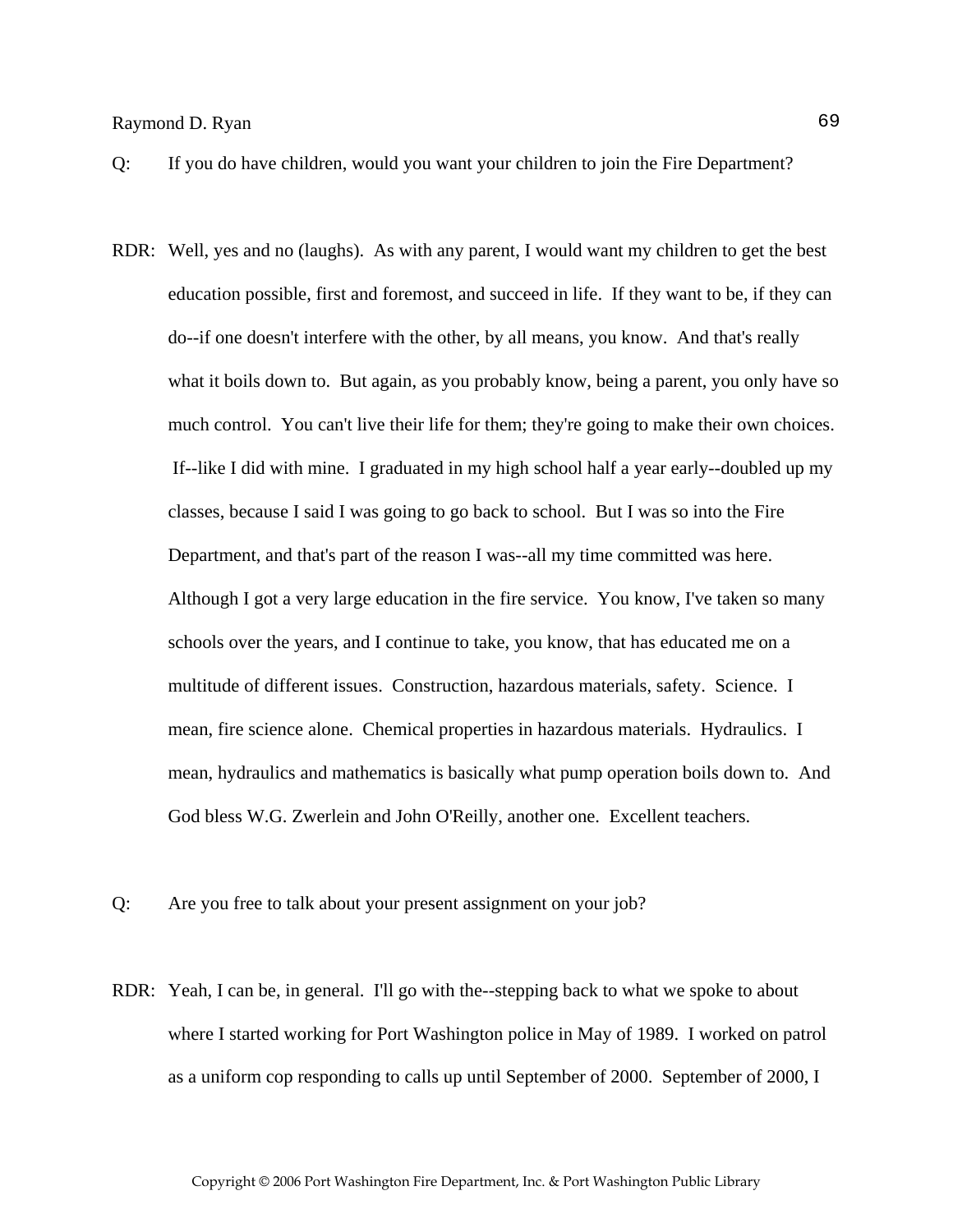Q: If you do have children, would you want your children to join the Fire Department?

RDR: Well, yes and no (laughs). As with any parent, I would want my children to get the best education possible, first and foremost, and succeed in life. If they want to be, if they can do--if one doesn't interfere with the other, by all means, you know. And that's really what it boils down to. But again, as you probably know, being a parent, you only have so much control. You can't live their life for them; they're going to make their own choices. If--like I did with mine. I graduated in my high school half a year early--doubled up my classes, because I said I was going to go back to school. But I was so into the Fire Department, and that's part of the reason I was--all my time committed was here. Although I got a very large education in the fire service. You know, I've taken so many schools over the years, and I continue to take, you know, that has educated me on a multitude of different issues. Construction, hazardous materials, safety. Science. I mean, fire science alone. Chemical properties in hazardous materials. Hydraulics. I mean, hydraulics and mathematics is basically what pump operation boils down to. And God bless W.G. Zwerlein and John O'Reilly, another one. Excellent teachers.

Q: Are you free to talk about your present assignment on your job?

RDR: Yeah, I can be, in general. I'll go with the--stepping back to what we spoke to about where I started working for Port Washington police in May of 1989. I worked on patrol as a uniform cop responding to calls up until September of 2000. September of 2000, I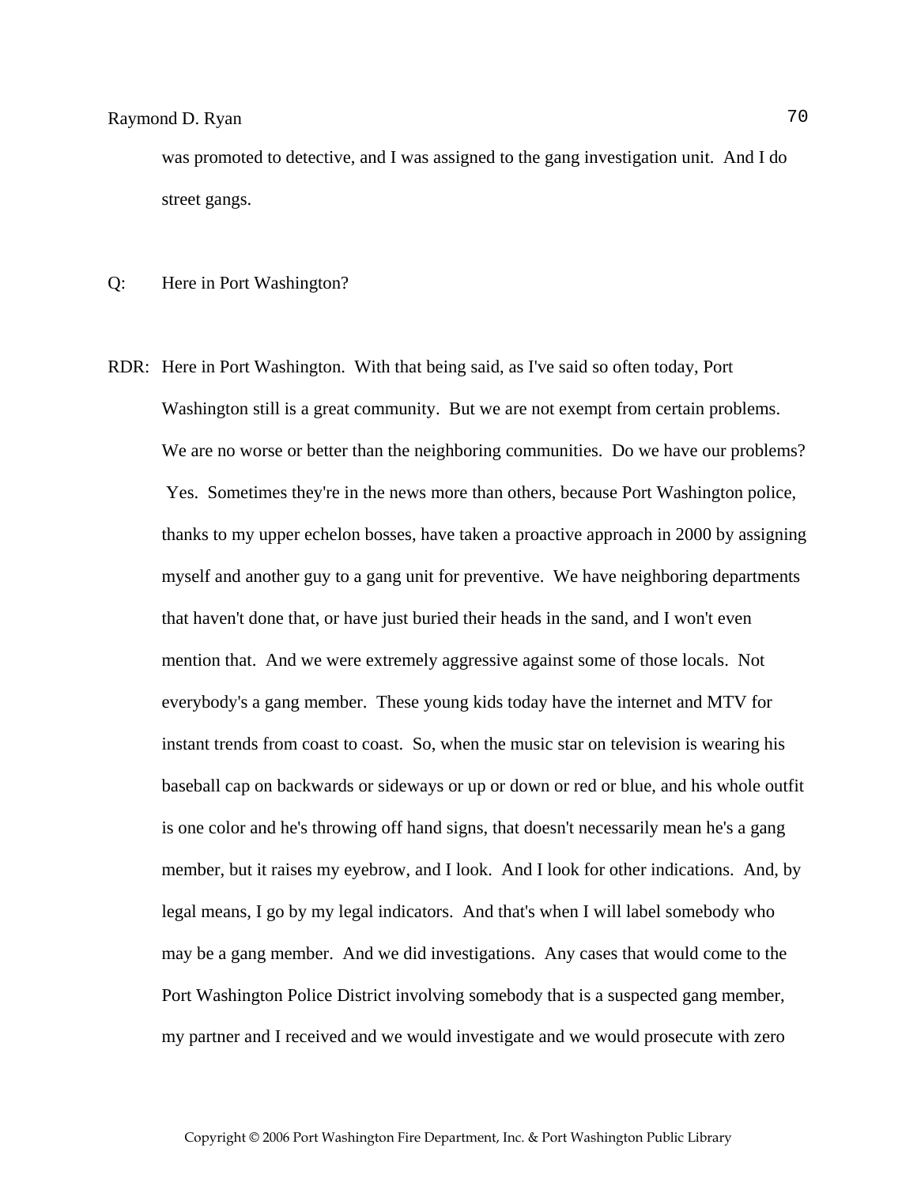was promoted to detective, and I was assigned to the gang investigation unit. And I do street gangs.

Q: Here in Port Washington?

RDR: Here in Port Washington. With that being said, as I've said so often today, Port Washington still is a great community. But we are not exempt from certain problems. We are no worse or better than the neighboring communities. Do we have our problems? Yes. Sometimes they're in the news more than others, because Port Washington police, thanks to my upper echelon bosses, have taken a proactive approach in 2000 by assigning myself and another guy to a gang unit for preventive. We have neighboring departments that haven't done that, or have just buried their heads in the sand, and I won't even mention that. And we were extremely aggressive against some of those locals. Not everybody's a gang member. These young kids today have the internet and MTV for instant trends from coast to coast. So, when the music star on television is wearing his baseball cap on backwards or sideways or up or down or red or blue, and his whole outfit is one color and he's throwing off hand signs, that doesn't necessarily mean he's a gang member, but it raises my eyebrow, and I look. And I look for other indications. And, by legal means, I go by my legal indicators. And that's when I will label somebody who may be a gang member. And we did investigations. Any cases that would come to the Port Washington Police District involving somebody that is a suspected gang member, my partner and I received and we would investigate and we would prosecute with zero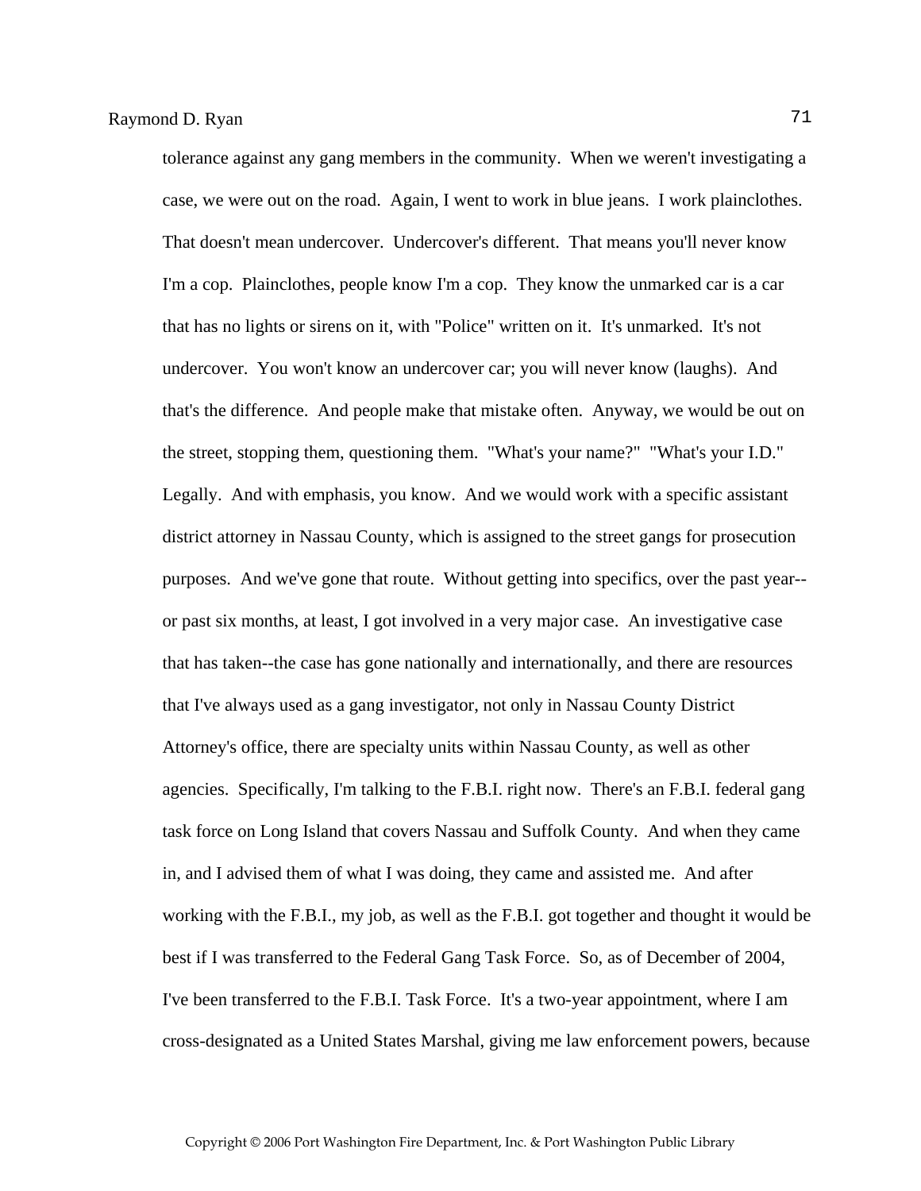tolerance against any gang members in the community. When we weren't investigating a case, we were out on the road. Again, I went to work in blue jeans. I work plainclothes. That doesn't mean undercover. Undercover's different. That means you'll never know I'm a cop. Plainclothes, people know I'm a cop. They know the unmarked car is a car that has no lights or sirens on it, with "Police" written on it. It's unmarked. It's not undercover. You won't know an undercover car; you will never know (laughs). And that's the difference. And people make that mistake often. Anyway, we would be out on the street, stopping them, questioning them. "What's your name?" "What's your I.D." Legally. And with emphasis, you know. And we would work with a specific assistant district attorney in Nassau County, which is assigned to the street gangs for prosecution purposes. And we've gone that route. Without getting into specifics, over the past year--or past six months, at least, I got involved in a very major case. An investigative case that has taken--the case has gone nationally and internationally, and there are resources that I've always used as a gang investigator, not only in Nassau County District Attorney's office, there are specialty units within Nassau County, as well as other agencies. Specifically, I'm talking to the F.B.I. right now. There's an F.B.I. federal gang task force on Long Island that covers Nassau and Suffolk County. And when they came in, and I advised them of what I was doing, they came and assisted me. And after working with the F.B.I., my job, as well as the F.B.I. got together and thought it would be best if I was transferred to the Federal Gang Task Force. So, as of December of 2004, I've been transferred to the F.B.I. Task Force. It's a two-year appointment, where I am cross-designated as a United States Marshal, giving me law enforcement powers, because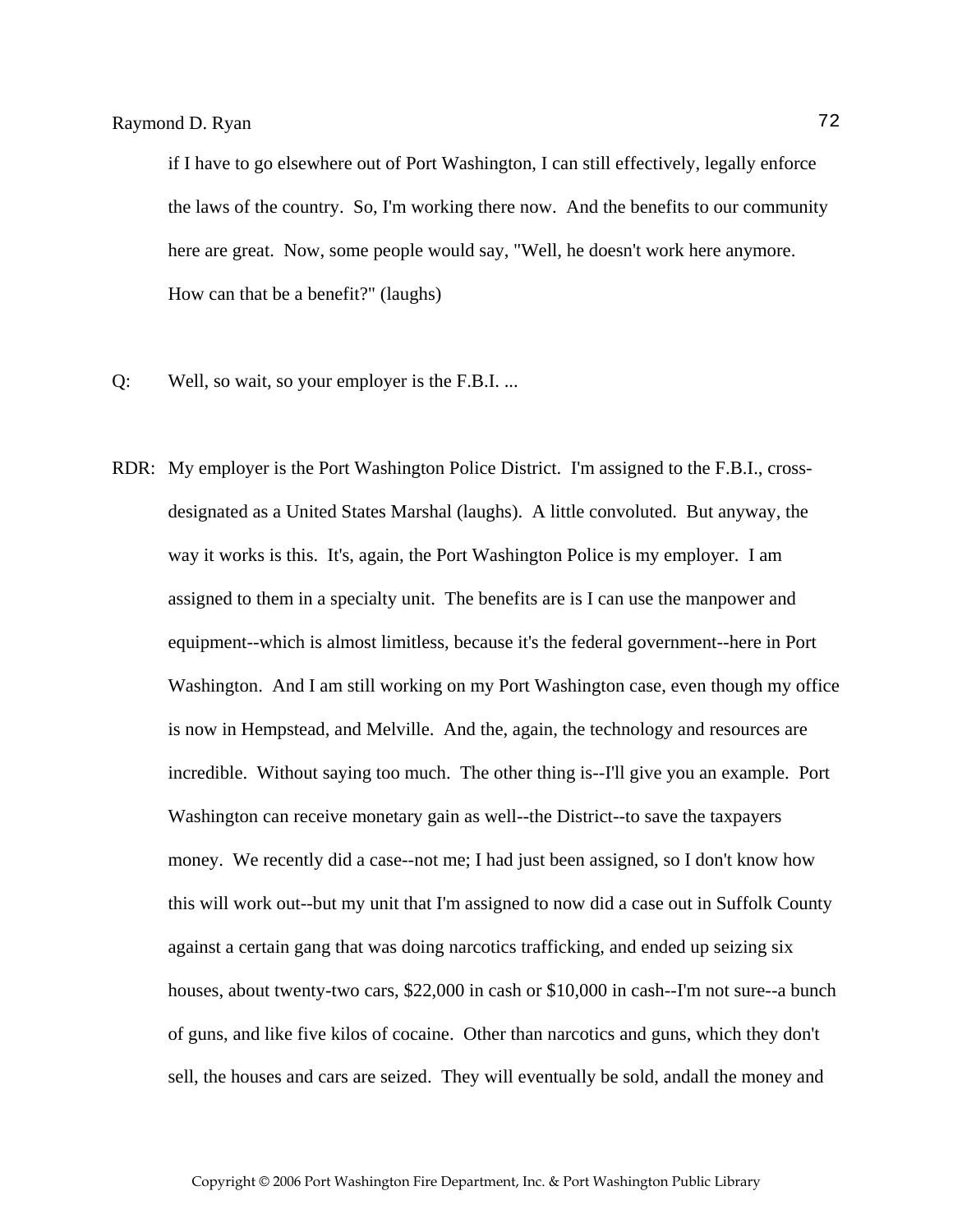if I have to go elsewhere out of Port Washington, I can still effectively, legally enforce the laws of the country. So, I'm working there now. And the benefits to our community here are great. Now, some people would say, "Well, he doesn't work here anymore. How can that be a benefit?" (laughs)

Q: Well, so wait, so your employer is the F.B.I. ...

RDR: My employer is the Port Washington Police District. I'm assigned to the F.B.I., cross-designated as a United States Marshal (laughs). A little convoluted. But anyway, the way it works is this. It's, again, the Port Washington Police is my employer. I am assigned to them in a specialty unit. The benefits are is I can use the manpower and equipment--which is almost limitless, because it's the federal government--here in Port Washington. And I am still working on my Port Washington case, even though my office is now in Hempstead, and Melville. And the, again, the technology and resources are incredible. Without saying too much. The other thing is--I'll give you an example. Port Washington can receive monetary gain as well--the District--to save the taxpayers money. We recently did a case--not me; I had just been assigned, so I don't know how this will work out--but my unit that I'm assigned to now did a case out in Suffolk County against a certain gang that was doing narcotics trafficking, and ended up seizing six houses, about twenty-two cars, $22,000 in cash or $10,000 in cash--I'm not sure--a bunch of guns, and like five kilos of cocaine. Other than narcotics and guns, which they don't sell, the houses and cars are seized. They will eventually be sold, andall the money and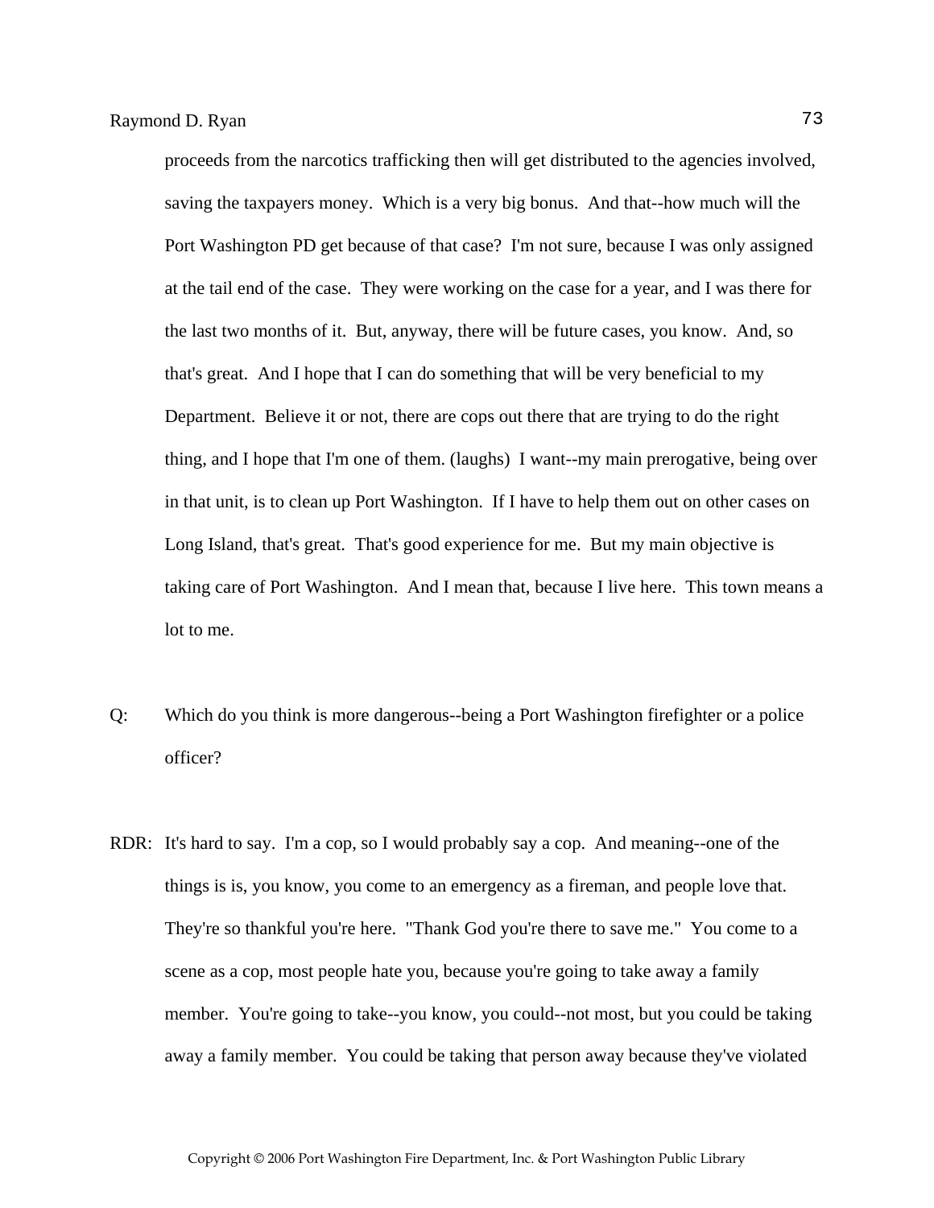proceeds from the narcotics trafficking then will get distributed to the agencies involved, saving the taxpayers money. Which is a very big bonus. And that--how much will the Port Washington PD get because of that case? I'm not sure, because I was only assigned at the tail end of the case. They were working on the case for a year, and I was there for the last two months of it. But, anyway, there will be future cases, you know. And, so that's great. And I hope that I can do something that will be very beneficial to my Department. Believe it or not, there are cops out there that are trying to do the right thing, and I hope that I'm one of them. (laughs) I want--my main prerogative, being over in that unit, is to clean up Port Washington. If I have to help them out on other cases on Long Island, that's great. That's good experience for me. But my main objective is taking care of Port Washington. And I mean that, because I live here. This town means a lot to me.

Q: Which do you think is more dangerous--being a Port Washington firefighter or a police officer?

RDR: It's hard to say. I'm a cop, so I would probably say a cop. And meaning--one of the things is is, you know, you come to an emergency as a fireman, and people love that. They're so thankful you're here. "Thank God you're there to save me." You come to a scene as a cop, most people hate you, because you're going to take away a family member. You're going to take--you know, you could--not most, but you could be taking away a family member. You could be taking that person away because they've violated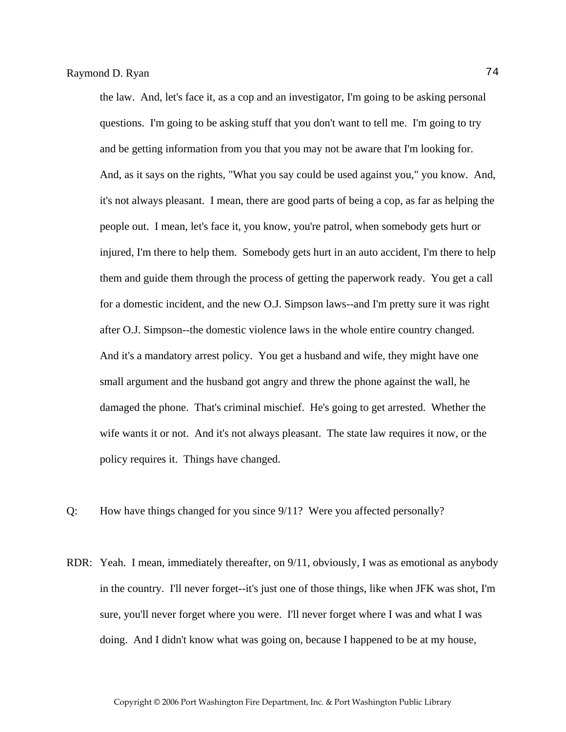the law. And, let's face it, as a cop and an investigator, I'm going to be asking personal questions. I'm going to be asking stuff that you don't want to tell me. I'm going to try and be getting information from you that you may not be aware that I'm looking for. And, as it says on the rights, "What you say could be used against you," you know. And, it's not always pleasant. I mean, there are good parts of being a cop, as far as helping the people out. I mean, let's face it, you know, you're patrol, when somebody gets hurt or injured, I'm there to help them. Somebody gets hurt in an auto accident, I'm there to help them and guide them through the process of getting the paperwork ready. You get a call for a domestic incident, and the new O.J. Simpson laws--and I'm pretty sure it was right after O.J. Simpson--the domestic violence laws in the whole entire country changed. And it's a mandatory arrest policy. You get a husband and wife, they might have one small argument and the husband got angry and threw the phone against the wall, he damaged the phone. That's criminal mischief. He's going to get arrested. Whether the wife wants it or not. And it's not always pleasant. The state law requires it now, or the policy requires it. Things have changed.

Q: How have things changed for you since 9/11? Were you affected personally?

RDR: Yeah. I mean, immediately thereafter, on 9/11, obviously, I was as emotional as anybody in the country. I'll never forget--it's just one of those things, like when JFK was shot, I'm sure, you'll never forget where you were. I'll never forget where I was and what I was doing. And I didn't know what was going on, because I happened to be at my house,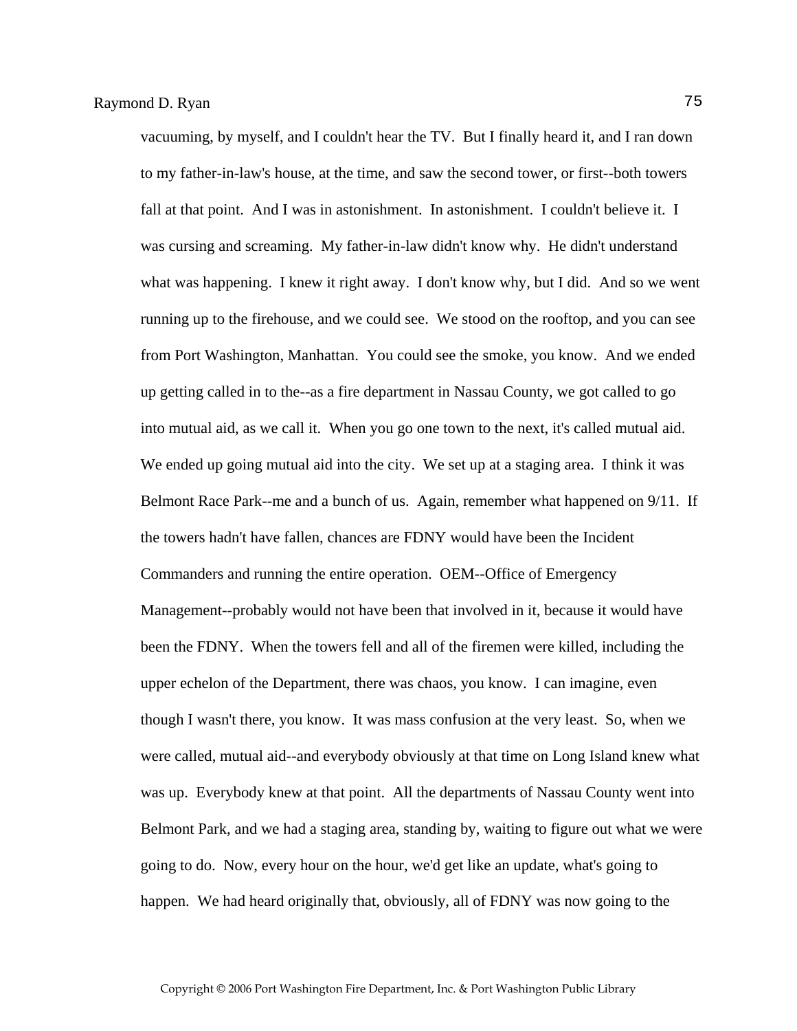vacuuming, by myself, and I couldn't hear the TV. But I finally heard it, and I ran down to my father-in-law's house, at the time, and saw the second tower, or first--both towers fall at that point. And I was in astonishment. In astonishment. I couldn't believe it. I was cursing and screaming. My father-in-law didn't know why. He didn't understand what was happening. I knew it right away. I don't know why, but I did. And so we went running up to the firehouse, and we could see. We stood on the rooftop, and you can see from Port Washington, Manhattan. You could see the smoke, you know. And we ended up getting called in to the--as a fire department in Nassau County, we got called to go into mutual aid, as we call it. When you go one town to the next, it's called mutual aid. We ended up going mutual aid into the city. We set up at a staging area. I think it was Belmont Race Park--me and a bunch of us. Again, remember what happened on 9/11. If the towers hadn't have fallen, chances are FDNY would have been the Incident Commanders and running the entire operation. OEM--Office of Emergency Management--probably would not have been that involved in it, because it would have been the FDNY. When the towers fell and all of the firemen were killed, including the upper echelon of the Department, there was chaos, you know. I can imagine, even though I wasn't there, you know. It was mass confusion at the very least. So, when we were called, mutual aid--and everybody obviously at that time on Long Island knew what was up. Everybody knew at that point. All the departments of Nassau County went into Belmont Park, and we had a staging area, standing by, waiting to figure out what we were going to do. Now, every hour on the hour, we'd get like an update, what's going to happen. We had heard originally that, obviously, all of FDNY was now going to the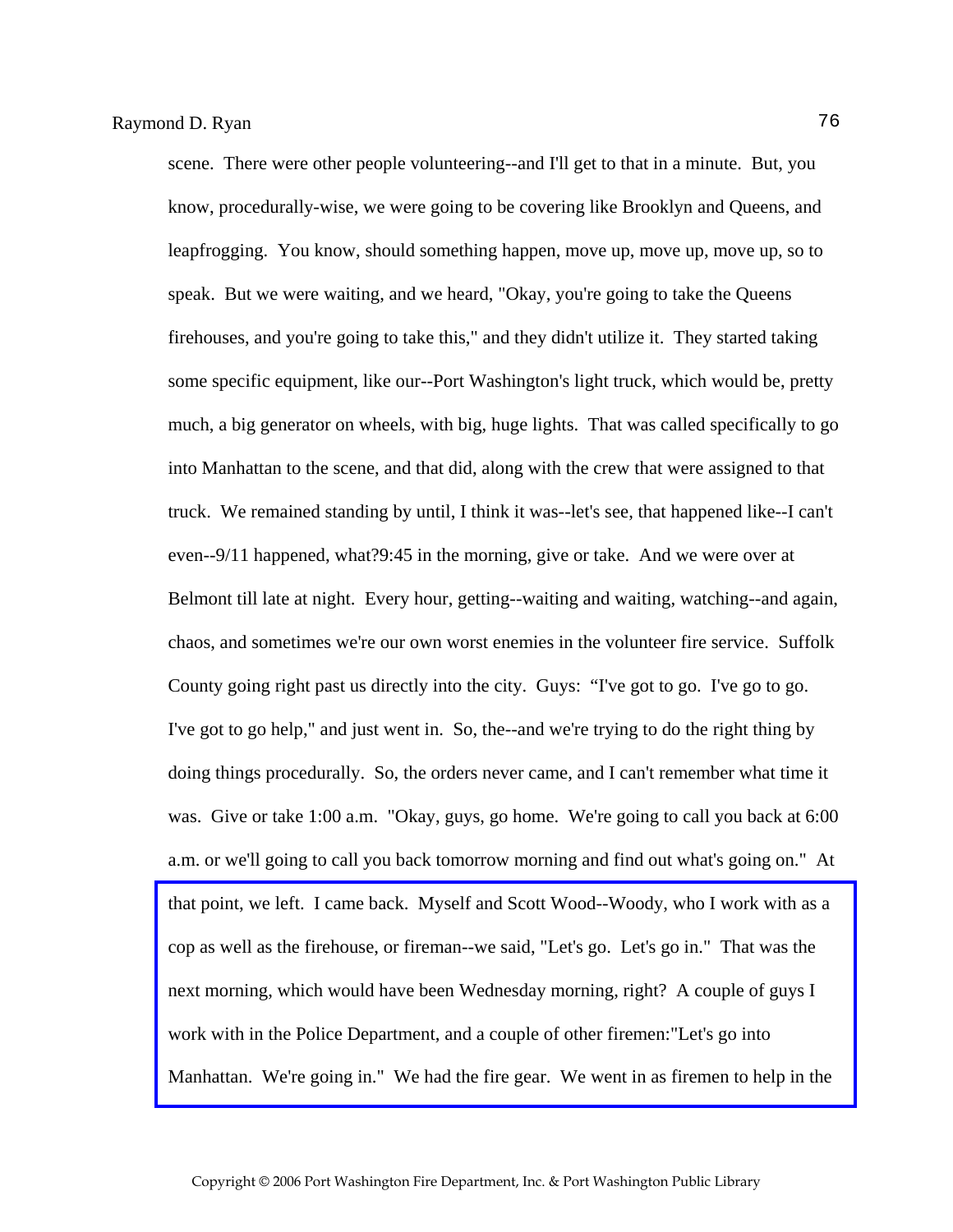scene. There were other people volunteering--and I'll get to that in a minute. But, you know, procedurally-wise, we were going to be covering like Brooklyn and Queens, and leapfrogging. You know, should something happen, move up, move up, move up, so to speak. But we were waiting, and we heard, "Okay, you're going to take the Queens firehouses, and you're going to take this," and they didn't utilize it. They started taking some specific equipment, like our--Port Washington's light truck, which would be, pretty much, a big generator on wheels, with big, huge lights. That was called specifically to go into Manhattan to the scene, and that did, along with the crew that were assigned to that truck. We remained standing by until, I think it was--let's see, that happened like--I can't even--9/11 happened, what?9:45 in the morning, give or take. And we were over at Belmont till late at night. Every hour, getting--waiting and waiting, watching--and again, chaos, and sometimes we're our own worst enemies in the volunteer fire service. Suffolk County going right past us directly into the city. Guys: "I've got to go. I've go to go. I've got to go help," and just went in. So, the--and we're trying to do the right thing by doing things procedurally. So, the orders never came, and I can't remember what time it was. Give or take 1:00 a.m. "Okay, guys, go home. We're going to call you back at 6:00 a.m. or we'll going to call you back tomorrow morning and find out what's going on." At that point, we left. I came back. Myself and Scott Wood--Woody, who I work with as a cop as well as the firehouse, or fireman--we said, "Let's go. Let's go in." That was the next morning, which would have been Wednesday morning, right? A couple of guys I work with in the Police Department, and a couple of other firemen:"Let's go into Manhattan. We're going in." We had the fire gear. We went in as firemen to help in the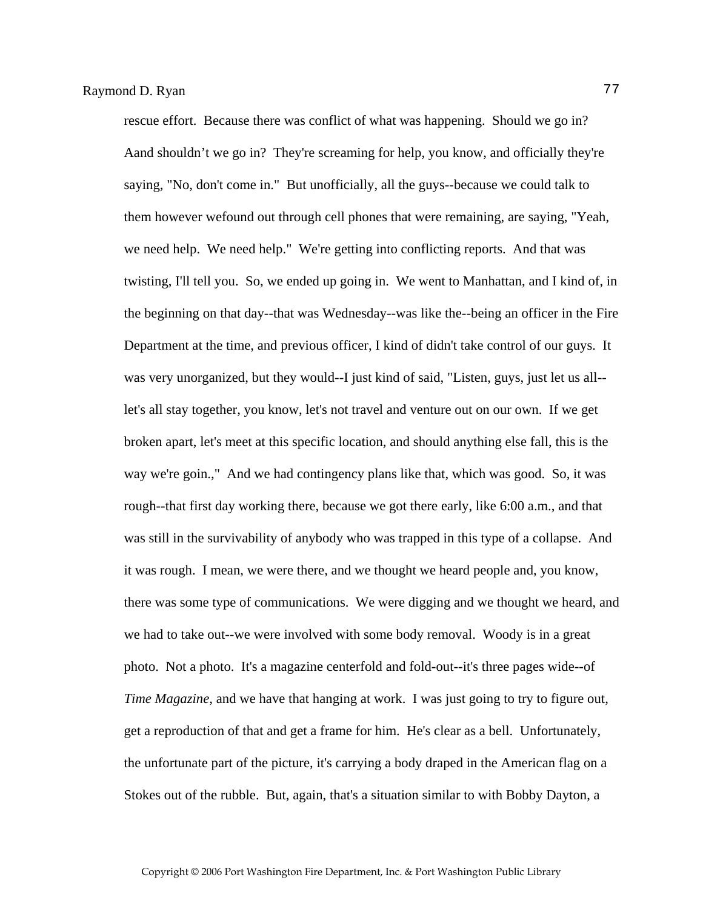rescue effort. Because there was conflict of what was happening. Should we go in? Aand shouldn't we go in? They're screaming for help, you know, and officially they're saying, "No, don't come in." But unofficially, all the guys--because we could talk to them however wefound out through cell phones that were remaining, are saying, "Yeah, we need help. We need help." We're getting into conflicting reports. And that was twisting, I'll tell you. So, we ended up going in. We went to Manhattan, and I kind of, in the beginning on that day--that was Wednesday--was like the--being an officer in the Fire Department at the time, and previous officer, I kind of didn't take control of our guys. It was very unorganized, but they would--I just kind of said, "Listen, guys, just let us all--let's all stay together, you know, let's not travel and venture out on our own. If we get broken apart, let's meet at this specific location, and should anything else fall, this is the way we're goin.," And we had contingency plans like that, which was good. So, it was rough--that first day working there, because we got there early, like 6:00 a.m., and that was still in the survivability of anybody who was trapped in this type of a collapse. And it was rough. I mean, we were there, and we thought we heard people and, you know, there was some type of communications. We were digging and we thought we heard, and we had to take out--we were involved with some body removal. Woody is in a great photo. Not a photo. It's a magazine centerfold and fold-out--it's three pages wide--of *Time Magazine*, and we have that hanging at work. I was just going to try to figure out, get a reproduction of that and get a frame for him. He's clear as a bell. Unfortunately, the unfortunate part of the picture, it's carrying a body draped in the American flag on a Stokes out of the rubble. But, again, that's a situation similar to with Bobby Dayton, a

Copyright © 2006 Port Washington Fire Department, Inc. & Port Washington Public Library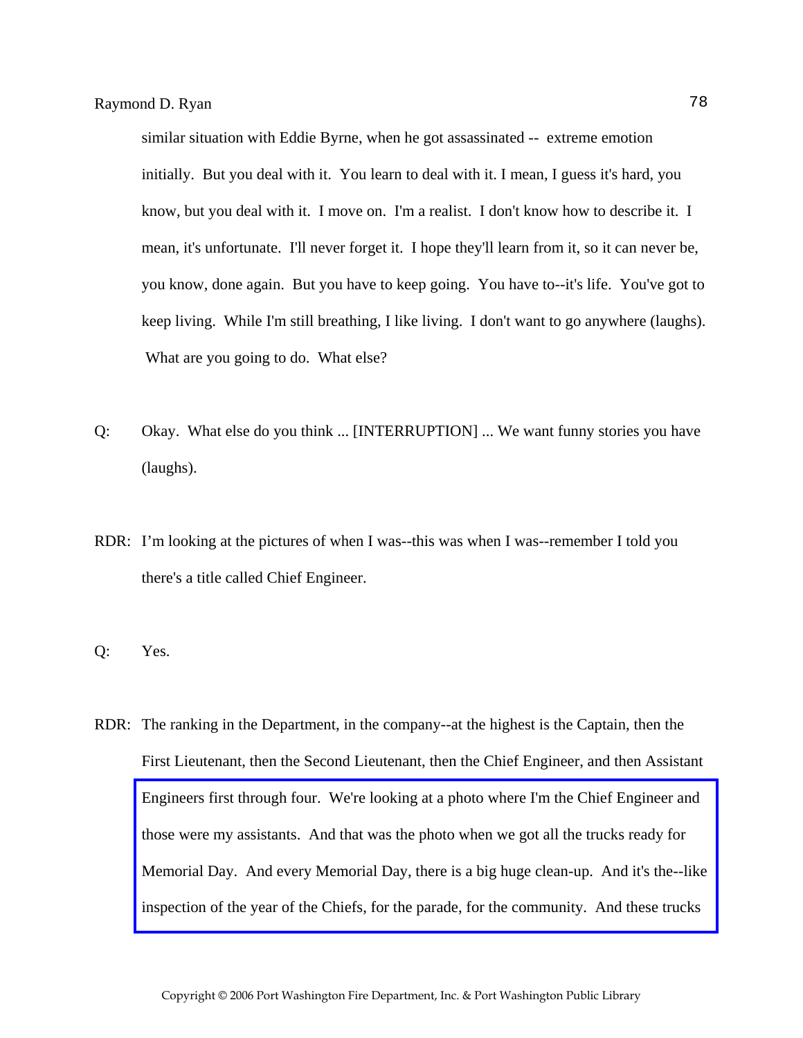similar situation with Eddie Byrne, when he got assassinated -- extreme emotion initially. But you deal with it. You learn to deal with it. I mean, I guess it's hard, you know, but you deal with it. I move on. I'm a realist. I don't know how to describe it. I mean, it's unfortunate. I'll never forget it. I hope they'll learn from it, so it can never be, you know, done again. But you have to keep going. You have to--it's life. You've got to keep living. While I'm still breathing, I like living. I don't want to go anywhere (laughs). What are you going to do. What else?

Q: Okay. What else do you think ... [INTERRUPTION] ... We want funny stories you have (laughs).

RDR: I'm looking at the pictures of when I was--this was when I was--remember I told you there's a title called Chief Engineer.

Q: Yes.

RDR: The ranking in the Department, in the company--at the highest is the Captain, then the First Lieutenant, then the Second Lieutenant, then the Chief Engineer, and then Assistant Engineers first through four. We're looking at a photo where I'm the Chief Engineer and those were my assistants. And that was the photo when we got all the trucks ready for Memorial Day. And every Memorial Day, there is a big huge clean-up. And it's the--like inspection of the year of the Chiefs, for the parade, for the community. And these trucks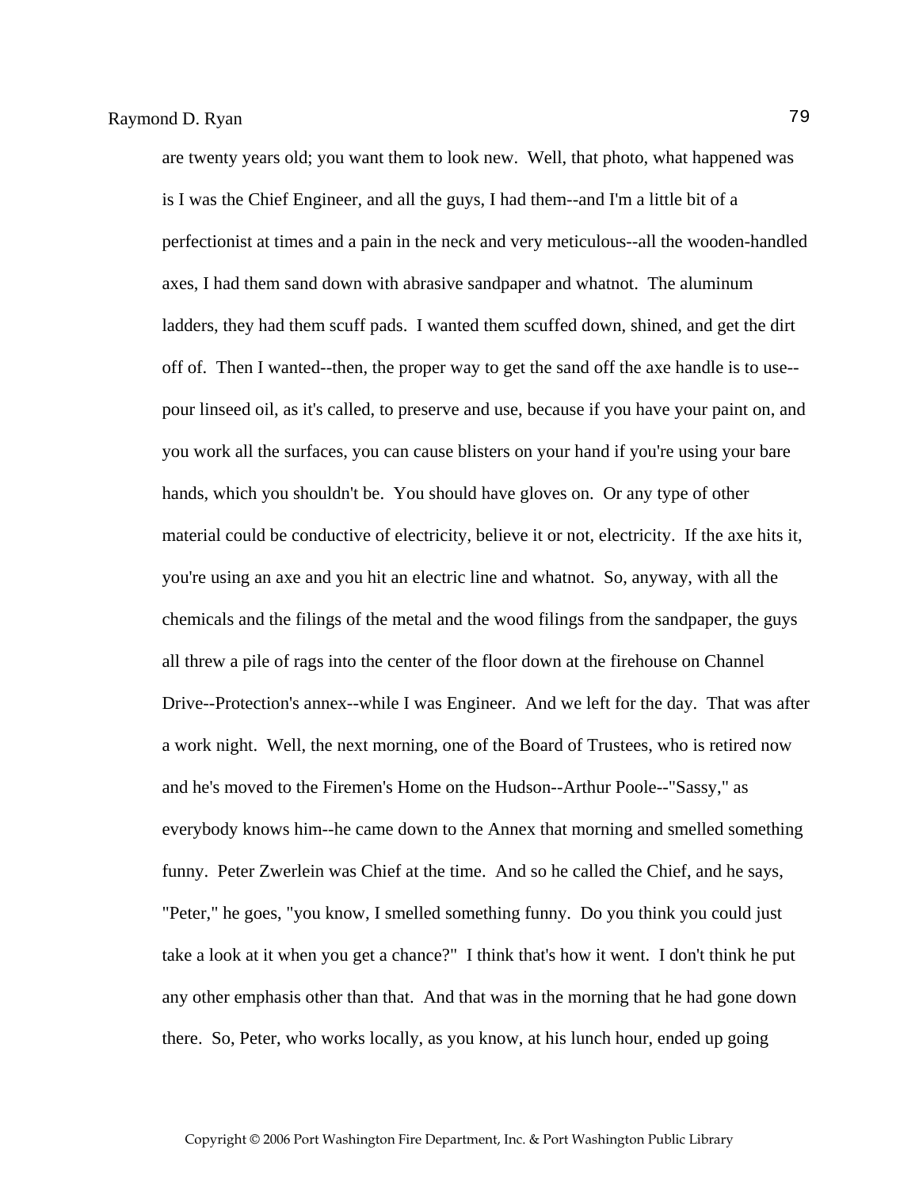are twenty years old; you want them to look new. Well, that photo, what happened was is I was the Chief Engineer, and all the guys, I had them--and I'm a little bit of a perfectionist at times and a pain in the neck and very meticulous--all the wooden-handled axes, I had them sand down with abrasive sandpaper and whatnot. The aluminum ladders, they had them scuff pads. I wanted them scuffed down, shined, and get the dirt off of. Then I wanted--then, the proper way to get the sand off the axe handle is to use--pour linseed oil, as it's called, to preserve and use, because if you have your paint on, and you work all the surfaces, you can cause blisters on your hand if you're using your bare hands, which you shouldn't be. You should have gloves on. Or any type of other material could be conductive of electricity, believe it or not, electricity. If the axe hits it, you're using an axe and you hit an electric line and whatnot. So, anyway, with all the chemicals and the filings of the metal and the wood filings from the sandpaper, the guys all threw a pile of rags into the center of the floor down at the firehouse on Channel Drive--Protection's annex--while I was Engineer. And we left for the day. That was after a work night. Well, the next morning, one of the Board of Trustees, who is retired now and he's moved to the Firemen's Home on the Hudson--Arthur Poole--"Sassy," as everybody knows him--he came down to the Annex that morning and smelled something funny. Peter Zwerlein was Chief at the time. And so he called the Chief, and he says, "Peter," he goes, "you know, I smelled something funny. Do you think you could just take a look at it when you get a chance?" I think that's how it went. I don't think he put any other emphasis other than that. And that was in the morning that he had gone down there. So, Peter, who works locally, as you know, at his lunch hour, ended up going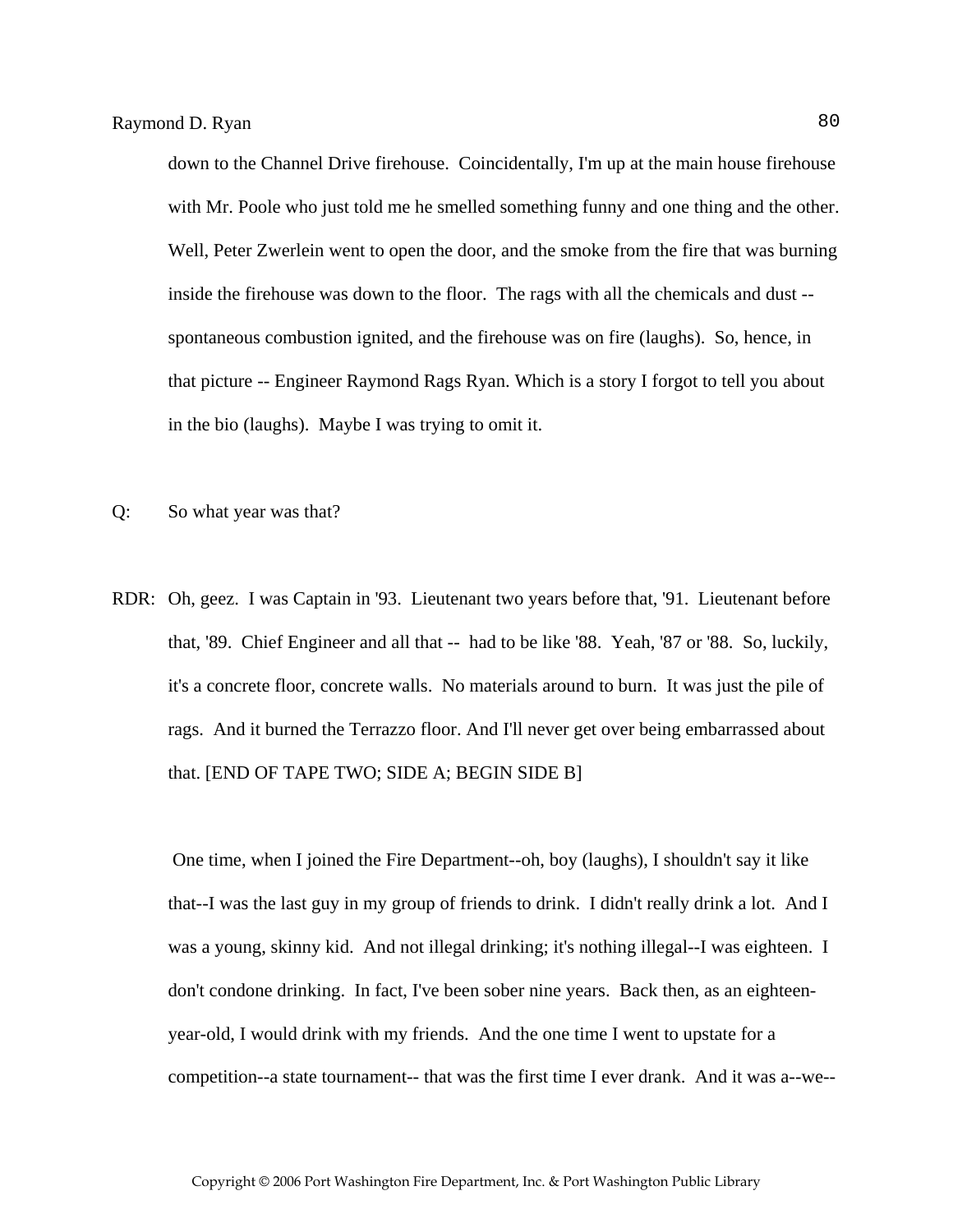down to the Channel Drive firehouse. Coincidentally, I'm up at the main house firehouse with Mr. Poole who just told me he smelled something funny and one thing and the other. Well, Peter Zwerlein went to open the door, and the smoke from the fire that was burning inside the firehouse was down to the floor. The rags with all the chemicals and dust -- spontaneous combustion ignited, and the firehouse was on fire (laughs). So, hence, in that picture -- Engineer Raymond Rags Ryan. Which is a story I forgot to tell you about in the bio (laughs). Maybe I was trying to omit it.

Q: So what year was that?

RDR: Oh, geez. I was Captain in '93. Lieutenant two years before that, '91. Lieutenant before that, '89. Chief Engineer and all that -- had to be like '88. Yeah, '87 or '88. So, luckily, it's a concrete floor, concrete walls. No materials around to burn. It was just the pile of rags. And it burned the Terrazzo floor. And I'll never get over being embarrassed about that. [END OF TAPE TWO; SIDE A; BEGIN SIDE B]

One time, when I joined the Fire Department--oh, boy (laughs), I shouldn't say it like that--I was the last guy in my group of friends to drink. I didn't really drink a lot. And I was a young, skinny kid. And not illegal drinking; it's nothing illegal--I was eighteen. I don't condone drinking. In fact, I've been sober nine years. Back then, as an eighteen-year-old, I would drink with my friends. And the one time I went to upstate for a competition--a state tournament-- that was the first time I ever drank. And it was a--we--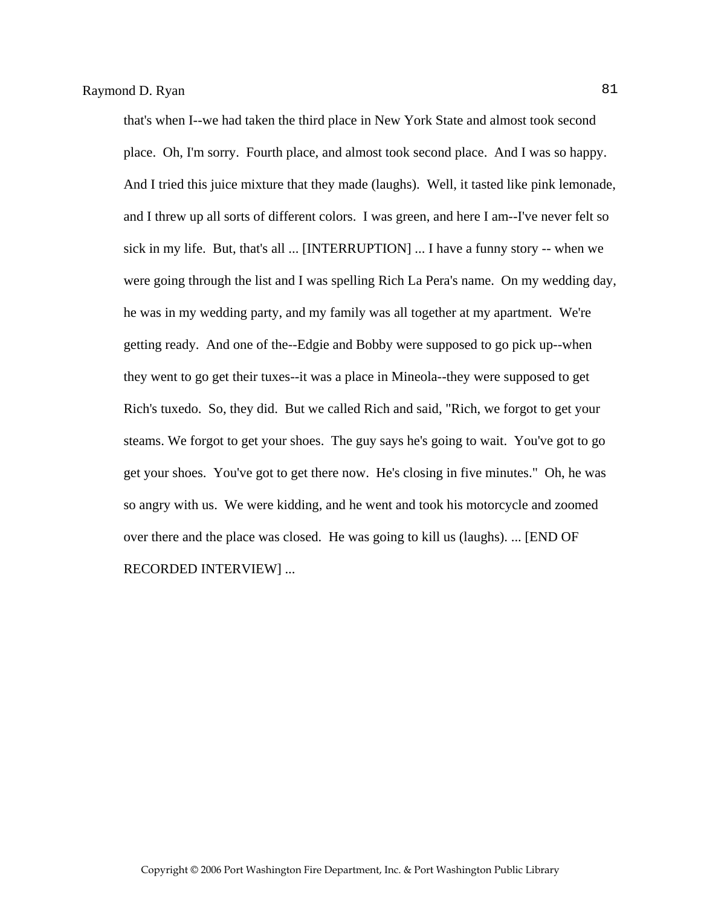that's when I--we had taken the third place in New York State and almost took second place. Oh, I'm sorry. Fourth place, and almost took second place. And I was so happy. And I tried this juice mixture that they made (laughs). Well, it tasted like pink lemonade, and I threw up all sorts of different colors. I was green, and here I am--I've never felt so sick in my life. But, that's all ... [INTERRUPTION] ... I have a funny story -- when we were going through the list and I was spelling Rich La Pera's name. On my wedding day, he was in my wedding party, and my family was all together at my apartment. We're getting ready. And one of the--Edgie and Bobby were supposed to go pick up--when they went to go get their tuxes--it was a place in Mineola--they were supposed to get Rich's tuxedo. So, they did. But we called Rich and said, "Rich, we forgot to get your steams. We forgot to get your shoes. The guy says he's going to wait. You've got to go get your shoes. You've got to get there now. He's closing in five minutes." Oh, he was so angry with us. We were kidding, and he went and took his motorcycle and zoomed over there and the place was closed. He was going to kill us (laughs). ... [END OF RECORDED INTERVIEW] ...